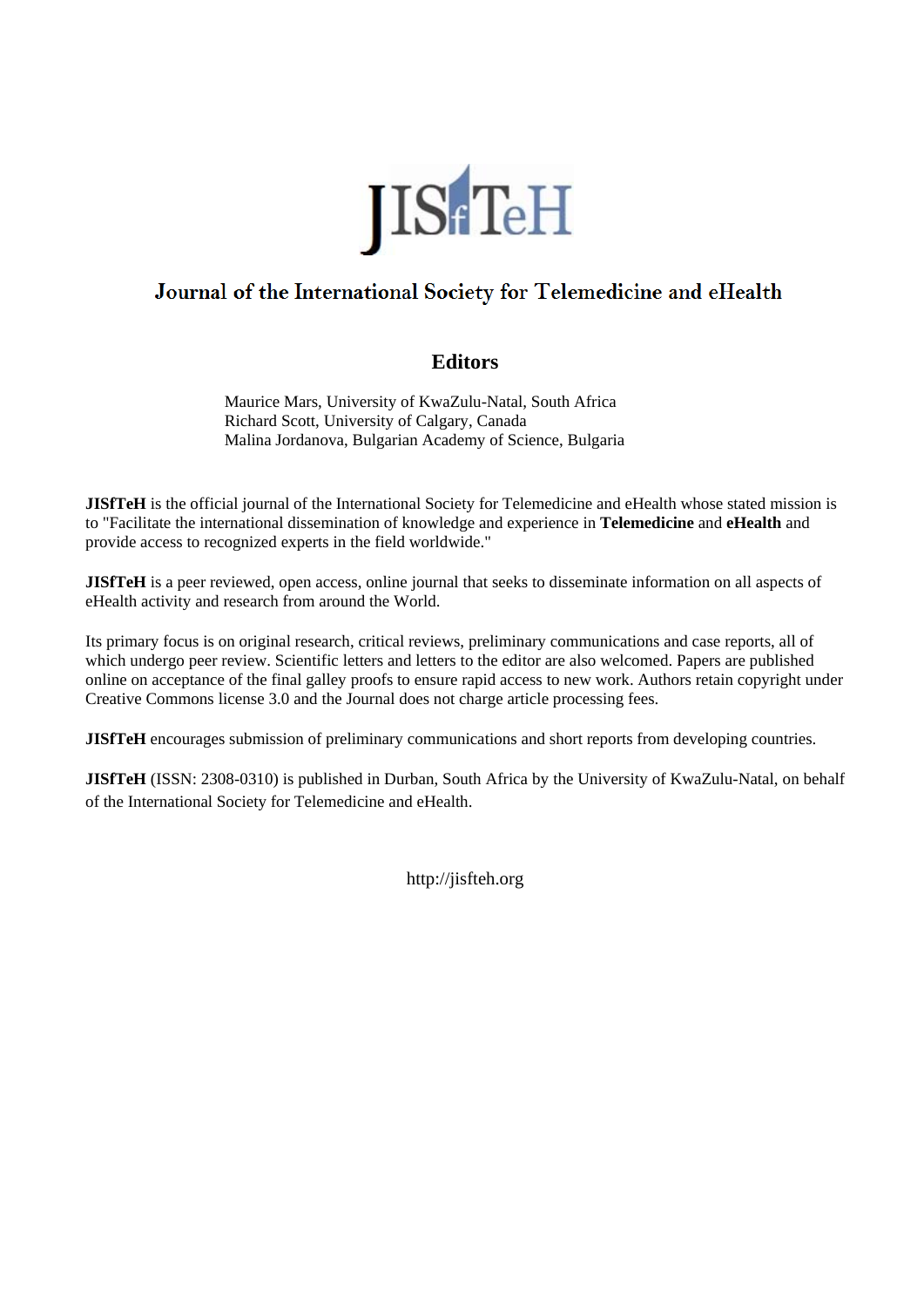# JISfTeH

## Journal of the International Society for Telemedicine and eHealth

### Editors

Maurice Mars, University of KwaZulu-Natal, South Africa
Richard Scott, University of Calgary, Canada
Malina Jordanova, Bulgarian Academy of Science, Bulgaria

**JISfTeH** is the official journal of the International Society for Telemedicine and eHealth whose stated mission is to "Facilitate the international dissemination of knowledge and experience in **Telemedicine** and **eHealth** and provide access to recognized experts in the field worldwide."

**JISfTeH** is a peer reviewed, open access, online journal that seeks to disseminate information on all aspects of eHealth activity and research from around the World.

Its primary focus is on original research, critical reviews, preliminary communications and case reports, all of which undergo peer review. Scientific letters and letters to the editor are also welcomed. Papers are published online on acceptance of the final galley proofs to ensure rapid access to new work. Authors retain copyright under Creative Commons license 3.0 and the Journal does not charge article processing fees.

**JISfTeH** encourages submission of preliminary communications and short reports from developing countries.

**JISfTeH** (ISSN: 2308-0310) is published in Durban, South Africa by the University of KwaZulu-Natal, on behalf of the International Society for Telemedicine and eHealth.

http://jisfteh.org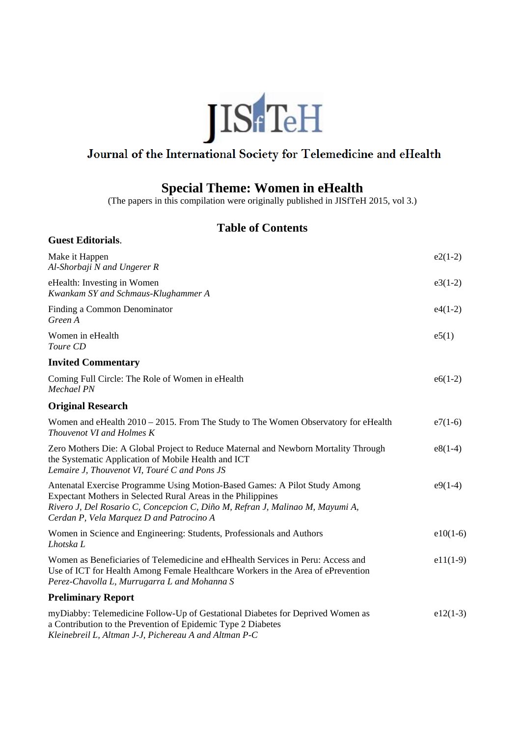# JISfTeH

## Journal of the International Society for Telemedicine and eHealth

## Special Theme: Women in eHealth

(The papers in this compilation were originally published in JISfTeH 2015, vol 3.)

## Table of Contents

### Guest Editorials.

| | |
|---|---|
| Make it Happen<br>*Al-Shorbaji N and Ungerer R* | e2(1-2) |
| eHealth: Investing in Women<br>*Kwankam SY and Schmaus-Klughammer A* | e3(1-2) |
| Finding a Common Denominator<br>*Green A* | e4(1-2) |
| Women in eHealth<br>*Toure CD* | e5(1) |

### Invited Commentary

| | |
|---|---|
| Coming Full Circle: The Role of Women in eHealth<br>*Mechael PN* | e6(1-2) |

### Original Research

| | |
|---|---|
| Women and eHealth 2010 – 2015. From The Study to The Women Observatory for eHealth<br>*Thouvenot VI and Holmes K* | e7(1-6) |
| Zero Mothers Die: A Global Project to Reduce Maternal and Newborn Mortality Through the Systematic Application of Mobile Health and ICT<br>*Lemaire J, Thouvenot VI, Touré C and Pons JS* | e8(1-4) |
| Antenatal Exercise Programme Using Motion-Based Games: A Pilot Study Among Expectant Mothers in Selected Rural Areas in the Philippines<br>*Rivero J, Del Rosario C, Concepcion C, Diño M, Refran J, Malinao M, Mayumi A, Cerdan P, Vela Marquez D and Patrocino A* | e9(1-4) |
| Women in Science and Engineering: Students, Professionals and Authors<br>*Lhotska L* | e10(1-6) |
| Women as Beneficiaries of Telemedicine and eHhealth Services in Peru: Access and Use of ICT for Health Among Female Healthcare Workers in the Area of ePrevention<br>*Perez-Chavolla L, Murrugarra L and Mohanna S* | e11(1-9) |

### Preliminary Report

| | |
|---|---|
| myDiabby: Telemedicine Follow-Up of Gestational Diabetes for Deprived Women as a Contribution to the Prevention of Epidemic Type 2 Diabetes<br>*Kleinebreil L, Altman J-J, Pichereau A and Altman P-C* | e12(1-3) |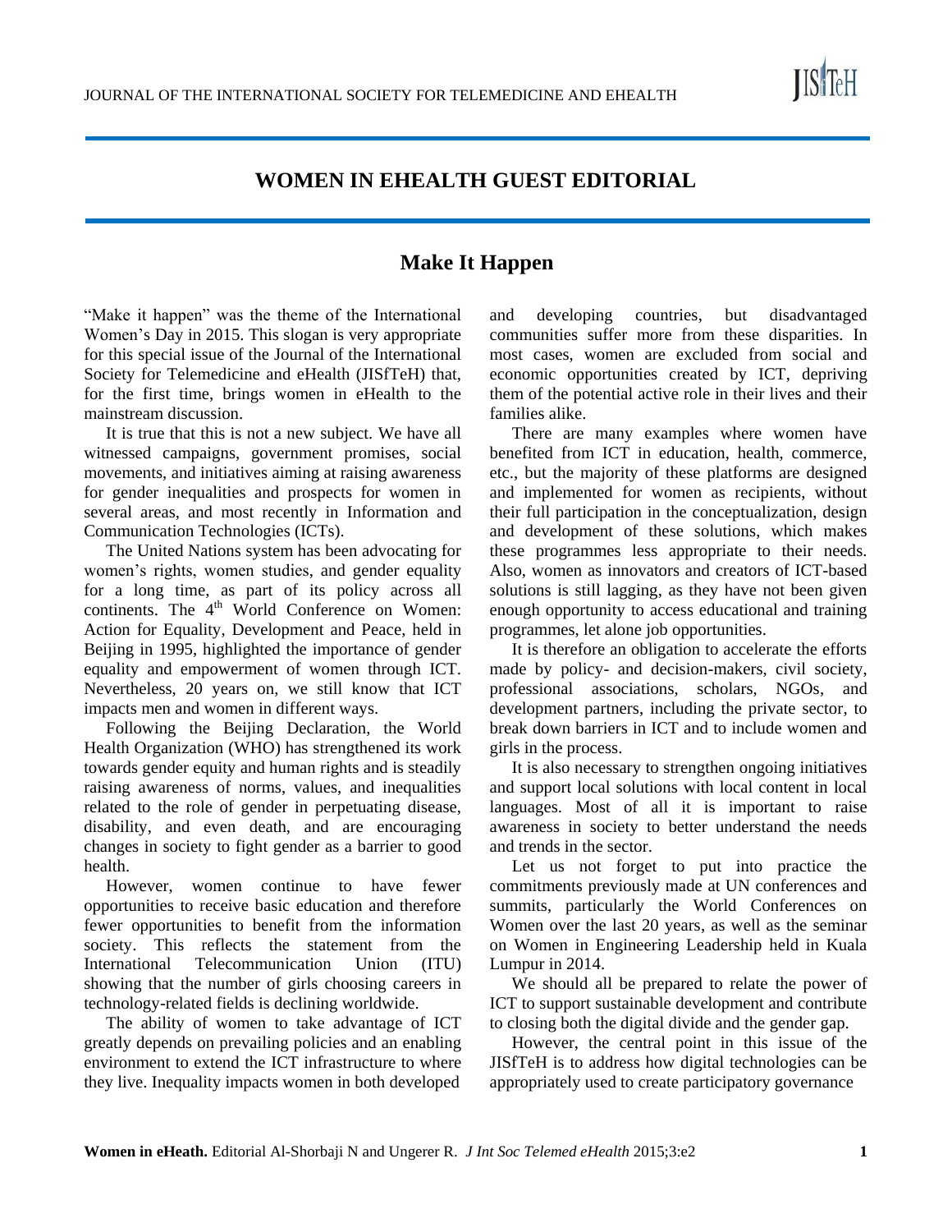# WOMEN IN EHEALTH GUEST EDITORIAL

## Make It Happen

"Make it happen" was the theme of the International Women's Day in 2015. This slogan is very appropriate for this special issue of the Journal of the International Society for Telemedicine and eHealth (JISfTeH) that, for the first time, brings women in eHealth to the mainstream discussion.

It is true that this is not a new subject. We have all witnessed campaigns, government promises, social movements, and initiatives aiming at raising awareness for gender inequalities and prospects for women in several areas, and most recently in Information and Communication Technologies (ICTs).

The United Nations system has been advocating for women's rights, women studies, and gender equality for a long time, as part of its policy across all continents. The 4th World Conference on Women: Action for Equality, Development and Peace, held in Beijing in 1995, highlighted the importance of gender equality and empowerment of women through ICT. Nevertheless, 20 years on, we still know that ICT impacts men and women in different ways.

Following the Beijing Declaration, the World Health Organization (WHO) has strengthened its work towards gender equity and human rights and is steadily raising awareness of norms, values, and inequalities related to the role of gender in perpetuating disease, disability, and even death, and are encouraging changes in society to fight gender as a barrier to good health.

However, women continue to have fewer opportunities to receive basic education and therefore fewer opportunities to benefit from the information society. This reflects the statement from the International Telecommunication Union (ITU) showing that the number of girls choosing careers in technology-related fields is declining worldwide.

The ability of women to take advantage of ICT greatly depends on prevailing policies and an enabling environment to extend the ICT infrastructure to where they live. Inequality impacts women in both developed and developing countries, but disadvantaged communities suffer more from these disparities. In most cases, women are excluded from social and economic opportunities created by ICT, depriving them of the potential active role in their lives and their families alike.

There are many examples where women have benefited from ICT in education, health, commerce, etc., but the majority of these platforms are designed and implemented for women as recipients, without their full participation in the conceptualization, design and development of these solutions, which makes these programmes less appropriate to their needs. Also, women as innovators and creators of ICT-based solutions is still lagging, as they have not been given enough opportunity to access educational and training programmes, let alone job opportunities.

It is therefore an obligation to accelerate the efforts made by policy- and decision-makers, civil society, professional associations, scholars, NGOs, and development partners, including the private sector, to break down barriers in ICT and to include women and girls in the process.

It is also necessary to strengthen ongoing initiatives and support local solutions with local content in local languages. Most of all it is important to raise awareness in society to better understand the needs and trends in the sector.

Let us not forget to put into practice the commitments previously made at UN conferences and summits, particularly the World Conferences on Women over the last 20 years, as well as the seminar on Women in Engineering Leadership held in Kuala Lumpur in 2014.

We should all be prepared to relate the power of ICT to support sustainable development and contribute to closing both the digital divide and the gender gap.

However, the central point in this issue of the JISfTeH is to address how digital technologies can be appropriately used to create participatory governance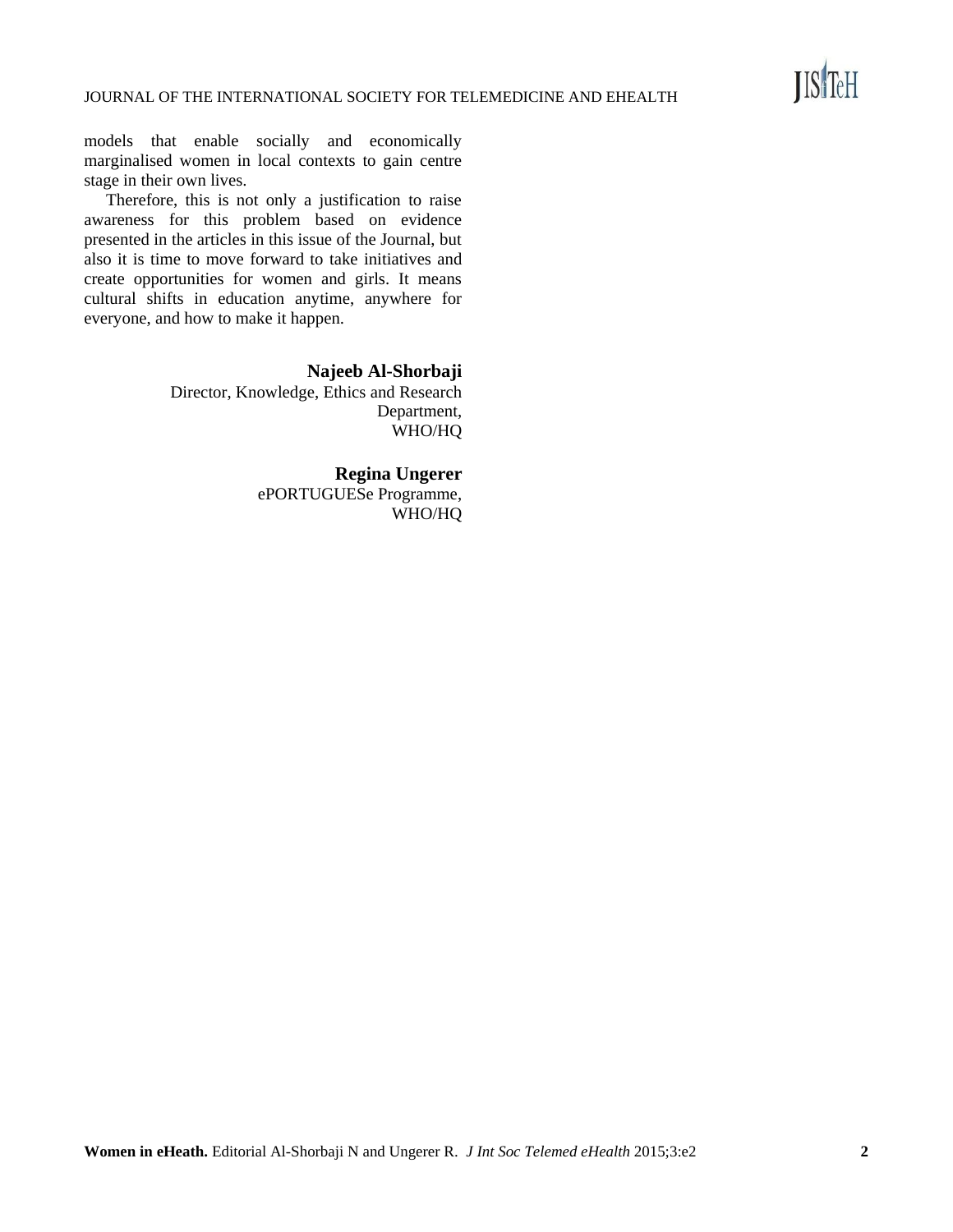models that enable socially and economically marginalised women in local contexts to gain centre stage in their own lives.

Therefore, this is not only a justification to raise awareness for this problem based on evidence presented in the articles in this issue of the Journal, but also it is time to move forward to take initiatives and create opportunities for women and girls. It means cultural shifts in education anytime, anywhere for everyone, and how to make it happen.

**Najeeb Al-Shorbaji**
Director, Knowledge, Ethics and Research Department,
WHO/HQ

**Regina Ungerer**
ePORTUGUESe Programme,
WHO/HQ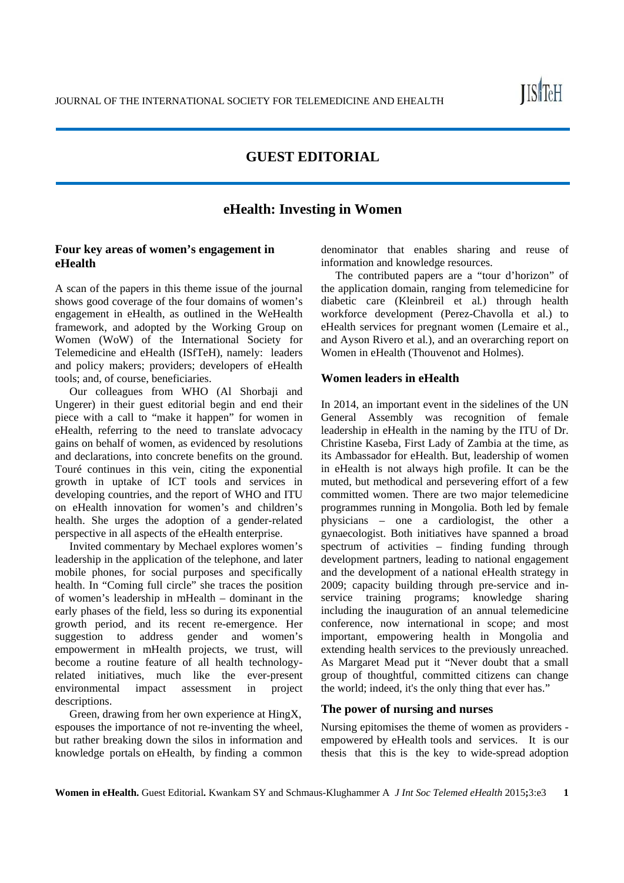# GUEST EDITORIAL

## eHealth: Investing in Women

### Four key areas of women's engagement in eHealth

A scan of the papers in this theme issue of the journal shows good coverage of the four domains of women's engagement in eHealth, as outlined in the WeHealth framework, and adopted by the Working Group on Women (WoW) of the International Society for Telemedicine and eHealth (ISfTeH), namely: leaders and policy makers; providers; developers of eHealth tools; and, of course, beneficiaries.

Our colleagues from WHO (Al Shorbaji and Ungerer) in their guest editorial begin and end their piece with a call to "make it happen" for women in eHealth, referring to the need to translate advocacy gains on behalf of women, as evidenced by resolutions and declarations, into concrete benefits on the ground. Touré continues in this vein, citing the exponential growth in uptake of ICT tools and services in developing countries, and the report of WHO and ITU on eHealth innovation for women's and children's health. She urges the adoption of a gender-related perspective in all aspects of the eHealth enterprise.

Invited commentary by Mechael explores women's leadership in the application of the telephone, and later mobile phones, for social purposes and specifically health. In "Coming full circle" she traces the position of women's leadership in mHealth – dominant in the early phases of the field, less so during its exponential growth period, and its recent re-emergence. Her suggestion to address gender and women's empowerment in mHealth projects, we trust, will become a routine feature of all health technology-related initiatives, much like the ever-present environmental impact assessment in project descriptions.

Green, drawing from her own experience at HingX, espouses the importance of not re-inventing the wheel, but rather breaking down the silos in information and knowledge portals on eHealth, by finding a common denominator that enables sharing and reuse of information and knowledge resources.

The contributed papers are a "tour d'horizon" of the application domain, ranging from telemedicine for diabetic care (Kleinbreil et al.) through health workforce development (Perez-Chavolla et al.) to eHealth services for pregnant women (Lemaire et al., and Ayson Rivero et al.), and an overarching report on Women in eHealth (Thouvenot and Holmes).

### Women leaders in eHealth

In 2014, an important event in the sidelines of the UN General Assembly was recognition of female leadership in eHealth in the naming by the ITU of Dr. Christine Kaseba, First Lady of Zambia at the time, as its Ambassador for eHealth. But, leadership of women in eHealth is not always high profile. It can be the muted, but methodical and persevering effort of a few committed women. There are two major telemedicine programmes running in Mongolia. Both led by female physicians – one a cardiologist, the other a gynaecologist. Both initiatives have spanned a broad spectrum of activities – finding funding through development partners, leading to national engagement and the development of a national eHealth strategy in 2009; capacity building through pre-service and in-service training programs; knowledge sharing including the inauguration of an annual telemedicine conference, now international in scope; and most important, empowering health in Mongolia and extending health services to the previously unreached. As Margaret Mead put it "Never doubt that a small group of thoughtful, committed citizens can change the world; indeed, it's the only thing that ever has."

### The power of nursing and nurses

Nursing epitomises the theme of women as providers - empowered by eHealth tools and services. It is our thesis that this is the key to wide-spread adoption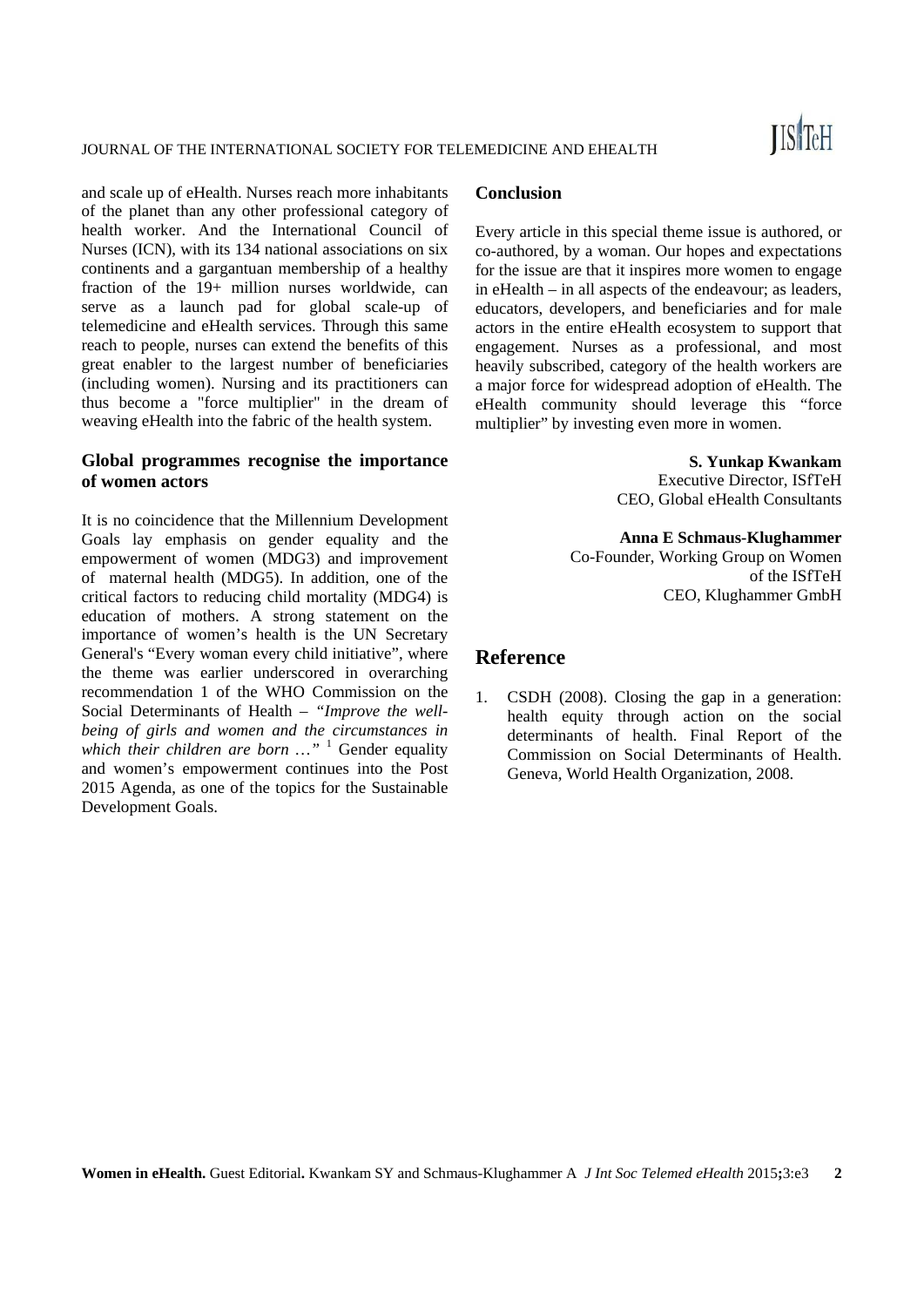and scale up of eHealth. Nurses reach more inhabitants of the planet than any other professional category of health worker. And the International Council of Nurses (ICN), with its 134 national associations on six continents and a gargantuan membership of a healthy fraction of the 19+ million nurses worldwide, can serve as a launch pad for global scale-up of telemedicine and eHealth services. Through this same reach to people, nurses can extend the benefits of this great enabler to the largest number of beneficiaries (including women). Nursing and its practitioners can thus become a "force multiplier" in the dream of weaving eHealth into the fabric of the health system.

## Global programmes recognise the importance of women actors

It is no coincidence that the Millennium Development Goals lay emphasis on gender equality and the empowerment of women (MDG3) and improvement of maternal health (MDG5). In addition, one of the critical factors to reducing child mortality (MDG4) is education of mothers. A strong statement on the importance of women's health is the UN Secretary General's "Every woman every child initiative", where the theme was earlier underscored in overarching recommendation 1 of the WHO Commission on the Social Determinants of Health – "*Improve the well-being of girls and women and the circumstances in which their children are born …*" [1] Gender equality and women's empowerment continues into the Post 2015 Agenda, as one of the topics for the Sustainable Development Goals.

## Conclusion

Every article in this special theme issue is authored, or co-authored, by a woman. Our hopes and expectations for the issue are that it inspires more women to engage in eHealth – in all aspects of the endeavour; as leaders, educators, developers, and beneficiaries and for male actors in the entire eHealth ecosystem to support that engagement. Nurses as a professional, and most heavily subscribed, category of the health workers are a major force for widespread adoption of eHealth. The eHealth community should leverage this "force multiplier" by investing even more in women.

**S. Yunkap Kwankam**
Executive Director, ISfTeH
CEO, Global eHealth Consultants

**Anna E Schmaus-Klughammer**
Co-Founder, Working Group on Women of the ISfTeH
CEO, Klughammer GmbH

# Reference

1. CSDH (2008). Closing the gap in a generation: health equity through action on the social determinants of health. Final Report of the Commission on Social Determinants of Health. Geneva, World Health Organization, 2008.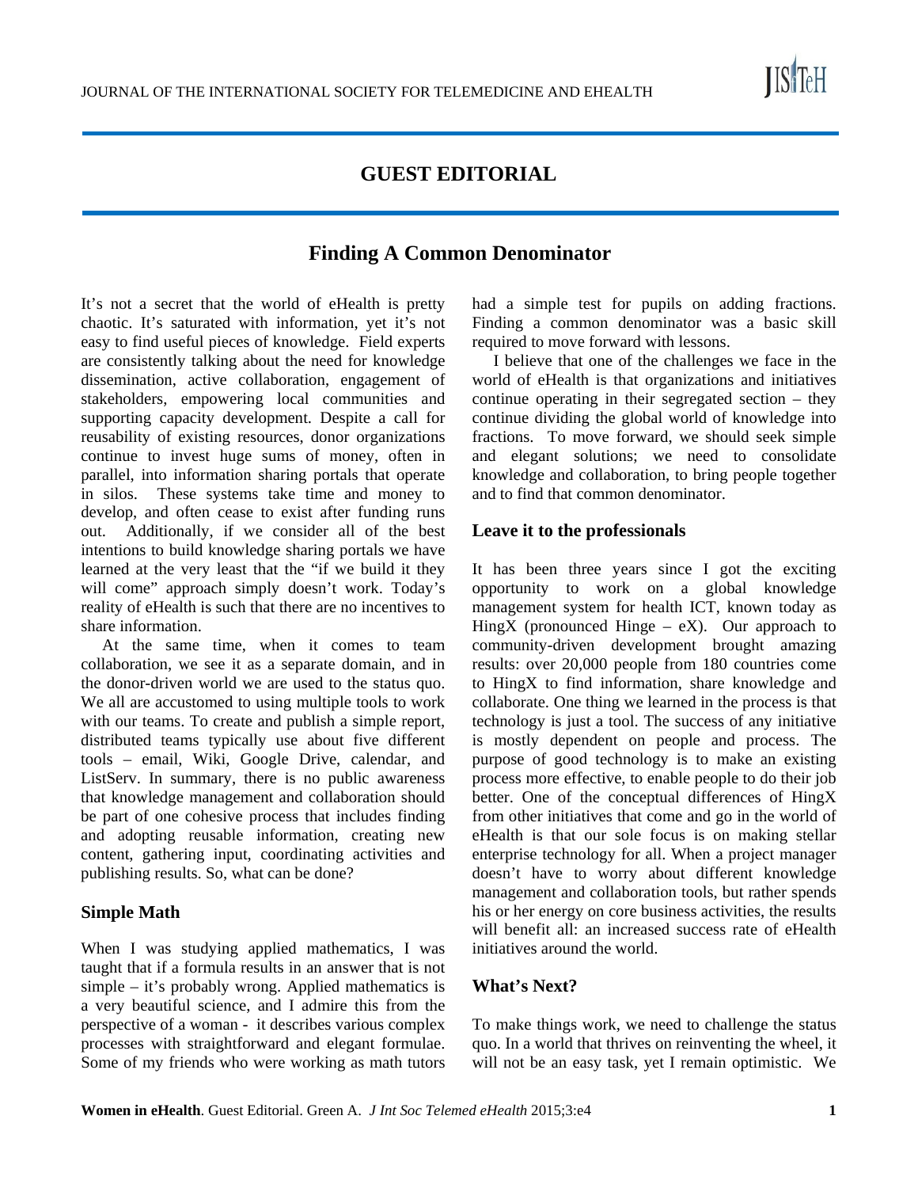## GUEST EDITORIAL

# Finding A Common Denominator

It's not a secret that the world of eHealth is pretty chaotic. It's saturated with information, yet it's not easy to find useful pieces of knowledge. Field experts are consistently talking about the need for knowledge dissemination, active collaboration, engagement of stakeholders, empowering local communities and supporting capacity development. Despite a call for reusability of existing resources, donor organizations continue to invest huge sums of money, often in parallel, into information sharing portals that operate in silos. These systems take time and money to develop, and often cease to exist after funding runs out. Additionally, if we consider all of the best intentions to build knowledge sharing portals we have learned at the very least that the "if we build it they will come" approach simply doesn't work. Today's reality of eHealth is such that there are no incentives to share information.

At the same time, when it comes to team collaboration, we see it as a separate domain, and in the donor-driven world we are used to the status quo. We all are accustomed to using multiple tools to work with our teams. To create and publish a simple report, distributed teams typically use about five different tools – email, Wiki, Google Drive, calendar, and ListServ. In summary, there is no public awareness that knowledge management and collaboration should be part of one cohesive process that includes finding and adopting reusable information, creating new content, gathering input, coordinating activities and publishing results. So, what can be done?

### Simple Math

When I was studying applied mathematics, I was taught that if a formula results in an answer that is not simple – it's probably wrong. Applied mathematics is a very beautiful science, and I admire this from the perspective of a woman - it describes various complex processes with straightforward and elegant formulae. Some of my friends who were working as math tutors had a simple test for pupils on adding fractions. Finding a common denominator was a basic skill required to move forward with lessons.

I believe that one of the challenges we face in the world of eHealth is that organizations and initiatives continue operating in their segregated section – they continue dividing the global world of knowledge into fractions. To move forward, we should seek simple and elegant solutions; we need to consolidate knowledge and collaboration, to bring people together and to find that common denominator.

### Leave it to the professionals

It has been three years since I got the exciting opportunity to work on a global knowledge management system for health ICT, known today as HingX (pronounced Hinge – eX). Our approach to community-driven development brought amazing results: over 20,000 people from 180 countries come to HingX to find information, share knowledge and collaborate. One thing we learned in the process is that technology is just a tool. The success of any initiative is mostly dependent on people and process. The purpose of good technology is to make an existing process more effective, to enable people to do their job better. One of the conceptual differences of HingX from other initiatives that come and go in the world of eHealth is that our sole focus is on making stellar enterprise technology for all. When a project manager doesn't have to worry about different knowledge management and collaboration tools, but rather spends his or her energy on core business activities, the results will benefit all: an increased success rate of eHealth initiatives around the world.

### What's Next?

To make things work, we need to challenge the status quo. In a world that thrives on reinventing the wheel, it will not be an easy task, yet I remain optimistic. We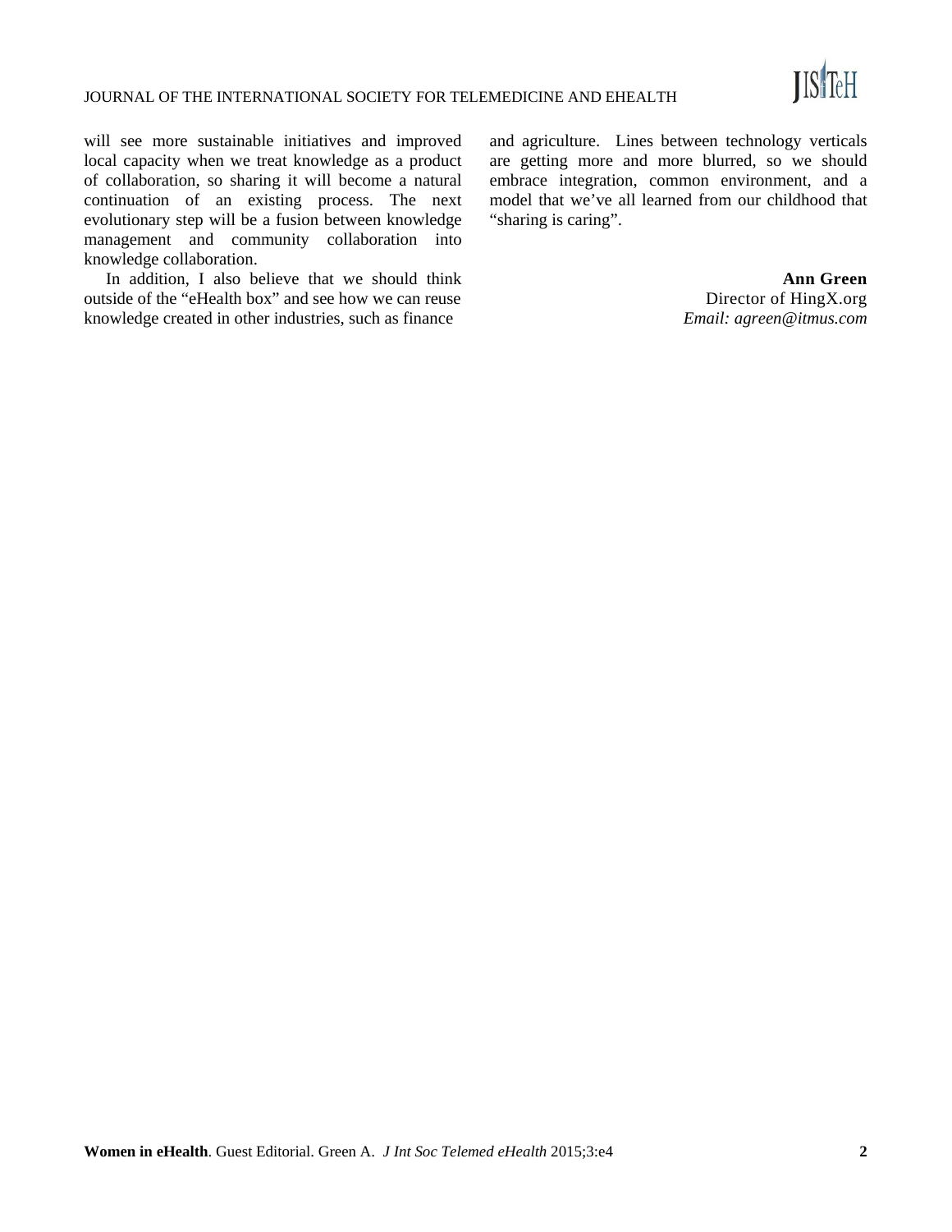will see more sustainable initiatives and improved local capacity when we treat knowledge as a product of collaboration, so sharing it will become a natural continuation of an existing process. The next evolutionary step will be a fusion between knowledge management and community collaboration into knowledge collaboration.

In addition, I also believe that we should think outside of the "eHealth box" and see how we can reuse knowledge created in other industries, such as finance and agriculture. Lines between technology verticals are getting more and more blurred, so we should embrace integration, common environment, and a model that we've all learned from our childhood that "sharing is caring".

**Ann Green**
Director of HingX.org
*Email: agreen@itmus.com*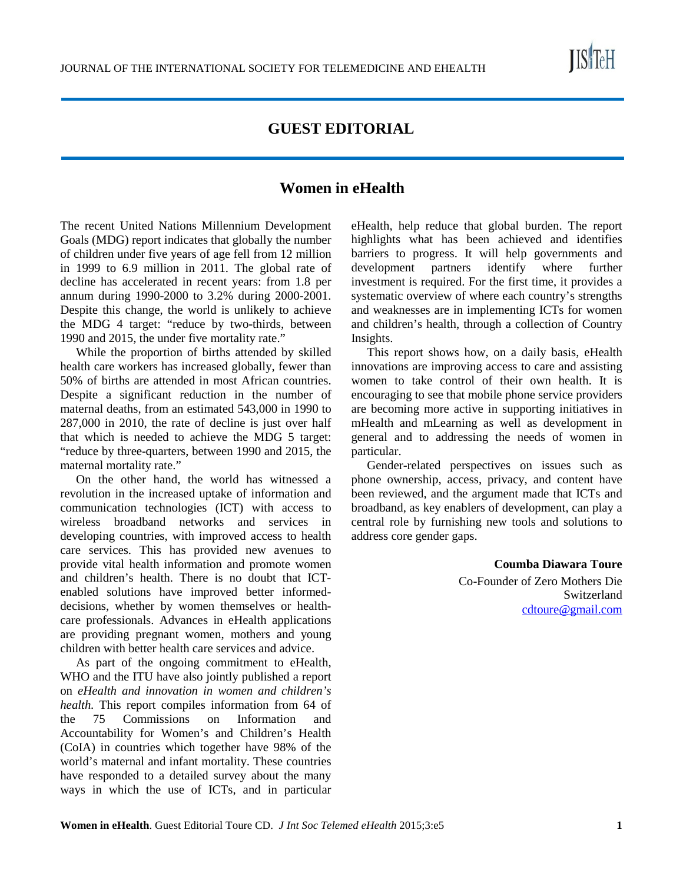# GUEST EDITORIAL

## Women in eHealth

The recent United Nations Millennium Development Goals (MDG) report indicates that globally the number of children under five years of age fell from 12 million in 1999 to 6.9 million in 2011. The global rate of decline has accelerated in recent years: from 1.8 per annum during 1990-2000 to 3.2% during 2000-2001. Despite this change, the world is unlikely to achieve the MDG 4 target: "reduce by two-thirds, between 1990 and 2015, the under five mortality rate."

While the proportion of births attended by skilled health care workers has increased globally, fewer than 50% of births are attended in most African countries. Despite a significant reduction in the number of maternal deaths, from an estimated 543,000 in 1990 to 287,000 in 2010, the rate of decline is just over half that which is needed to achieve the MDG 5 target: "reduce by three-quarters, between 1990 and 2015, the maternal mortality rate."

On the other hand, the world has witnessed a revolution in the increased uptake of information and communication technologies (ICT) with access to wireless broadband networks and services in developing countries, with improved access to health care services. This has provided new avenues to provide vital health information and promote women and children's health. There is no doubt that ICT-enabled solutions have improved better informed-decisions, whether by women themselves or health-care professionals. Advances in eHealth applications are providing pregnant women, mothers and young children with better health care services and advice.

As part of the ongoing commitment to eHealth, WHO and the ITU have also jointly published a report on *eHealth and innovation in women and children's health.* This report compiles information from 64 of the 75 Commissions on Information and Accountability for Women's and Children's Health (CoIA) in countries which together have 98% of the world's maternal and infant mortality. These countries have responded to a detailed survey about the many ways in which the use of ICTs, and in particular eHealth, help reduce that global burden. The report highlights what has been achieved and identifies barriers to progress. It will help governments and development partners identify where further investment is required. For the first time, it provides a systematic overview of where each country's strengths and weaknesses are in implementing ICTs for women and children's health, through a collection of Country Insights.

This report shows how, on a daily basis, eHealth innovations are improving access to care and assisting women to take control of their own health. It is encouraging to see that mobile phone service providers are becoming more active in supporting initiatives in mHealth and mLearning as well as development in general and to addressing the needs of women in particular.

Gender-related perspectives on issues such as phone ownership, access, privacy, and content have been reviewed, and the argument made that ICTs and broadband, as key enablers of development, can play a central role by furnishing new tools and solutions to address core gender gaps.

**Coumba Diawara Toure**
Co-Founder of Zero Mothers Die
Switzerland
cdtoure@gmail.com

**Women in eHealth**. Guest Editorial Toure CD. *J Int Soc Telemed eHealth* 2015;3:e5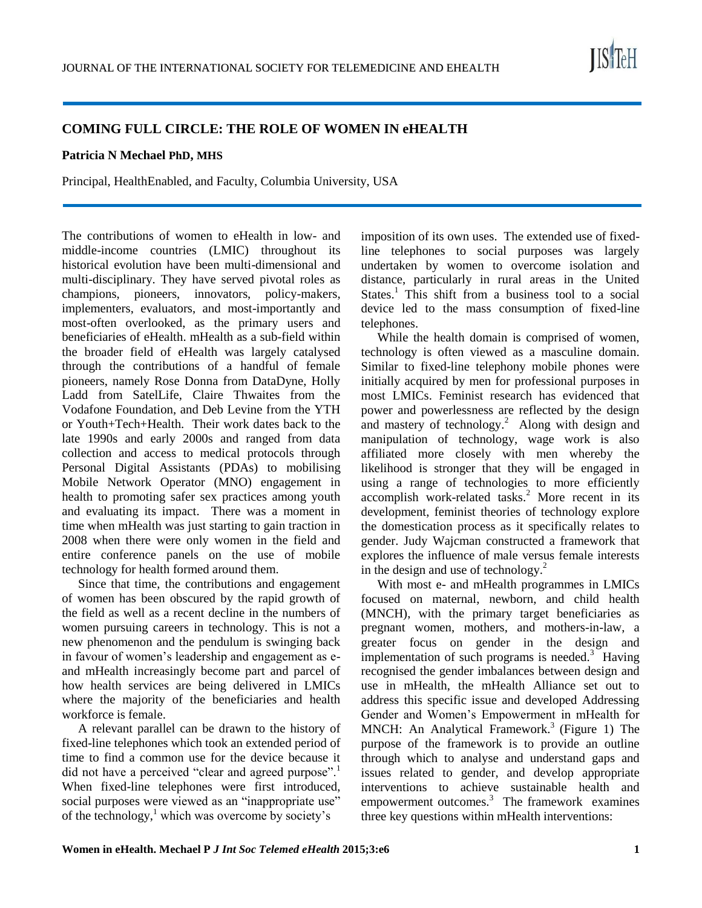## COMING FULL CIRCLE: THE ROLE OF WOMEN IN eHEALTH

**Patricia N Mechael PhD, MHS**

Principal, HealthEnabled, and Faculty, Columbia University, USA

The contributions of women to eHealth in low- and middle-income countries (LMIC) throughout its historical evolution have been multi-dimensional and multi-disciplinary. They have served pivotal roles as champions, pioneers, innovators, policy-makers, implementers, evaluators, and most-importantly and most-often overlooked, as the primary users and beneficiaries of eHealth. mHealth as a sub-field within the broader field of eHealth was largely catalysed through the contributions of a handful of female pioneers, namely Rose Donna from DataDyne, Holly Ladd from SatelLife, Claire Thwaites from the Vodafone Foundation, and Deb Levine from the YTH or Youth+Tech+Health. Their work dates back to the late 1990s and early 2000s and ranged from data collection and access to medical protocols through Personal Digital Assistants (PDAs) to mobilising Mobile Network Operator (MNO) engagement in health to promoting safer sex practices among youth and evaluating its impact. There was a moment in time when mHealth was just starting to gain traction in 2008 when there were only women in the field and entire conference panels on the use of mobile technology for health formed around them.

Since that time, the contributions and engagement of women has been obscured by the rapid growth of the field as well as a recent decline in the numbers of women pursuing careers in technology. This is not a new phenomenon and the pendulum is swinging back in favour of women's leadership and engagement as e- and mHealth increasingly become part and parcel of how health services are being delivered in LMICs where the majority of the beneficiaries and health workforce is female.

A relevant parallel can be drawn to the history of fixed-line telephones which took an extended period of time to find a common use for the device because it did not have a perceived "clear and agreed purpose".[1] When fixed-line telephones were first introduced, social purposes were viewed as an "inappropriate use" of the technology,[1] which was overcome by society's imposition of its own uses. The extended use of fixed-line telephones to social purposes was largely undertaken by women to overcome isolation and distance, particularly in rural areas in the United States.[1] This shift from a business tool to a social device led to the mass consumption of fixed-line telephones.

While the health domain is comprised of women, technology is often viewed as a masculine domain. Similar to fixed-line telephony mobile phones were initially acquired by men for professional purposes in most LMICs. Feminist research has evidenced that power and powerlessness are reflected by the design and mastery of technology.[2] Along with design and manipulation of technology, wage work is also affiliated more closely with men whereby the likelihood is stronger that they will be engaged in using a range of technologies to more efficiently accomplish work-related tasks.[2] More recent in its development, feminist theories of technology explore the domestication process as it specifically relates to gender. Judy Wajcman constructed a framework that explores the influence of male versus female interests in the design and use of technology.[2]

With most e- and mHealth programmes in LMICs focused on maternal, newborn, and child health (MNCH), with the primary target beneficiaries as pregnant women, mothers, and mothers-in-law, a greater focus on gender in the design and implementation of such programs is needed.[3] Having recognised the gender imbalances between design and use in mHealth, the mHealth Alliance set out to address this specific issue and developed Addressing Gender and Women's Empowerment in mHealth for MNCH: An Analytical Framework.[3] (Figure 1) The purpose of the framework is to provide an outline through which to analyse and understand gaps and issues related to gender, and develop appropriate interventions to achieve sustainable health and empowerment outcomes.[3] The framework examines three key questions within mHealth interventions: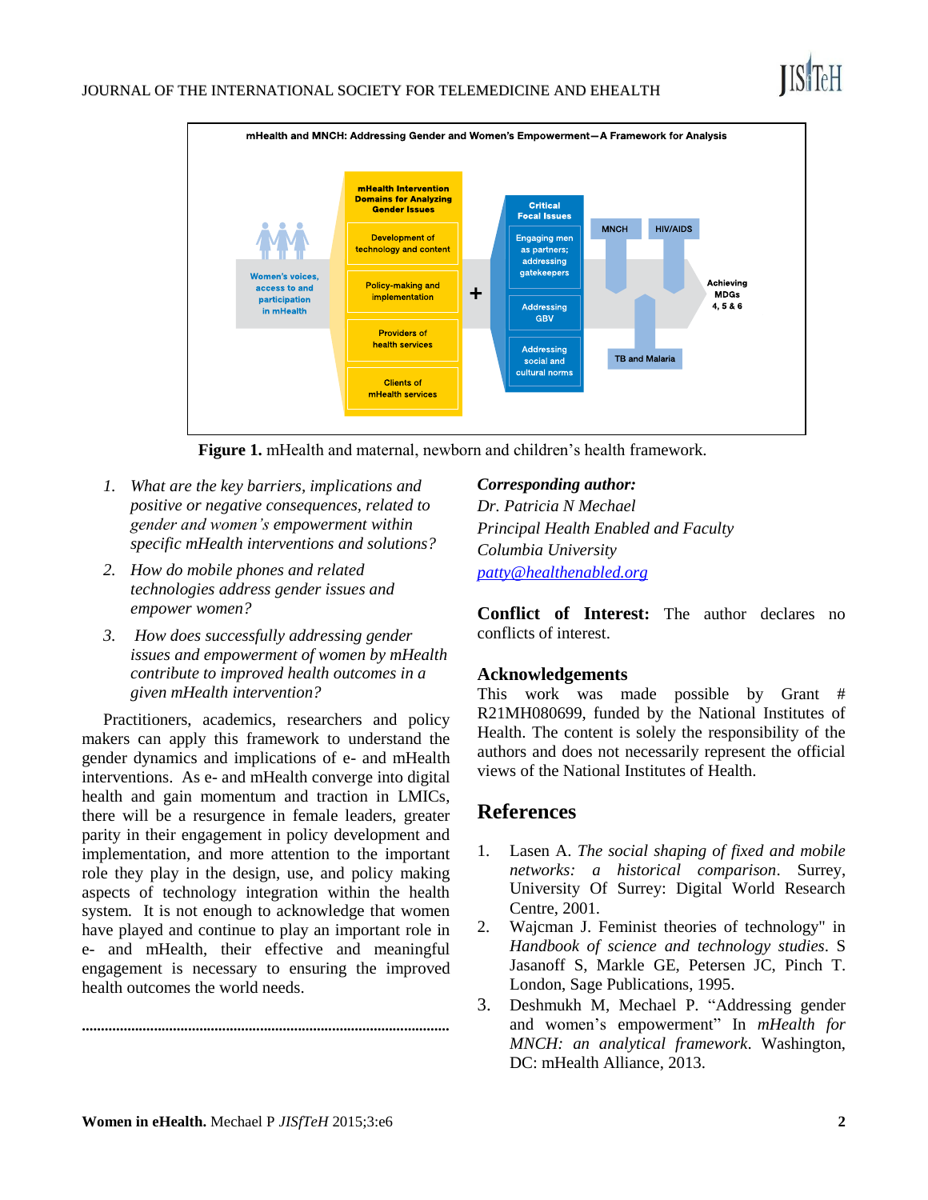mHealth and MNCH: Addressing Gender and Women's Empowerment—A Framework for Analysis

Women's voices, access to and participation in mHealth

mHealth Intervention Domains for Analyzing Gender Issues

- Development of technology and content
- Policy-making and implementation
- Providers of health services
- Clients of mHealth services

+

Critical Focal Issues

- Engaging men as partners; addressing gatekeepers
- Addressing GBV
- Addressing social and cultural norms

MNCH | HIV/AIDS | TB and Malaria

Achieving MDGs 4, 5 & 6

**Figure 1.** mHealth and maternal, newborn and children's health framework.

1. *What are the key barriers, implications and positive or negative consequences, related to gender and women's empowerment within specific mHealth interventions and solutions?*
2. *How do mobile phones and related technologies address gender issues and empower women?*
3. *How does successfully addressing gender issues and empowerment of women by mHealth contribute to improved health outcomes in a given mHealth intervention?*

Practitioners, academics, researchers and policy makers can apply this framework to understand the gender dynamics and implications of e- and mHealth interventions. As e- and mHealth converge into digital health and gain momentum and traction in LMICs, there will be a resurgence in female leaders, greater parity in their engagement in policy development and implementation, and more attention to the important role they play in the design, use, and policy making aspects of technology integration within the health system. It is not enough to acknowledge that women have played and continue to play an important role in e- and mHealth, their effective and meaningful engagement is necessary to ensuring the improved health outcomes the world needs.

.......................................................................................................

***Corresponding author:***
*Dr. Patricia N Mechael*
*Principal Health Enabled and Faculty*
*Columbia University*
*patty@healthenabled.org*

**Conflict of Interest:** The author declares no conflicts of interest.

## Acknowledgements

This work was made possible by Grant # R21MH080699, funded by the National Institutes of Health. The content is solely the responsibility of the authors and does not necessarily represent the official views of the National Institutes of Health.

## References

1. Lasen A. *The social shaping of fixed and mobile networks: a historical comparison*. Surrey, University Of Surrey: Digital World Research Centre, 2001.
2. Wajcman J. Feminist theories of technology" in *Handbook of science and technology studies*. S Jasanoff S, Markle GE, Petersen JC, Pinch T. London, Sage Publications, 1995.
3. Deshmukh M, Mechael P. "Addressing gender and women's empowerment" In *mHealth for MNCH: an analytical framework*. Washington, DC: mHealth Alliance, 2013.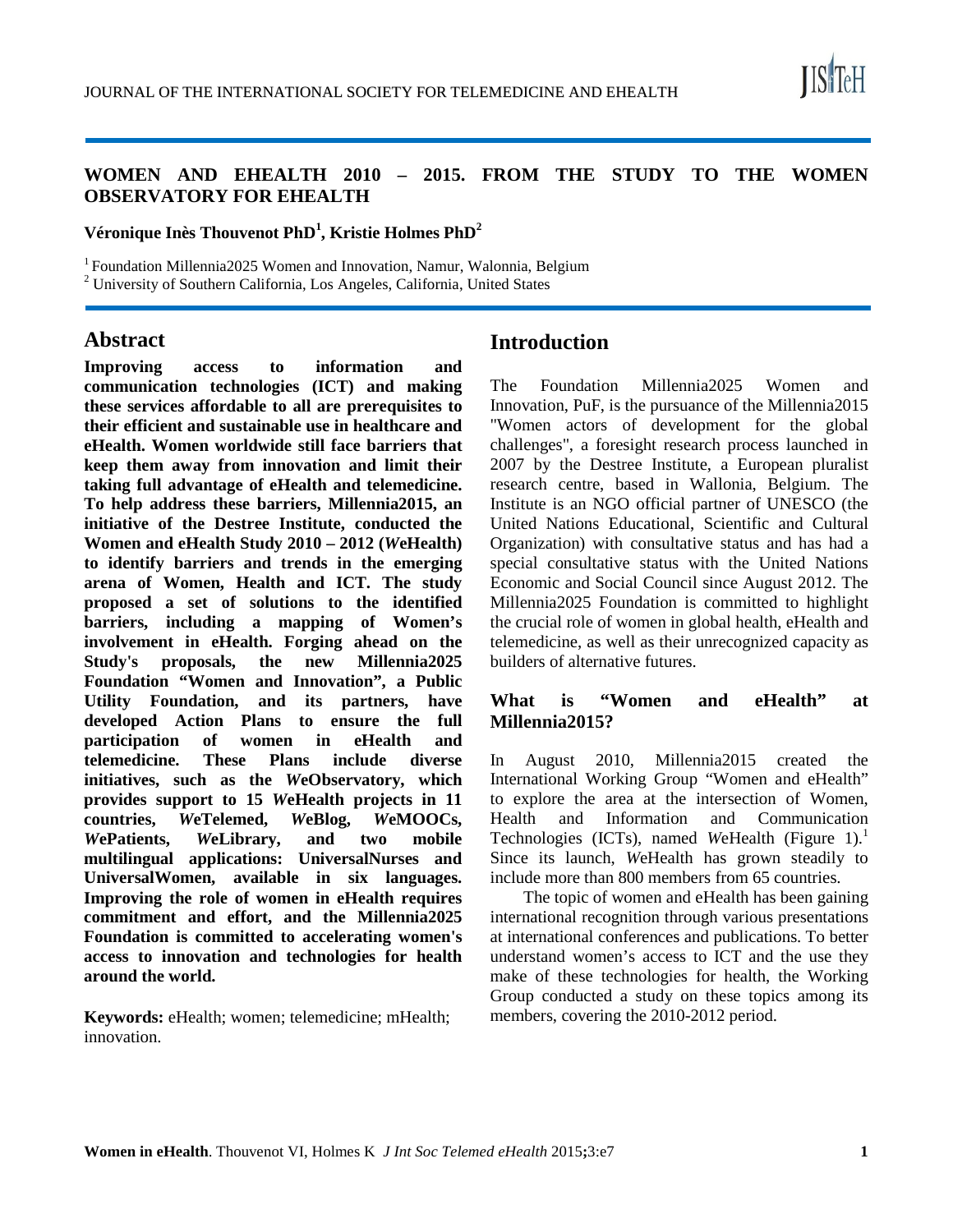# WOMEN AND EHEALTH 2010 – 2015. FROM THE STUDY TO THE WOMEN OBSERVATORY FOR EHEALTH

**Véronique Inès Thouvenot PhD[1], Kristie Holmes PhD[2]**

[1] Foundation Millennia2025 Women and Innovation, Namur, Walonnia, Belgium
[2] University of Southern California, Los Angeles, California, United States

## Abstract

**Improving access to information and communication technologies (ICT) and making these services affordable to all are prerequisites to their efficient and sustainable use in healthcare and eHealth. Women worldwide still face barriers that keep them away from innovation and limit their taking full advantage of eHealth and telemedicine. To help address these barriers, Millennia2015, an initiative of the Destree Institute, conducted the Women and eHealth Study 2010 – 2012 (*We*Health) to identify barriers and trends in the emerging arena of Women, Health and ICT. The study proposed a set of solutions to the identified barriers, including a mapping of Women's involvement in eHealth. Forging ahead on the Study's proposals, the new Millennia2025 Foundation "Women and Innovation", a Public Utility Foundation, and its partners, have developed Action Plans to ensure the full participation of women in eHealth and telemedicine. These Plans include diverse initiatives, such as the *We*Observatory, which provides support to 15 *We*Health projects in 11 countries, *We*Telemed, *We*Blog, *We*MOOCs, *We*Patients, *We*Library, and two mobile multilingual applications: UniversalNurses and UniversalWomen, available in six languages. Improving the role of women in eHealth requires commitment and effort, and the Millennia2025 Foundation is committed to accelerating women's access to innovation and technologies for health around the world.**

**Keywords:** eHealth; women; telemedicine; mHealth; innovation.

## Introduction

The Foundation Millennia2025 Women and Innovation, PuF, is the pursuance of the Millennia2015 "Women actors of development for the global challenges", a foresight research process launched in 2007 by the Destree Institute, a European pluralist research centre, based in Wallonia, Belgium. The Institute is an NGO official partner of UNESCO (the United Nations Educational, Scientific and Cultural Organization) with consultative status and has had a special consultative status with the United Nations Economic and Social Council since August 2012. The Millennia2025 Foundation is committed to highlight the crucial role of women in global health, eHealth and telemedicine, as well as their unrecognized capacity as builders of alternative futures.

### What is "Women and eHealth" at Millennia2015?

In August 2010, Millennia2015 created the International Working Group "Women and eHealth" to explore the area at the intersection of Women, Health and Information and Communication Technologies (ICTs), named *We*Health (Figure 1).[1] Since its launch, *We*Health has grown steadily to include more than 800 members from 65 countries.

The topic of women and eHealth has been gaining international recognition through various presentations at international conferences and publications. To better understand women's access to ICT and the use they make of these technologies for health, the Working Group conducted a study on these topics among its members, covering the 2010-2012 period.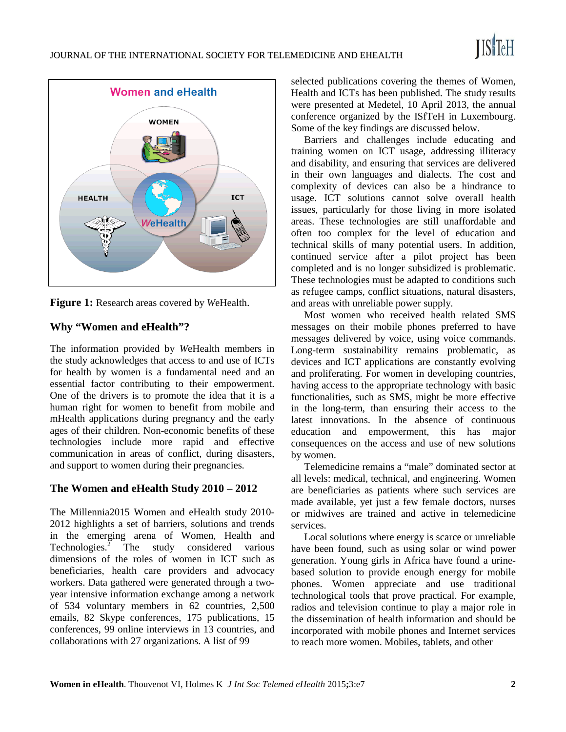**Figure 1:** Research areas covered by *We*Health.

## Why "Women and eHealth"?

The information provided by *We*Health members in the study acknowledges that access to and use of ICTs for health by women is a fundamental need and an essential factor contributing to their empowerment. One of the drivers is to promote the idea that it is a human right for women to benefit from mobile and mHealth applications during pregnancy and the early ages of their children. Non-economic benefits of these technologies include more rapid and effective communication in areas of conflict, during disasters, and support to women during their pregnancies.

## The Women and eHealth Study 2010 – 2012

The Millennia2015 Women and eHealth study 2010-2012 highlights a set of barriers, solutions and trends in the emerging arena of Women, Health and Technologies.[2] The study considered various dimensions of the roles of women in ICT such as beneficiaries, health care providers and advocacy workers. Data gathered were generated through a two-year intensive information exchange among a network of 534 voluntary members in 62 countries, 2,500 emails, 82 Skype conferences, 175 publications, 15 conferences, 99 online interviews in 13 countries, and collaborations with 27 organizations. A list of 99 selected publications covering the themes of Women, Health and ICTs has been published. The study results were presented at Medetel, 10 April 2013, the annual conference organized by the ISfTeH in Luxembourg. Some of the key findings are discussed below.

Barriers and challenges include educating and training women on ICT usage, addressing illiteracy and disability, and ensuring that services are delivered in their own languages and dialects. The cost and complexity of devices can also be a hindrance to usage. ICT solutions cannot solve overall health issues, particularly for those living in more isolated areas. These technologies are still unaffordable and often too complex for the level of education and technical skills of many potential users. In addition, continued service after a pilot project has been completed and is no longer subsidized is problematic. These technologies must be adapted to conditions such as refugee camps, conflict situations, natural disasters, and areas with unreliable power supply.

Most women who received health related SMS messages on their mobile phones preferred to have messages delivered by voice, using voice commands. Long-term sustainability remains problematic, as devices and ICT applications are constantly evolving and proliferating. For women in developing countries, having access to the appropriate technology with basic functionalities, such as SMS, might be more effective in the long-term, than ensuring their access to the latest innovations. In the absence of continuous education and empowerment, this has major consequences on the access and use of new solutions by women.

Telemedicine remains a "male" dominated sector at all levels: medical, technical, and engineering. Women are beneficiaries as patients where such services are made available, yet just a few female doctors, nurses or midwives are trained and active in telemedicine services.

Local solutions where energy is scarce or unreliable have been found, such as using solar or wind power generation. Young girls in Africa have found a urine-based solution to provide enough energy for mobile phones. Women appreciate and use traditional technological tools that prove practical. For example, radios and television continue to play a major role in the dissemination of health information and should be incorporated with mobile phones and Internet services to reach more women. Mobiles, tablets, and other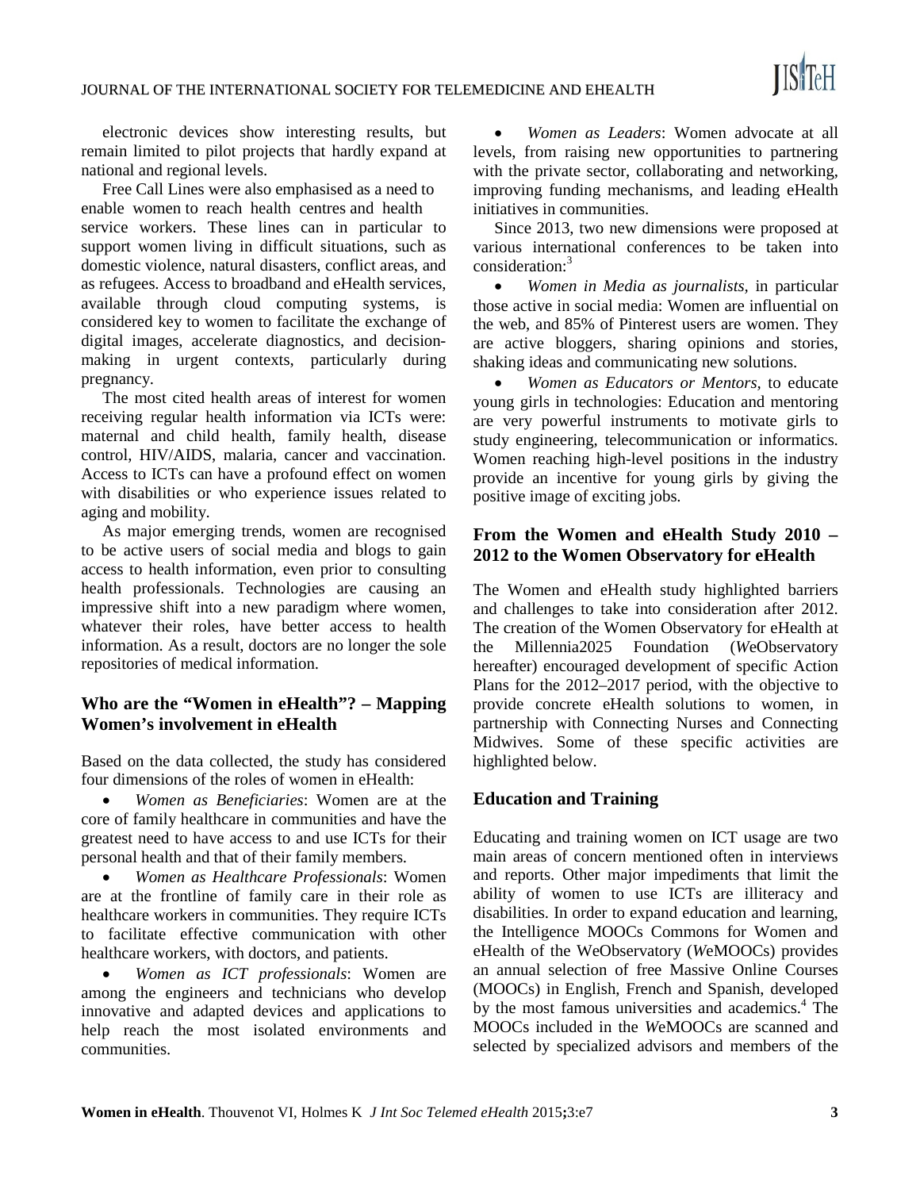electronic devices show interesting results, but remain limited to pilot projects that hardly expand at national and regional levels.

Free Call Lines were also emphasised as a need to enable women to reach health centres and health service workers. These lines can in particular to support women living in difficult situations, such as domestic violence, natural disasters, conflict areas, and as refugees. Access to broadband and eHealth services, available through cloud computing systems, is considered key to women to facilitate the exchange of digital images, accelerate diagnostics, and decision-making in urgent contexts, particularly during pregnancy.

The most cited health areas of interest for women receiving regular health information via ICTs were: maternal and child health, family health, disease control, HIV/AIDS, malaria, cancer and vaccination. Access to ICTs can have a profound effect on women with disabilities or who experience issues related to aging and mobility.

As major emerging trends, women are recognised to be active users of social media and blogs to gain access to health information, even prior to consulting health professionals. Technologies are causing an impressive shift into a new paradigm where women, whatever their roles, have better access to health information. As a result, doctors are no longer the sole repositories of medical information.

## Who are the "Women in eHealth"? – Mapping Women's involvement in eHealth

Based on the data collected, the study has considered four dimensions of the roles of women in eHealth:

- *Women as Beneficiaries*: Women are at the core of family healthcare in communities and have the greatest need to have access to and use ICTs for their personal health and that of their family members.
- *Women as Healthcare Professionals*: Women are at the frontline of family care in their role as healthcare workers in communities. They require ICTs to facilitate effective communication with other healthcare workers, with doctors, and patients.
- *Women as ICT professionals*: Women are among the engineers and technicians who develop innovative and adapted devices and applications to help reach the most isolated environments and communities.
- *Women as Leaders*: Women advocate at all levels, from raising new opportunities to partnering with the private sector, collaborating and networking, improving funding mechanisms, and leading eHealth initiatives in communities.

Since 2013, two new dimensions were proposed at various international conferences to be taken into consideration:[3]

- *Women in Media as journalists*, in particular those active in social media: Women are influential on the web, and 85% of Pinterest users are women. They are active bloggers, sharing opinions and stories, shaking ideas and communicating new solutions.
- *Women as Educators or Mentors*, to educate young girls in technologies: Education and mentoring are very powerful instruments to motivate girls to study engineering, telecommunication or informatics. Women reaching high-level positions in the industry provide an incentive for young girls by giving the positive image of exciting jobs.

## From the Women and eHealth Study 2010 – 2012 to the Women Observatory for eHealth

The Women and eHealth study highlighted barriers and challenges to take into consideration after 2012. The creation of the Women Observatory for eHealth at the Millennia2025 Foundation (*We*Observatory hereafter) encouraged development of specific Action Plans for the 2012–2017 period, with the objective to provide concrete eHealth solutions to women, in partnership with Connecting Nurses and Connecting Midwives. Some of these specific activities are highlighted below.

## Education and Training

Educating and training women on ICT usage are two main areas of concern mentioned often in interviews and reports. Other major impediments that limit the ability of women to use ICTs are illiteracy and disabilities. In order to expand education and learning, the Intelligence MOOCs Commons for Women and eHealth of the WeObservatory (*We*MOOCs) provides an annual selection of free Massive Online Courses (MOOCs) in English, French and Spanish, developed by the most famous universities and academics.[4] The MOOCs included in the *We*MOOCs are scanned and selected by specialized advisors and members of the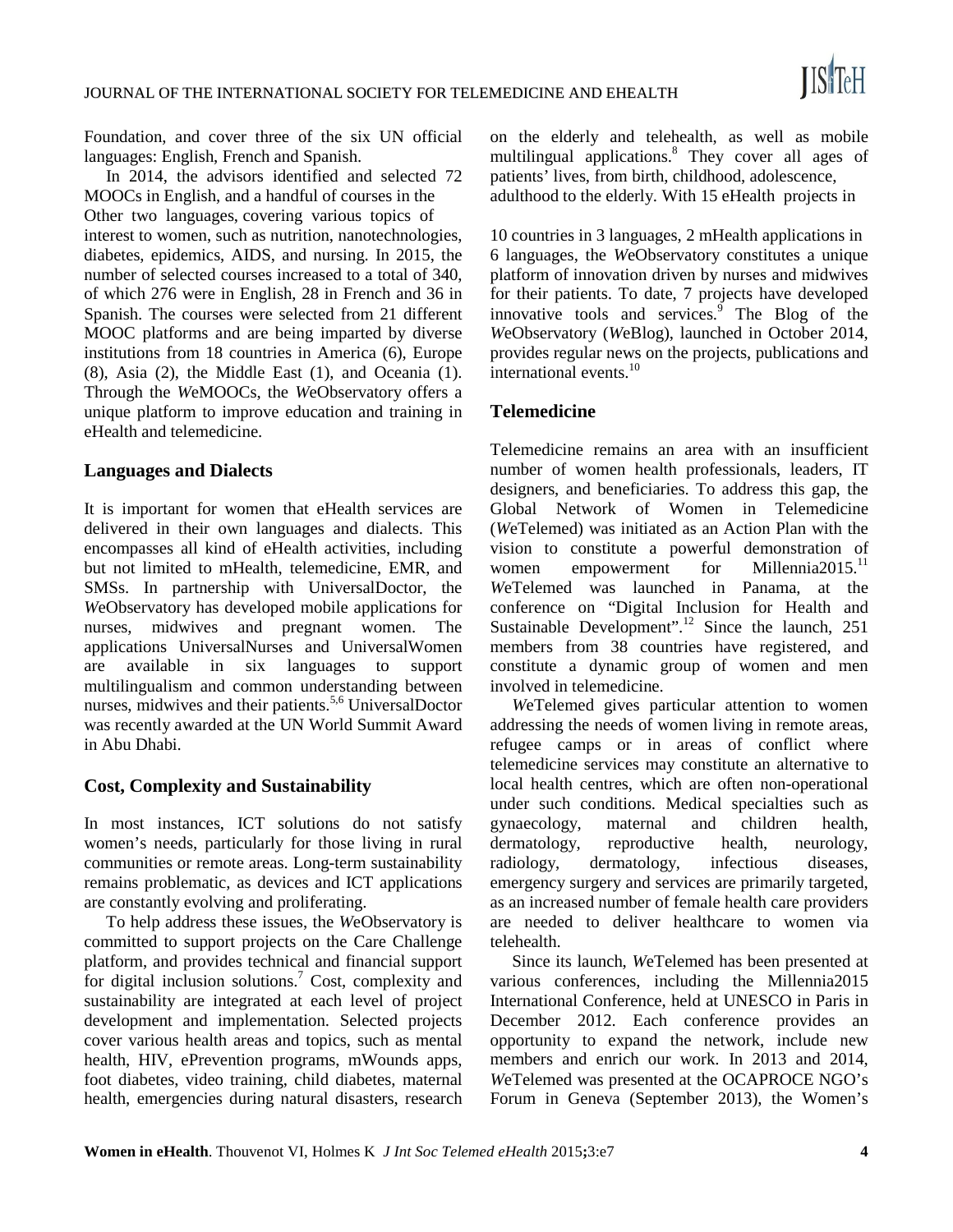Foundation, and cover three of the six UN official languages: English, French and Spanish.

In 2014, the advisors identified and selected 72 MOOCs in English, and a handful of courses in the Other two languages, covering various topics of interest to women, such as nutrition, nanotechnologies, diabetes, epidemics, AIDS, and nursing. In 2015, the number of selected courses increased to a total of 340, of which 276 were in English, 28 in French and 36 in Spanish. The courses were selected from 21 different MOOC platforms and are being imparted by diverse institutions from 18 countries in America (6), Europe (8), Asia (2), the Middle East (1), and Oceania (1). Through the *We*MOOCs, the *We*Observatory offers a unique platform to improve education and training in eHealth and telemedicine.

## Languages and Dialects

It is important for women that eHealth services are delivered in their own languages and dialects. This encompasses all kind of eHealth activities, including but not limited to mHealth, telemedicine, EMR, and SMSs. In partnership with UniversalDoctor, the *We*Observatory has developed mobile applications for nurses, midwives and pregnant women. The applications UniversalNurses and UniversalWomen are available in six languages to support multilingualism and common understanding between nurses, midwives and their patients.[5,6] UniversalDoctor was recently awarded at the UN World Summit Award in Abu Dhabi.

## Cost, Complexity and Sustainability

In most instances, ICT solutions do not satisfy women's needs, particularly for those living in rural communities or remote areas. Long-term sustainability remains problematic, as devices and ICT applications are constantly evolving and proliferating.

To help address these issues, the *We*Observatory is committed to support projects on the Care Challenge platform, and provides technical and financial support for digital inclusion solutions.[7] Cost, complexity and sustainability are integrated at each level of project development and implementation. Selected projects cover various health areas and topics, such as mental health, HIV, ePrevention programs, mWounds apps, foot diabetes, video training, child diabetes, maternal health, emergencies during natural disasters, research on the elderly and telehealth, as well as mobile multilingual applications.[8] They cover all ages of patients' lives, from birth, childhood, adolescence, adulthood to the elderly. With 15 eHealth projects in 10 countries in 3 languages, 2 mHealth applications in 6 languages, the *We*Observatory constitutes a unique platform of innovation driven by nurses and midwives for their patients. To date, 7 projects have developed innovative tools and services.[9] The Blog of the *We*Observatory (*We*Blog), launched in October 2014, provides regular news on the projects, publications and international events.[10]

## Telemedicine

Telemedicine remains an area with an insufficient number of women health professionals, leaders, IT designers, and beneficiaries. To address this gap, the Global Network of Women in Telemedicine (*We*Telemed) was initiated as an Action Plan with the vision to constitute a powerful demonstration of women empowerment for Millennia2015.[11] *We*Telemed was launched in Panama, at the conference on "Digital Inclusion for Health and Sustainable Development".[12] Since the launch, 251 members from 38 countries have registered, and constitute a dynamic group of women and men involved in telemedicine.

*We*Telemed gives particular attention to women addressing the needs of women living in remote areas, refugee camps or in areas of conflict where telemedicine services may constitute an alternative to local health centres, which are often non-operational under such conditions. Medical specialties such as gynaecology, maternal and children health, dermatology, reproductive health, neurology, radiology, dermatology, infectious diseases, emergency surgery and services are primarily targeted, as an increased number of female health care providers are needed to deliver healthcare to women via telehealth.

Since its launch, *We*Telemed has been presented at various conferences, including the Millennia2015 International Conference, held at UNESCO in Paris in December 2012. Each conference provides an opportunity to expand the network, include new members and enrich our work. In 2013 and 2014, *We*Telemed was presented at the OCAPROCE NGO's Forum in Geneva (September 2013), the Women's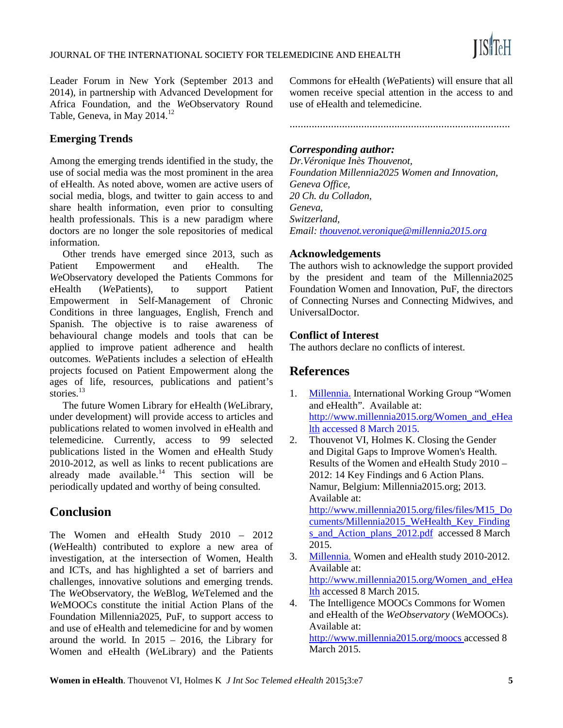Leader Forum in New York (September 2013 and 2014), in partnership with Advanced Development for Africa Foundation, and the *We*Observatory Round Table, Geneva, in May 2014.[12]

### Emerging Trends

Among the emerging trends identified in the study, the use of social media was the most prominent in the area of eHealth. As noted above, women are active users of social media, blogs, and twitter to gain access to and share health information, even prior to consulting health professionals. This is a new paradigm where doctors are no longer the sole repositories of medical information.

Other trends have emerged since 2013, such as Patient Empowerment and eHealth. The *We*Observatory developed the Patients Commons for eHealth (*We*Patients), to support Patient Empowerment in Self-Management of Chronic Conditions in three languages, English, French and Spanish. The objective is to raise awareness of behavioural change models and tools that can be applied to improve patient adherence and health outcomes. *We*Patients includes a selection of eHealth projects focused on Patient Empowerment along the ages of life, resources, publications and patient's stories.[13]

The future Women Library for eHealth (*We*Library, under development) will provide access to articles and publications related to women involved in eHealth and telemedicine. Currently, access to 99 selected publications listed in the Women and eHealth Study 2010-2012, as well as links to recent publications are already made available.[14] This section will be periodically updated and worthy of being consulted.

## Conclusion

The Women and eHealth Study 2010 – 2012 (*We*Health) contributed to explore a new area of investigation, at the intersection of Women, Health and ICTs, and has highlighted a set of barriers and challenges, innovative solutions and emerging trends. The *We*Observatory, the *We*Blog, *We*Telemed and the *We*MOOCs constitute the initial Action Plans of the Foundation Millennia2025, PuF, to support access to and use of eHealth and telemedicine for and by women around the world. In 2015 – 2016, the Library for Women and eHealth (*We*Library) and the Patients Commons for eHealth (*We*Patients) will ensure that all women receive special attention in the access to and use of eHealth and telemedicine.

................................................................................

***Corresponding author:***
*Dr.Véronique Inès Thouvenot,*
*Foundation Millennia2025 Women and Innovation,*
*Geneva Office,*
*20 Ch. du Colladon,*
*Geneva,*
*Switzerland,*
*Email: thouvenot.veronique@millennia2015.org*

### Acknowledgements

The authors wish to acknowledge the support provided by the president and team of the Millennia2025 Foundation Women and Innovation, PuF, the directors of Connecting Nurses and Connecting Midwives, and UniversalDoctor.

### Conflict of Interest

The authors declare no conflicts of interest.

## References

1. Millennia. International Working Group "Women and eHealth". Available at: http://www.millennia2015.org/Women_and_eHealth accessed 8 March 2015.
2. Thouvenot VI, Holmes K. Closing the Gender and Digital Gaps to Improve Women's Health. Results of the Women and eHealth Study 2010 – 2012: 14 Key Findings and 6 Action Plans. Namur, Belgium: Millennia2015.org; 2013. Available at: http://www.millennia2015.org/files/files/M15_Documents/Millennia2015_WeHealth_Key_Findings_and_Action_plans_2012.pdf accessed 8 March 2015.
3. Millennia. Women and eHealth study 2010-2012. Available at: http://www.millennia2015.org/Women_and_eHealth accessed 8 March 2015.
4. The Intelligence MOOCs Commons for Women and eHealth of the *WeObservatory* (*We*MOOCs). Available at: http://www.millennia2015.org/moocs accessed 8 March 2015.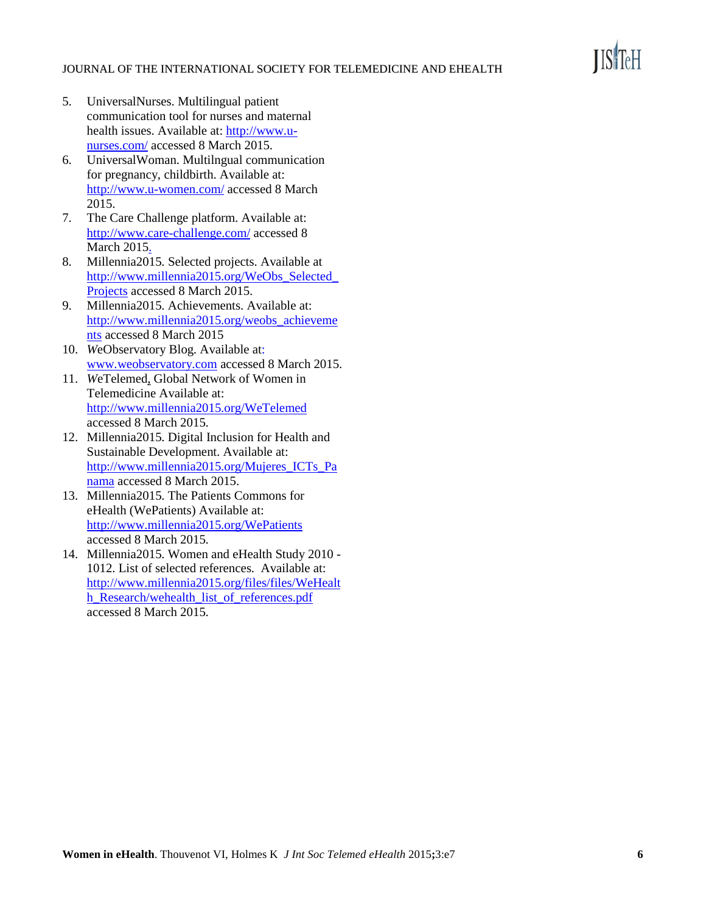5. UniversalNurses. Multilingual patient communication tool for nurses and maternal health issues. Available at: http://www.u-nurses.com/ accessed 8 March 2015.
6. UniversalWoman. Multilngual communication for pregnancy, childbirth. Available at: http://www.u-women.com/ accessed 8 March 2015.
7. The Care Challenge platform. Available at: http://www.care-challenge.com/ accessed 8 March 2015.
8. Millennia2015. Selected projects. Available at http://www.millennia2015.org/WeObs_Selected_Projects accessed 8 March 2015.
9. Millennia2015. Achievements. Available at: http://www.millennia2015.org/weobs_achievements accessed 8 March 2015
10. *W*eObservatory Blog. Available at: www.weobservatory.com accessed 8 March 2015.
11. *W*eTelemed, Global Network of Women in Telemedicine Available at: http://www.millennia2015.org/WeTelemed accessed 8 March 2015.
12. Millennia2015. Digital Inclusion for Health and Sustainable Development. Available at: http://www.millennia2015.org/Mujeres_ICTs_Panama accessed 8 March 2015.
13. Millennia2015. The Patients Commons for eHealth (WePatients) Available at: http://www.millennia2015.org/WePatients accessed 8 March 2015.
14. Millennia2015. Women and eHealth Study 2010 - 1012. List of selected references. Available at: http://www.millennia2015.org/files/files/WeHealth_Research/wehealth_list_of_references.pdf accessed 8 March 2015.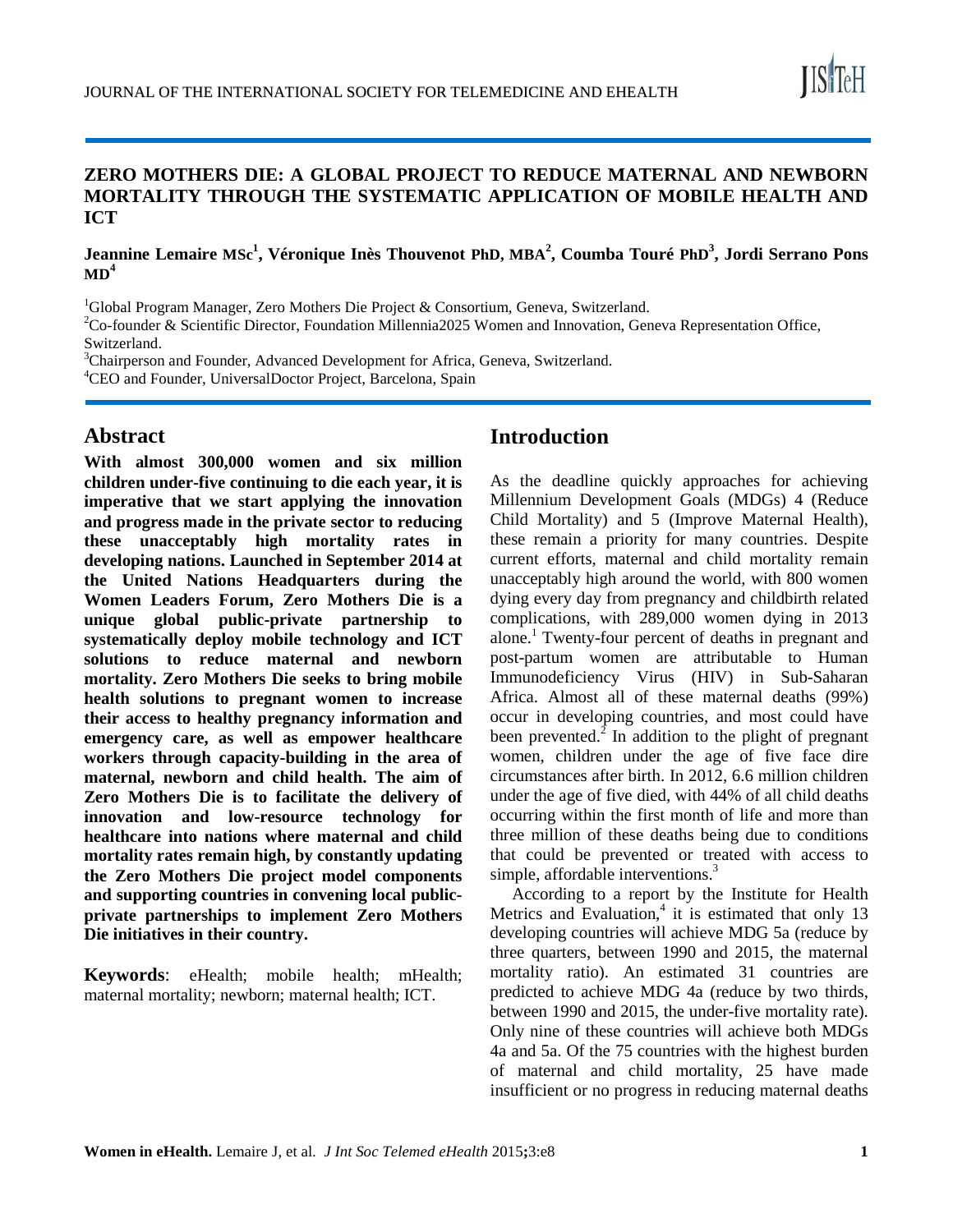# ZERO MOTHERS DIE: A GLOBAL PROJECT TO REDUCE MATERNAL AND NEWBORN MORTALITY THROUGH THE SYSTEMATIC APPLICATION OF MOBILE HEALTH AND ICT

**Jeannine Lemaire MSc[1], Véronique Inès Thouvenot PhD, MBA[2], Coumba Touré PhD[3], Jordi Serrano Pons MD[4]**

[1]Global Program Manager, Zero Mothers Die Project & Consortium, Geneva, Switzerland.
[2]Co-founder & Scientific Director, Foundation Millennia2025 Women and Innovation, Geneva Representation Office, Switzerland.
[3]Chairperson and Founder, Advanced Development for Africa, Geneva, Switzerland.
[4]CEO and Founder, UniversalDoctor Project, Barcelona, Spain

## Abstract

**With almost 300,000 women and six million children under-five continuing to die each year, it is imperative that we start applying the innovation and progress made in the private sector to reducing these unacceptably high mortality rates in developing nations. Launched in September 2014 at the United Nations Headquarters during the Women Leaders Forum, Zero Mothers Die is a unique global public-private partnership to systematically deploy mobile technology and ICT solutions to reduce maternal and newborn mortality. Zero Mothers Die seeks to bring mobile health solutions to pregnant women to increase their access to healthy pregnancy information and emergency care, as well as empower healthcare workers through capacity-building in the area of maternal, newborn and child health. The aim of Zero Mothers Die is to facilitate the delivery of innovation and low-resource technology for healthcare into nations where maternal and child mortality rates remain high, by constantly updating the Zero Mothers Die project model components and supporting countries in convening local public-private partnerships to implement Zero Mothers Die initiatives in their country.**

**Keywords**: eHealth; mobile health; mHealth; maternal mortality; newborn; maternal health; ICT.

## Introduction

As the deadline quickly approaches for achieving Millennium Development Goals (MDGs) 4 (Reduce Child Mortality) and 5 (Improve Maternal Health), these remain a priority for many countries. Despite current efforts, maternal and child mortality remain unacceptably high around the world, with 800 women dying every day from pregnancy and childbirth related complications, with 289,000 women dying in 2013 alone.[1] Twenty-four percent of deaths in pregnant and post-partum women are attributable to Human Immunodeficiency Virus (HIV) in Sub-Saharan Africa. Almost all of these maternal deaths (99%) occur in developing countries, and most could have been prevented.[2] In addition to the plight of pregnant women, children under the age of five face dire circumstances after birth. In 2012, 6.6 million children under the age of five died, with 44% of all child deaths occurring within the first month of life and more than three million of these deaths being due to conditions that could be prevented or treated with access to simple, affordable interventions.[3]

According to a report by the Institute for Health Metrics and Evaluation,[4] it is estimated that only 13 developing countries will achieve MDG 5a (reduce by three quarters, between 1990 and 2015, the maternal mortality ratio). An estimated 31 countries are predicted to achieve MDG 4a (reduce by two thirds, between 1990 and 2015, the under-five mortality rate). Only nine of these countries will achieve both MDGs 4a and 5a. Of the 75 countries with the highest burden of maternal and child mortality, 25 have made insufficient or no progress in reducing maternal deaths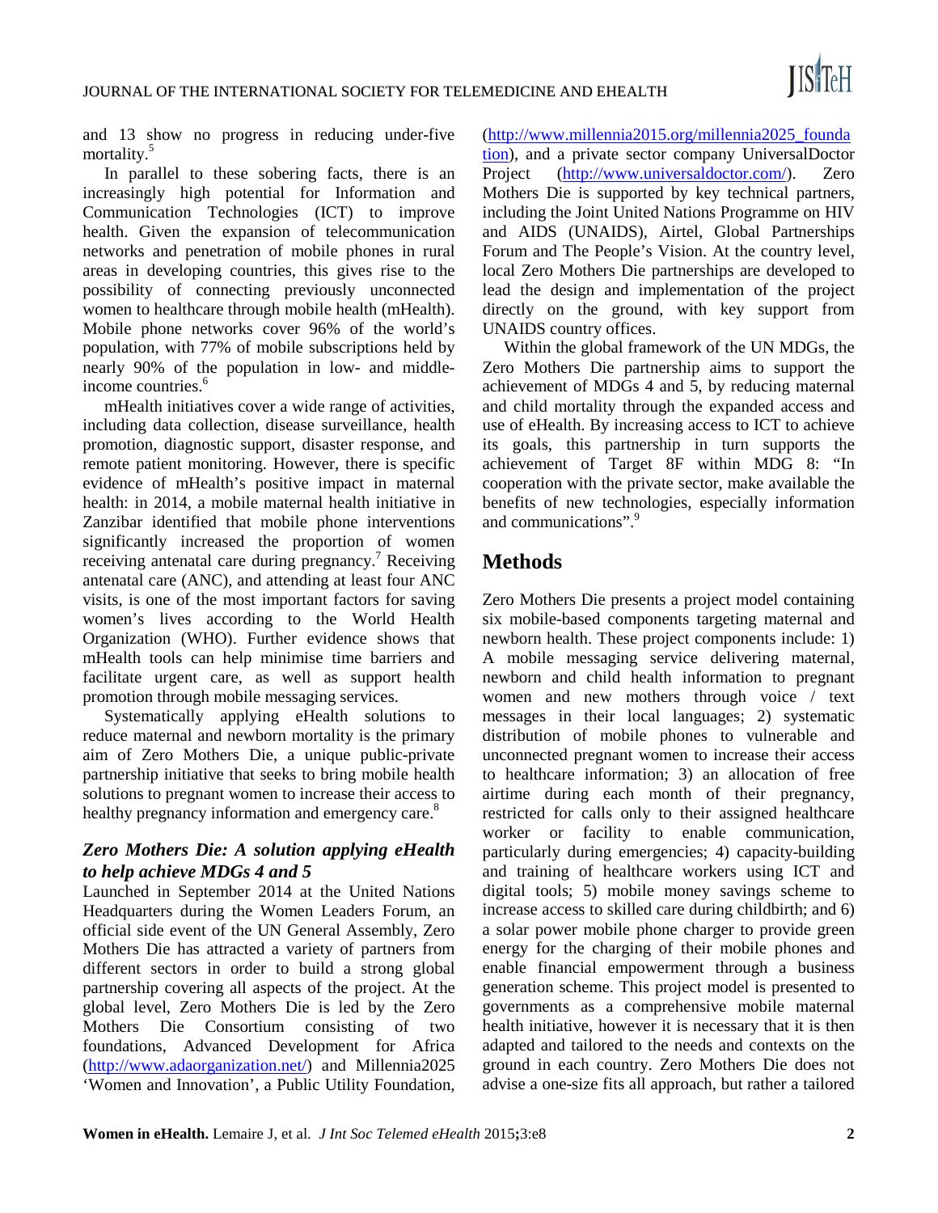and 13 show no progress in reducing under-five mortality.[5]

In parallel to these sobering facts, there is an increasingly high potential for Information and Communication Technologies (ICT) to improve health. Given the expansion of telecommunication networks and penetration of mobile phones in rural areas in developing countries, this gives rise to the possibility of connecting previously unconnected women to healthcare through mobile health (mHealth). Mobile phone networks cover 96% of the world's population, with 77% of mobile subscriptions held by nearly 90% of the population in low- and middle-income countries.[6]

mHealth initiatives cover a wide range of activities, including data collection, disease surveillance, health promotion, diagnostic support, disaster response, and remote patient monitoring. However, there is specific evidence of mHealth's positive impact in maternal health: in 2014, a mobile maternal health initiative in Zanzibar identified that mobile phone interventions significantly increased the proportion of women receiving antenatal care during pregnancy.[7] Receiving antenatal care (ANC), and attending at least four ANC visits, is one of the most important factors for saving women's lives according to the World Health Organization (WHO). Further evidence shows that mHealth tools can help minimise time barriers and facilitate urgent care, as well as support health promotion through mobile messaging services.

Systematically applying eHealth solutions to reduce maternal and newborn mortality is the primary aim of Zero Mothers Die, a unique public-private partnership initiative that seeks to bring mobile health solutions to pregnant women to increase their access to healthy pregnancy information and emergency care.[8]

### *Zero Mothers Die: A solution applying eHealth to help achieve MDGs 4 and 5*

Launched in September 2014 at the United Nations Headquarters during the Women Leaders Forum, an official side event of the UN General Assembly, Zero Mothers Die has attracted a variety of partners from different sectors in order to build a strong global partnership covering all aspects of the project. At the global level, Zero Mothers Die is led by the Zero Mothers Die Consortium consisting of two foundations, Advanced Development for Africa (http://www.adaorganization.net/) and Millennia2025 'Women and Innovation', a Public Utility Foundation, (http://www.millennia2015.org/millennia2025_foundation), and a private sector company UniversalDoctor Project (http://www.universaldoctor.com/). Zero Mothers Die is supported by key technical partners, including the Joint United Nations Programme on HIV and AIDS (UNAIDS), Airtel, Global Partnerships Forum and The People's Vision. At the country level, local Zero Mothers Die partnerships are developed to lead the design and implementation of the project directly on the ground, with key support from UNAIDS country offices.

Within the global framework of the UN MDGs, the Zero Mothers Die partnership aims to support the achievement of MDGs 4 and 5, by reducing maternal and child mortality through the expanded access and use of eHealth. By increasing access to ICT to achieve its goals, this partnership in turn supports the achievement of Target 8F within MDG 8: "In cooperation with the private sector, make available the benefits of new technologies, especially information and communications".[9]

## Methods

Zero Mothers Die presents a project model containing six mobile-based components targeting maternal and newborn health. These project components include: 1) A mobile messaging service delivering maternal, newborn and child health information to pregnant women and new mothers through voice / text messages in their local languages; 2) systematic distribution of mobile phones to vulnerable and unconnected pregnant women to increase their access to healthcare information; 3) an allocation of free airtime during each month of their pregnancy, restricted for calls only to their assigned healthcare worker or facility to enable communication, particularly during emergencies; 4) capacity-building and training of healthcare workers using ICT and digital tools; 5) mobile money savings scheme to increase access to skilled care during childbirth; and 6) a solar power mobile phone charger to provide green energy for the charging of their mobile phones and enable financial empowerment through a business generation scheme. This project model is presented to governments as a comprehensive mobile maternal health initiative, however it is necessary that it is then adapted and tailored to the needs and contexts on the ground in each country. Zero Mothers Die does not advise a one-size fits all approach, but rather a tailored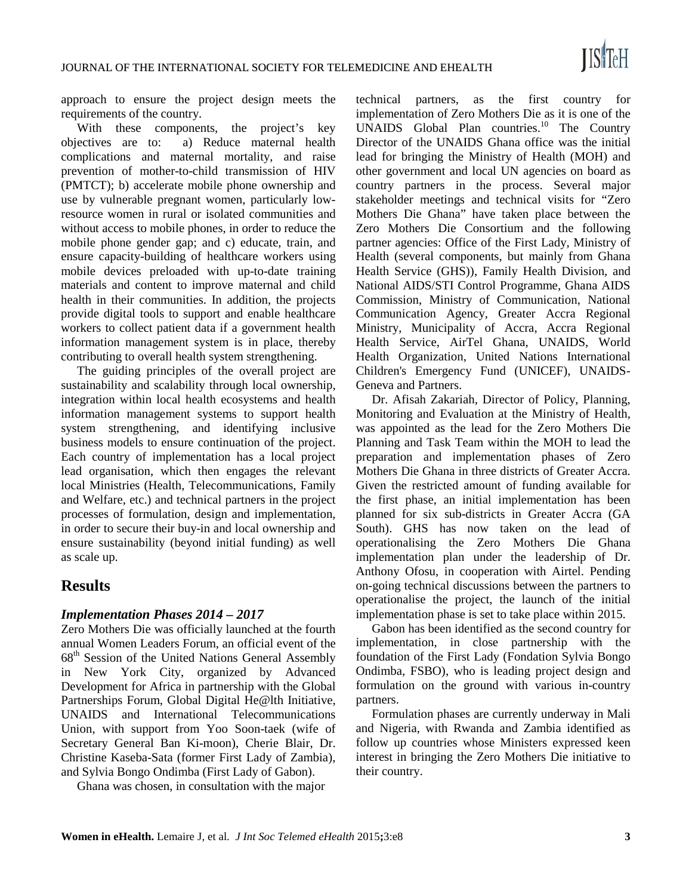approach to ensure the project design meets the requirements of the country.

With these components, the project's key objectives are to: a) Reduce maternal health complications and maternal mortality, and raise prevention of mother-to-child transmission of HIV (PMTCT); b) accelerate mobile phone ownership and use by vulnerable pregnant women, particularly low-resource women in rural or isolated communities and without access to mobile phones, in order to reduce the mobile phone gender gap; and c) educate, train, and ensure capacity-building of healthcare workers using mobile devices preloaded with up-to-date training materials and content to improve maternal and child health in their communities. In addition, the projects provide digital tools to support and enable healthcare workers to collect patient data if a government health information management system is in place, thereby contributing to overall health system strengthening.

The guiding principles of the overall project are sustainability and scalability through local ownership, integration within local health ecosystems and health information management systems to support health system strengthening, and identifying inclusive business models to ensure continuation of the project. Each country of implementation has a local project lead organisation, which then engages the relevant local Ministries (Health, Telecommunications, Family and Welfare, etc.) and technical partners in the project processes of formulation, design and implementation, in order to secure their buy-in and local ownership and ensure sustainability (beyond initial funding) as well as scale up.

## Results

### *Implementation Phases 2014 – 2017*

Zero Mothers Die was officially launched at the fourth annual Women Leaders Forum, an official event of the 68th Session of the United Nations General Assembly in New York City, organized by Advanced Development for Africa in partnership with the Global Partnerships Forum, Global Digital He@lth Initiative, UNAIDS and International Telecommunications Union, with support from Yoo Soon-taek (wife of Secretary General Ban Ki-moon), Cherie Blair, Dr. Christine Kaseba-Sata (former First Lady of Zambia), and Sylvia Bongo Ondimba (First Lady of Gabon).

Ghana was chosen, in consultation with the major technical partners, as the first country for implementation of Zero Mothers Die as it is one of the UNAIDS Global Plan countries.[10] The Country Director of the UNAIDS Ghana office was the initial lead for bringing the Ministry of Health (MOH) and other government and local UN agencies on board as country partners in the process. Several major stakeholder meetings and technical visits for "Zero Mothers Die Ghana" have taken place between the Zero Mothers Die Consortium and the following partner agencies: Office of the First Lady, Ministry of Health (several components, but mainly from Ghana Health Service (GHS)), Family Health Division, and National AIDS/STI Control Programme, Ghana AIDS Commission, Ministry of Communication, National Communication Agency, Greater Accra Regional Ministry, Municipality of Accra, Accra Regional Health Service, AirTel Ghana, UNAIDS, World Health Organization, United Nations International Children's Emergency Fund (UNICEF), UNAIDS-Geneva and Partners.

Dr. Afisah Zakariah, Director of Policy, Planning, Monitoring and Evaluation at the Ministry of Health, was appointed as the lead for the Zero Mothers Die Planning and Task Team within the MOH to lead the preparation and implementation phases of Zero Mothers Die Ghana in three districts of Greater Accra. Given the restricted amount of funding available for the first phase, an initial implementation has been planned for six sub-districts in Greater Accra (GA South). GHS has now taken on the lead of operationalising the Zero Mothers Die Ghana implementation plan under the leadership of Dr. Anthony Ofosu, in cooperation with Airtel. Pending on-going technical discussions between the partners to operationalise the project, the launch of the initial implementation phase is set to take place within 2015.

Gabon has been identified as the second country for implementation, in close partnership with the foundation of the First Lady (Fondation Sylvia Bongo Ondimba, FSBO), who is leading project design and formulation on the ground with various in-country partners.

Formulation phases are currently underway in Mali and Nigeria, with Rwanda and Zambia identified as follow up countries whose Ministers expressed keen interest in bringing the Zero Mothers Die initiative to their country.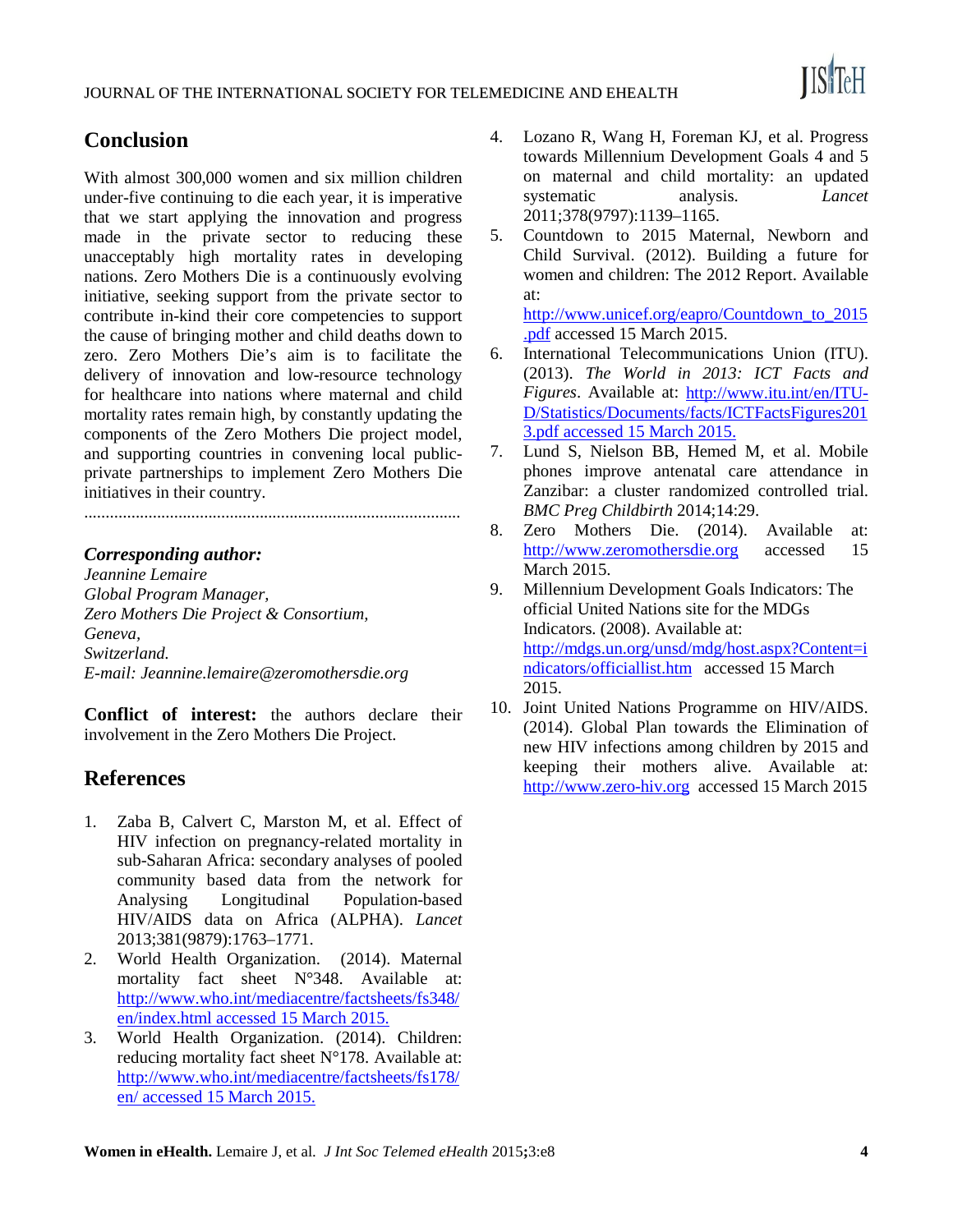## Conclusion

With almost 300,000 women and six million children under-five continuing to die each year, it is imperative that we start applying the innovation and progress made in the private sector to reducing these unacceptably high mortality rates in developing nations. Zero Mothers Die is a continuously evolving initiative, seeking support from the private sector to contribute in-kind their core competencies to support the cause of bringing mother and child deaths down to zero. Zero Mothers Die's aim is to facilitate the delivery of innovation and low-resource technology for healthcare into nations where maternal and child mortality rates remain high, by constantly updating the components of the Zero Mothers Die project model, and supporting countries in convening local public-private partnerships to implement Zero Mothers Die initiatives in their country.

........................................................................................

***Corresponding author:***
*Jeannine Lemaire*
*Global Program Manager,*
*Zero Mothers Die Project & Consortium,*
*Geneva,*
*Switzerland.*
*E-mail: Jeannine.lemaire@zeromothersdie.org*

**Conflict of interest:** the authors declare their involvement in the Zero Mothers Die Project.

## References

1. Zaba B, Calvert C, Marston M, et al. Effect of HIV infection on pregnancy-related mortality in sub-Saharan Africa: secondary analyses of pooled community based data from the network for Analysing Longitudinal Population-based HIV/AIDS data on Africa (ALPHA). *Lancet* 2013;381(9879):1763–1771.
2. World Health Organization. (2014). Maternal mortality fact sheet N°348. Available at: http://www.who.int/mediacentre/factsheets/fs348/en/index.html accessed 15 March 2015.
3. World Health Organization. (2014). Children: reducing mortality fact sheet N°178. Available at: http://www.who.int/mediacentre/factsheets/fs178/en/ accessed 15 March 2015.
4. Lozano R, Wang H, Foreman KJ, et al. Progress towards Millennium Development Goals 4 and 5 on maternal and child mortality: an updated systematic analysis. *Lancet* 2011;378(9797):1139–1165.
5. Countdown to 2015 Maternal, Newborn and Child Survival. (2012). Building a future for women and children: The 2012 Report. Available at: http://www.unicef.org/eapro/Countdown_to_2015.pdf accessed 15 March 2015.
6. International Telecommunications Union (ITU). (2013). *The World in 2013: ICT Facts and Figures*. Available at: http://www.itu.int/en/ITU-D/Statistics/Documents/facts/ICTFactsFigures2013.pdf accessed 15 March 2015.
7. Lund S, Nielson BB, Hemed M, et al. Mobile phones improve antenatal care attendance in Zanzibar: a cluster randomized controlled trial. *BMC Preg Childbirth* 2014;14:29.
8. Zero Mothers Die. (2014). Available at: http://www.zeromothersdie.org accessed 15 March 2015.
9. Millennium Development Goals Indicators: The official United Nations site for the MDGs Indicators. (2008). Available at: http://mdgs.un.org/unsd/mdg/host.aspx?Content=indicators/officiallist.htm accessed 15 March 2015.
10. Joint United Nations Programme on HIV/AIDS. (2014). Global Plan towards the Elimination of new HIV infections among children by 2015 and keeping their mothers alive. Available at: http://www.zero-hiv.org accessed 15 March 2015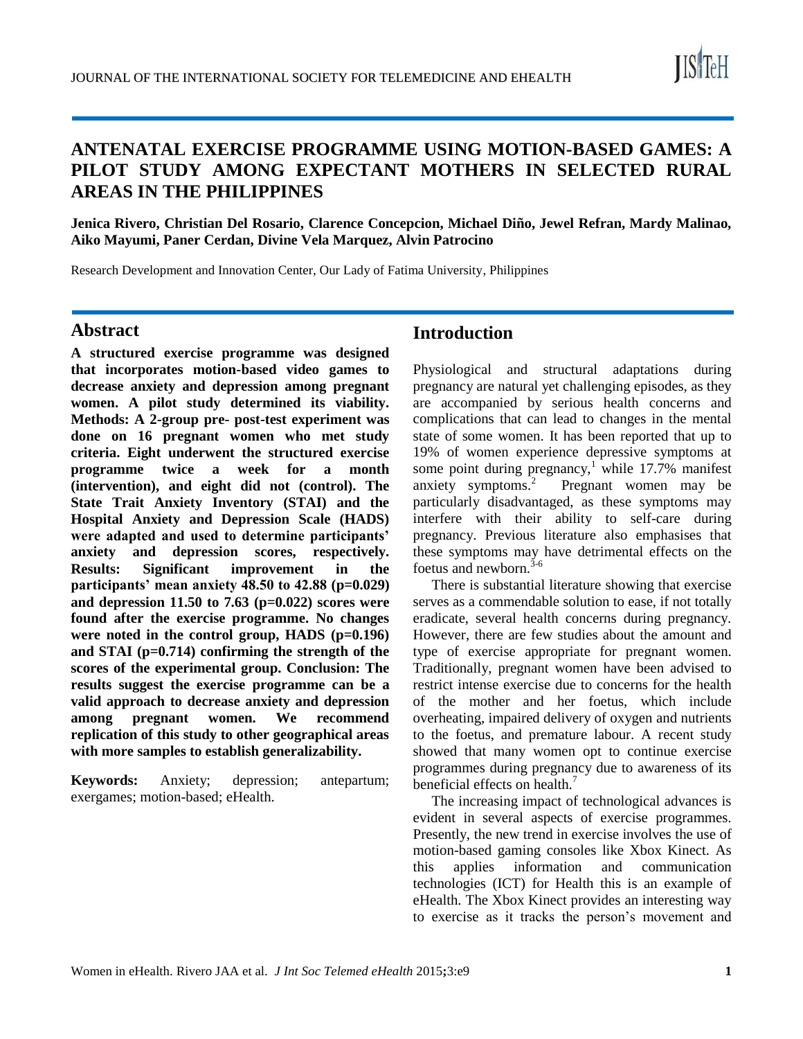# ANTENATAL EXERCISE PROGRAMME USING MOTION-BASED GAMES: A PILOT STUDY AMONG EXPECTANT MOTHERS IN SELECTED RURAL AREAS IN THE PHILIPPINES

**Jenica Rivero, Christian Del Rosario, Clarence Concepcion, Michael Diño, Jewel Refran, Mardy Malinao, Aiko Mayumi, Paner Cerdan, Divine Vela Marquez, Alvin Patrocino**

Research Development and Innovation Center, Our Lady of Fatima University, Philippines

## Abstract

**A structured exercise programme was designed that incorporates motion-based video games to decrease anxiety and depression among pregnant women. A pilot study determined its viability. Methods: A 2-group pre- post-test experiment was done on 16 pregnant women who met study criteria. Eight underwent the structured exercise programme twice a week for a month (intervention), and eight did not (control). The State Trait Anxiety Inventory (STAI) and the Hospital Anxiety and Depression Scale (HADS) were adapted and used to determine participants' anxiety and depression scores, respectively. Results: Significant improvement in the participants' mean anxiety 48.50 to 42.88 (p=0.029) and depression 11.50 to 7.63 (p=0.022) scores were found after the exercise programme. No changes were noted in the control group, HADS (p=0.196) and STAI (p=0.714) confirming the strength of the scores of the experimental group. Conclusion: The results suggest the exercise programme can be a valid approach to decrease anxiety and depression among pregnant women. We recommend replication of this study to other geographical areas with more samples to establish generalizability.**

**Keywords:** Anxiety; depression; antepartum; exergames; motion-based; eHealth.

## Introduction

Physiological and structural adaptations during pregnancy are natural yet challenging episodes, as they are accompanied by serious health concerns and complications that can lead to changes in the mental state of some women. It has been reported that up to 19% of women experience depressive symptoms at some point during pregnancy,[1] while 17.7% manifest anxiety symptoms.[2] Pregnant women may be particularly disadvantaged, as these symptoms may interfere with their ability to self-care during pregnancy. Previous literature also emphasises that these symptoms may have detrimental effects on the foetus and newborn.[3-6]

There is substantial literature showing that exercise serves as a commendable solution to ease, if not totally eradicate, several health concerns during pregnancy. However, there are few studies about the amount and type of exercise appropriate for pregnant women. Traditionally, pregnant women have been advised to restrict intense exercise due to concerns for the health of the mother and her foetus, which include overheating, impaired delivery of oxygen and nutrients to the foetus, and premature labour. A recent study showed that many women opt to continue exercise programmes during pregnancy due to awareness of its beneficial effects on health.[7]

The increasing impact of technological advances is evident in several aspects of exercise programmes. Presently, the new trend in exercise involves the use of motion-based gaming consoles like Xbox Kinect. As this applies information and communication technologies (ICT) for Health this is an example of eHealth. The Xbox Kinect provides an interesting way to exercise as it tracks the person's movement and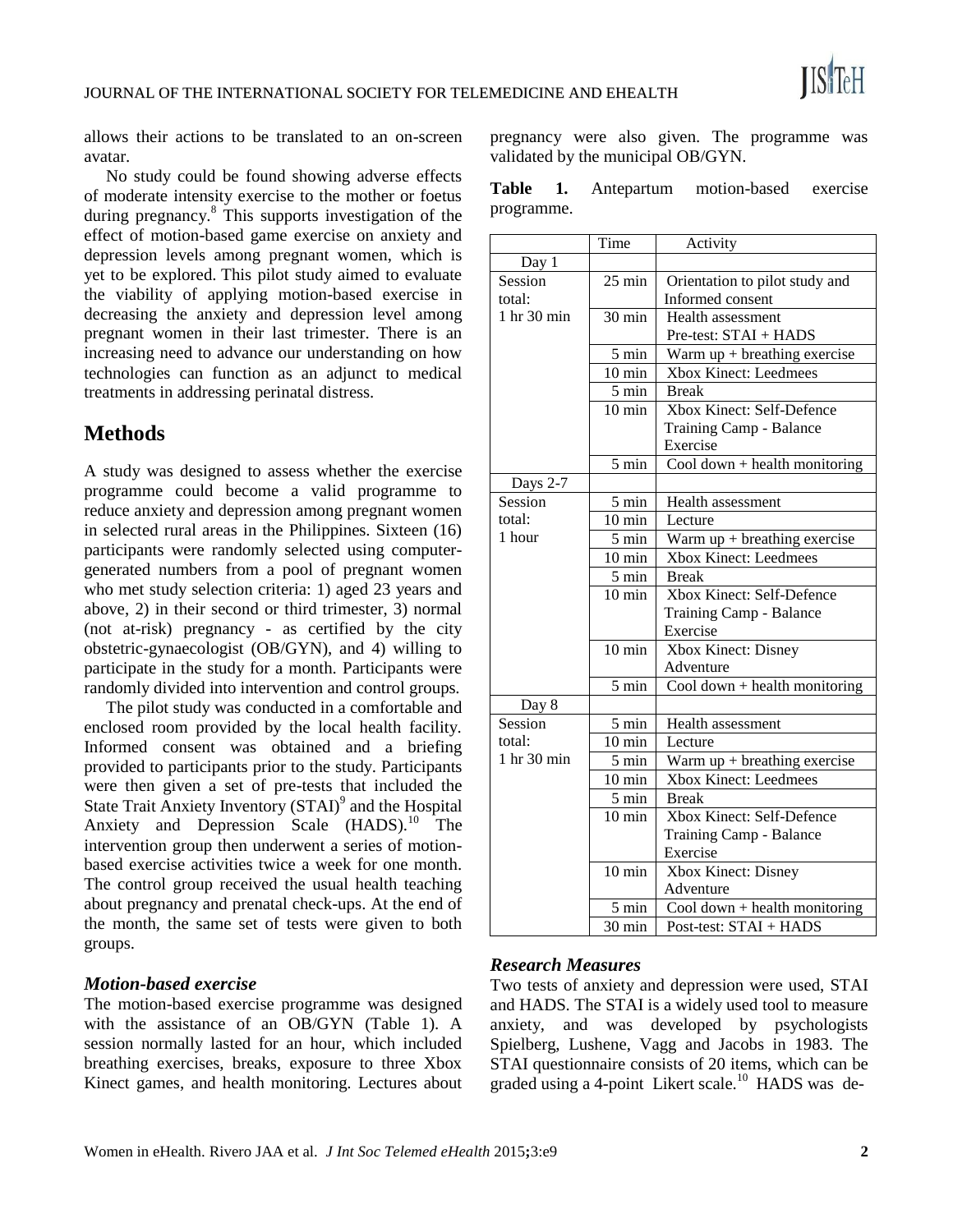allows their actions to be translated to an on-screen avatar.

No study could be found showing adverse effects of moderate intensity exercise to the mother or foetus during pregnancy.[8] This supports investigation of the effect of motion-based game exercise on anxiety and depression levels among pregnant women, which is yet to be explored. This pilot study aimed to evaluate the viability of applying motion-based exercise in decreasing the anxiety and depression level among pregnant women in their last trimester. There is an increasing need to advance our understanding on how technologies can function as an adjunct to medical treatments in addressing perinatal distress.

## Methods

A study was designed to assess whether the exercise programme could become a valid programme to reduce anxiety and depression among pregnant women in selected rural areas in the Philippines. Sixteen (16) participants were randomly selected using computer-generated numbers from a pool of pregnant women who met study selection criteria: 1) aged 23 years and above, 2) in their second or third trimester, 3) normal (not at-risk) pregnancy - as certified by the city obstetric-gynaecologist (OB/GYN), and 4) willing to participate in the study for a month. Participants were randomly divided into intervention and control groups.

The pilot study was conducted in a comfortable and enclosed room provided by the local health facility. Informed consent was obtained and a briefing provided to participants prior to the study. Participants were then given a set of pre-tests that included the State Trait Anxiety Inventory (STAI)[9] and the Hospital Anxiety and Depression Scale (HADS).[10] The intervention group then underwent a series of motion-based exercise activities twice a week for one month. The control group received the usual health teaching about pregnancy and prenatal check-ups. At the end of the month, the same set of tests were given to both groups.

### *Motion-based exercise*

The motion-based exercise programme was designed with the assistance of an OB/GYN (Table 1). A session normally lasted for an hour, which included breathing exercises, breaks, exposure to three Xbox Kinect games, and health monitoring. Lectures about pregnancy were also given. The programme was validated by the municipal OB/GYN.

**Table 1.** Antepartum motion-based exercise programme.

| | Time | Activity |
|---|---|---|
| Day 1 | | |
| Session total: 1 hr 30 min | 25 min | Orientation to pilot study and Informed consent |
| | 30 min | Health assessment Pre-test: STAI + HADS |
| | 5 min | Warm up + breathing exercise |
| | 10 min | Xbox Kinect: Leedmees |
| | 5 min | Break |
| | 10 min | Xbox Kinect: Self-Defence Training Camp - Balance Exercise |
| | 5 min | Cool down + health monitoring |
| Days 2-7 | | |
| Session total: 1 hour | 5 min | Health assessment |
| | 10 min | Lecture |
| | 5 min | Warm up + breathing exercise |
| | 10 min | Xbox Kinect: Leedmees |
| | 5 min | Break |
| | 10 min | Xbox Kinect: Self-Defence Training Camp - Balance Exercise |
| | 10 min | Xbox Kinect: Disney Adventure |
| | 5 min | Cool down + health monitoring |
| Day 8 | | |
| Session total: 1 hr 30 min | 5 min | Health assessment |
| | 10 min | Lecture |
| | 5 min | Warm up + breathing exercise |
| | 10 min | Xbox Kinect: Leedmees |
| | 5 min | Break |
| | 10 min | Xbox Kinect: Self-Defence Training Camp - Balance Exercise |
| | 10 min | Xbox Kinect: Disney Adventure |
| | 5 min | Cool down + health monitoring |
| | 30 min | Post-test: STAI + HADS |

### *Research Measures*

Two tests of anxiety and depression were used, STAI and HADS. The STAI is a widely used tool to measure anxiety, and was developed by psychologists Spielberg, Lushene, Vagg and Jacobs in 1983. The STAI questionnaire consists of 20 items, which can be graded using a 4-point Likert scale.[10] HADS was de-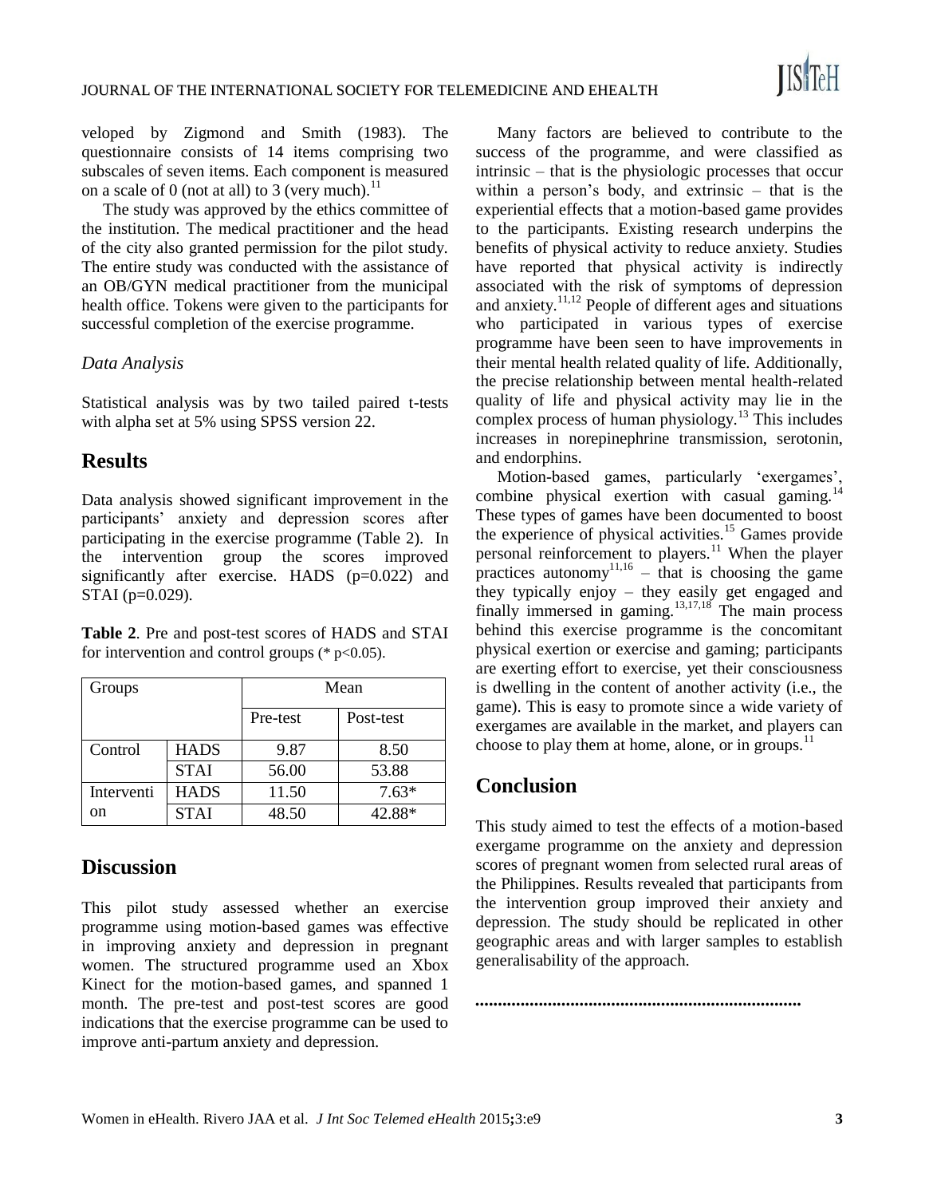veloped by Zigmond and Smith (1983). The questionnaire consists of 14 items comprising two subscales of seven items. Each component is measured on a scale of 0 (not at all) to 3 (very much).[11]

The study was approved by the ethics committee of the institution. The medical practitioner and the head of the city also granted permission for the pilot study. The entire study was conducted with the assistance of an OB/GYN medical practitioner from the municipal health office. Tokens were given to the participants for successful completion of the exercise programme.

### *Data Analysis*

Statistical analysis was by two tailed paired t-tests with alpha set at 5% using SPSS version 22.

## Results

Data analysis showed significant improvement in the participants' anxiety and depression scores after participating in the exercise programme (Table 2). In the intervention group the scores improved significantly after exercise. HADS (p=0.022) and STAI (p=0.029).

**Table 2**. Pre and post-test scores of HADS and STAI for intervention and control groups (* p<0.05).

| Groups | | Mean | |
|---|---|---|---|
| | | Pre-test | Post-test |
| Control | HADS | 9.87 | 8.50 |
| | STAI | 56.00 | 53.88 |
| Intervention | HADS | 11.50 | 7.63* |
| | STAI | 48.50 | 42.88* |

## Discussion

This pilot study assessed whether an exercise programme using motion-based games was effective in improving anxiety and depression in pregnant women. The structured programme used an Xbox Kinect for the motion-based games, and spanned 1 month. The pre-test and post-test scores are good indications that the exercise programme can be used to improve anti-partum anxiety and depression.

Many factors are believed to contribute to the success of the programme, and were classified as intrinsic – that is the physiologic processes that occur within a person's body, and extrinsic – that is the experiential effects that a motion-based game provides to the participants. Existing research underpins the benefits of physical activity to reduce anxiety. Studies have reported that physical activity is indirectly associated with the risk of symptoms of depression and anxiety.[11,12] People of different ages and situations who participated in various types of exercise programme have been seen to have improvements in their mental health related quality of life. Additionally, the precise relationship between mental health-related quality of life and physical activity may lie in the complex process of human physiology.[13] This includes increases in norepinephrine transmission, serotonin, and endorphins.

Motion-based games, particularly 'exergames', combine physical exertion with casual gaming.[14] These types of games have been documented to boost the experience of physical activities.[15] Games provide personal reinforcement to players.[11] When the player practices autonomy[11,16] – that is choosing the game they typically enjoy – they easily get engaged and finally immersed in gaming.[13,17,18] The main process behind this exercise programme is the concomitant physical exertion or exercise and gaming; participants are exerting effort to exercise, yet their consciousness is dwelling in the content of another activity (i.e., the game). This is easy to promote since a wide variety of exergames are available in the market, and players can choose to play them at home, alone, or in groups.[11]

## Conclusion

This study aimed to test the effects of a motion-based exergame programme on the anxiety and depression scores of pregnant women from selected rural areas of the Philippines. Results revealed that participants from the intervention group improved their anxiety and depression. The study should be replicated in other geographic areas and with larger samples to establish generalisability of the approach.

........................................................................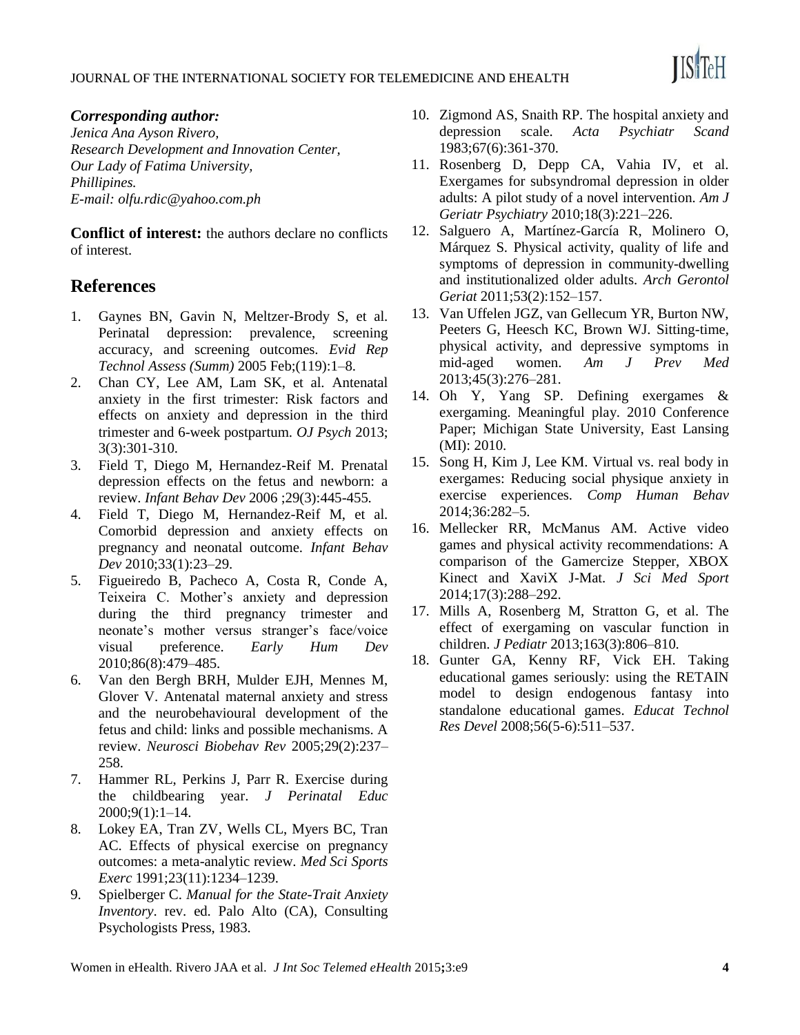*Corresponding author:*
*Jenica Ana Ayson Rivero,*
*Research Development and Innovation Center,*
*Our Lady of Fatima University,*
*Phillipines.*
*E-mail: olfu.rdic@yahoo.com.ph*

**Conflict of interest:** the authors declare no conflicts of interest.

## References

1. Gaynes BN, Gavin N, Meltzer-Brody S, et al. Perinatal depression: prevalence, screening accuracy, and screening outcomes. *Evid Rep Technol Assess (Summ)* 2005 Feb;(119):1–8.
2. Chan CY, Lee AM, Lam SK, et al. Antenatal anxiety in the first trimester: Risk factors and effects on anxiety and depression in the third trimester and 6-week postpartum. *OJ Psych* 2013; 3(3):301-310.
3. Field T, Diego M, Hernandez-Reif M. Prenatal depression effects on the fetus and newborn: a review. *Infant Behav Dev* 2006 ;29(3):445-455.
4. Field T, Diego M, Hernandez-Reif M, et al. Comorbid depression and anxiety effects on pregnancy and neonatal outcome. *Infant Behav Dev* 2010;33(1):23–29.
5. Figueiredo B, Pacheco A, Costa R, Conde A, Teixeira C. Mother's anxiety and depression during the third pregnancy trimester and neonate's mother versus stranger's face/voice visual preference. *Early Hum Dev* 2010;86(8):479–485.
6. Van den Bergh BRH, Mulder EJH, Mennes M, Glover V. Antenatal maternal anxiety and stress and the neurobehavioural development of the fetus and child: links and possible mechanisms. A review. *Neurosci Biobehav Rev* 2005;29(2):237–258.
7. Hammer RL, Perkins J, Parr R. Exercise during the childbearing year. *J Perinatal Educ* 2000;9(1):1–14.
8. Lokey EA, Tran ZV, Wells CL, Myers BC, Tran AC. Effects of physical exercise on pregnancy outcomes: a meta-analytic review. *Med Sci Sports Exerc* 1991;23(11):1234–1239.
9. Spielberger C. *Manual for the State-Trait Anxiety Inventory*. rev. ed. Palo Alto (CA), Consulting Psychologists Press, 1983.
10. Zigmond AS, Snaith RP. The hospital anxiety and depression scale. *Acta Psychiatr Scand* 1983;67(6):361-370.
11. Rosenberg D, Depp CA, Vahia IV, et al. Exergames for subsyndromal depression in older adults: A pilot study of a novel intervention. *Am J Geriatr Psychiatry* 2010;18(3):221–226.
12. Salguero A, Martínez-García R, Molinero O, Márquez S. Physical activity, quality of life and symptoms of depression in community-dwelling and institutionalized older adults. *Arch Gerontol Geriat* 2011;53(2):152–157.
13. Van Uffelen JGZ, van Gellecum YR, Burton NW, Peeters G, Heesch KC, Brown WJ. Sitting-time, physical activity, and depressive symptoms in mid-aged women. *Am J Prev Med* 2013;45(3):276–281.
14. Oh Y, Yang SP. Defining exergames & exergaming. Meaningful play. 2010 Conference Paper; Michigan State University, East Lansing (MI): 2010.
15. Song H, Kim J, Lee KM. Virtual vs. real body in exergames: Reducing social physique anxiety in exercise experiences. *Comp Human Behav* 2014;36:282–5.
16. Mellecker RR, McManus AM. Active video games and physical activity recommendations: A comparison of the Gamercize Stepper, XBOX Kinect and XaviX J-Mat. *J Sci Med Sport* 2014;17(3):288–292.
17. Mills A, Rosenberg M, Stratton G, et al. The effect of exergaming on vascular function in children. *J Pediatr* 2013;163(3):806–810.
18. Gunter GA, Kenny RF, Vick EH. Taking educational games seriously: using the RETAIN model to design endogenous fantasy into standalone educational games. *Educat Technol Res Devel* 2008;56(5-6):511–537.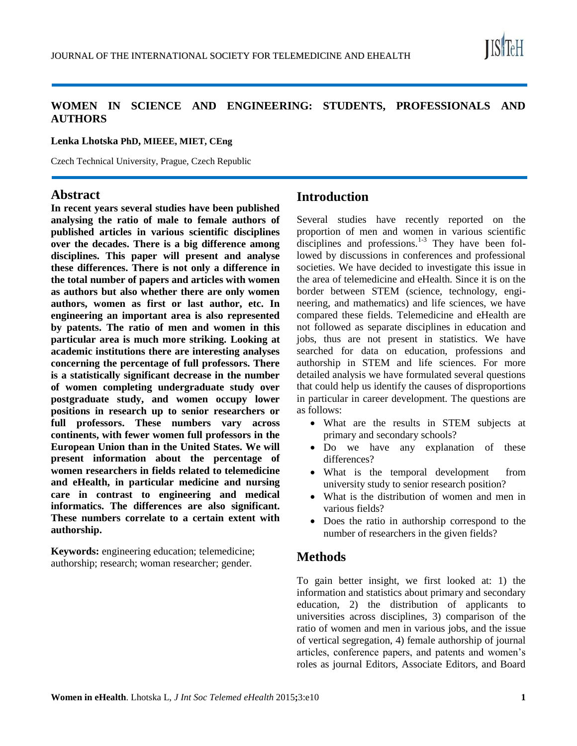# WOMEN IN SCIENCE AND ENGINEERING: STUDENTS, PROFESSIONALS AND AUTHORS

**Lenka Lhotska PhD, MIEEE, MIET, CEng**

Czech Technical University, Prague, Czech Republic

## Abstract

**In recent years several studies have been published analysing the ratio of male to female authors of published articles in various scientific disciplines over the decades. There is a big difference among disciplines. This paper will present and analyse these differences. There is not only a difference in the total number of papers and articles with women as authors but also whether there are only women authors, women as first or last author, etc. In engineering an important area is also represented by patents. The ratio of men and women in this particular area is much more striking. Looking at academic institutions there are interesting analyses concerning the percentage of full professors. There is a statistically significant decrease in the number of women completing undergraduate study over postgraduate study, and women occupy lower positions in research up to senior researchers or full professors. These numbers vary across continents, with fewer women full professors in the European Union than in the United States. We will present information about the percentage of women researchers in fields related to telemedicine and eHealth, in particular medicine and nursing care in contrast to engineering and medical informatics. The differences are also significant. These numbers correlate to a certain extent with authorship.**

**Keywords:** engineering education; telemedicine; authorship; research; woman researcher; gender.

## Introduction

Several studies have recently reported on the proportion of men and women in various scientific disciplines and professions.[1-3] They have been followed by discussions in conferences and professional societies. We have decided to investigate this issue in the area of telemedicine and eHealth. Since it is on the border between STEM (science, technology, engineering, and mathematics) and life sciences, we have compared these fields. Telemedicine and eHealth are not followed as separate disciplines in education and jobs, thus are not present in statistics. We have searched for data on education, professions and authorship in STEM and life sciences. For more detailed analysis we have formulated several questions that could help us identify the causes of disproportions in particular in career development. The questions are as follows:

- What are the results in STEM subjects at primary and secondary schools?
- Do we have any explanation of these differences?
- What is the temporal development from university study to senior research position?
- What is the distribution of women and men in various fields?
- Does the ratio in authorship correspond to the number of researchers in the given fields?

## Methods

To gain better insight, we first looked at: 1) the information and statistics about primary and secondary education, 2) the distribution of applicants to universities across disciplines, 3) comparison of the ratio of women and men in various jobs, and the issue of vertical segregation, 4) female authorship of journal articles, conference papers, and patents and women's roles as journal Editors, Associate Editors, and Board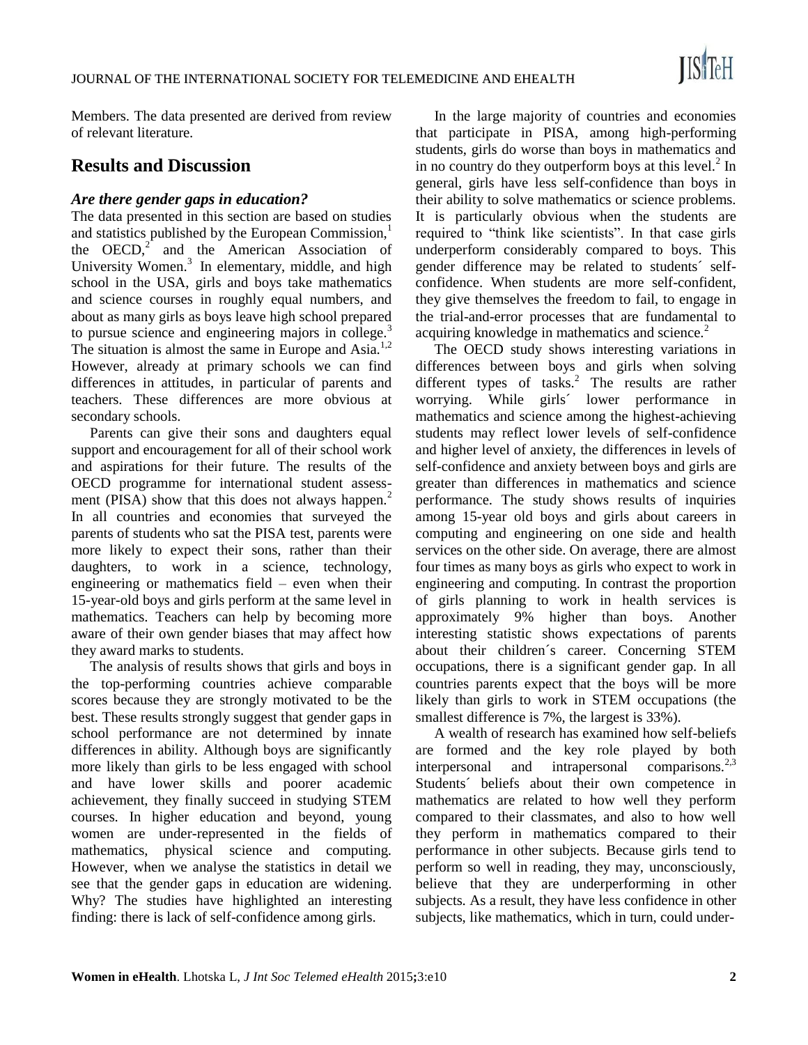Members. The data presented are derived from review of relevant literature.

## Results and Discussion

### *Are there gender gaps in education?*

The data presented in this section are based on studies and statistics published by the European Commission,[1] the OECD,[2] and the American Association of University Women.[3] In elementary, middle, and high school in the USA, girls and boys take mathematics and science courses in roughly equal numbers, and about as many girls as boys leave high school prepared to pursue science and engineering majors in college.[3] The situation is almost the same in Europe and Asia.[1,2] However, already at primary schools we can find differences in attitudes, in particular of parents and teachers. These differences are more obvious at secondary schools.

Parents can give their sons and daughters equal support and encouragement for all of their school work and aspirations for their future. The results of the OECD programme for international student assessment (PISA) show that this does not always happen.[2] In all countries and economies that surveyed the parents of students who sat the PISA test, parents were more likely to expect their sons, rather than their daughters, to work in a science, technology, engineering or mathematics field – even when their 15-year-old boys and girls perform at the same level in mathematics. Teachers can help by becoming more aware of their own gender biases that may affect how they award marks to students.

The analysis of results shows that girls and boys in the top-performing countries achieve comparable scores because they are strongly motivated to be the best. These results strongly suggest that gender gaps in school performance are not determined by innate differences in ability. Although boys are significantly more likely than girls to be less engaged with school and have lower skills and poorer academic achievement, they finally succeed in studying STEM courses. In higher education and beyond, young women are under-represented in the fields of mathematics, physical science and computing. However, when we analyse the statistics in detail we see that the gender gaps in education are widening. Why? The studies have highlighted an interesting finding: there is lack of self-confidence among girls.

In the large majority of countries and economies that participate in PISA, among high-performing students, girls do worse than boys in mathematics and in no country do they outperform boys at this level.[2] In general, girls have less self-confidence than boys in their ability to solve mathematics or science problems. It is particularly obvious when the students are required to "think like scientists". In that case girls underperform considerably compared to boys. This gender difference may be related to students´ self-confidence. When students are more self-confident, they give themselves the freedom to fail, to engage in the trial-and-error processes that are fundamental to acquiring knowledge in mathematics and science.[2]

The OECD study shows interesting variations in differences between boys and girls when solving different types of tasks.[2] The results are rather worrying. While girls´ lower performance in mathematics and science among the highest-achieving students may reflect lower levels of self-confidence and higher level of anxiety, the differences in levels of self-confidence and anxiety between boys and girls are greater than differences in mathematics and science performance. The study shows results of inquiries among 15-year old boys and girls about careers in computing and engineering on one side and health services on the other side. On average, there are almost four times as many boys as girls who expect to work in engineering and computing. In contrast the proportion of girls planning to work in health services is approximately 9% higher than boys. Another interesting statistic shows expectations of parents about their children´s career. Concerning STEM occupations, there is a significant gender gap. In all countries parents expect that the boys will be more likely than girls to work in STEM occupations (the smallest difference is 7%, the largest is 33%).

A wealth of research has examined how self-beliefs are formed and the key role played by both interpersonal and intrapersonal comparisons.[2,3] Students´ beliefs about their own competence in mathematics are related to how well they perform compared to their classmates, and also to how well they perform in mathematics compared to their performance in other subjects. Because girls tend to perform so well in reading, they may, unconsciously, believe that they are underperforming in other subjects. As a result, they have less confidence in other subjects, like mathematics, which in turn, could under-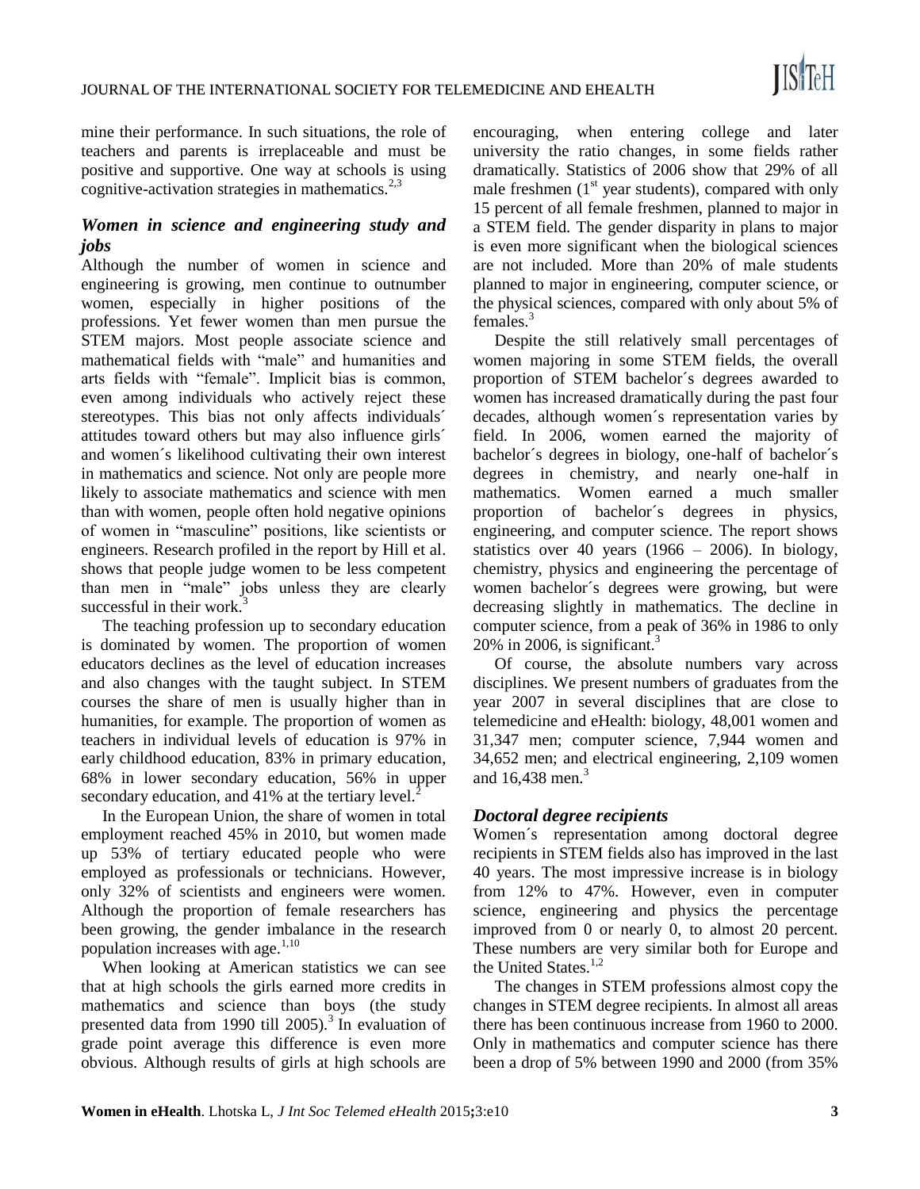mine their performance. In such situations, the role of teachers and parents is irreplaceable and must be positive and supportive. One way at schools is using cognitive-activation strategies in mathematics.[2,3]

### *Women in science and engineering study and jobs*

Although the number of women in science and engineering is growing, men continue to outnumber women, especially in higher positions of the professions. Yet fewer women than men pursue the STEM majors. Most people associate science and mathematical fields with "male" and humanities and arts fields with "female". Implicit bias is common, even among individuals who actively reject these stereotypes. This bias not only affects individuals´ attitudes toward others but may also influence girls´ and women´s likelihood cultivating their own interest in mathematics and science. Not only are people more likely to associate mathematics and science with men than with women, people often hold negative opinions of women in "masculine" positions, like scientists or engineers. Research profiled in the report by Hill et al. shows that people judge women to be less competent than men in "male" jobs unless they are clearly successful in their work.[3]

The teaching profession up to secondary education is dominated by women. The proportion of women educators declines as the level of education increases and also changes with the taught subject. In STEM courses the share of men is usually higher than in humanities, for example. The proportion of women as teachers in individual levels of education is 97% in early childhood education, 83% in primary education, 68% in lower secondary education, 56% in upper secondary education, and 41% at the tertiary level.[2]

In the European Union, the share of women in total employment reached 45% in 2010, but women made up 53% of tertiary educated people who were employed as professionals or technicians. However, only 32% of scientists and engineers were women. Although the proportion of female researchers has been growing, the gender imbalance in the research population increases with age.[1,10]

When looking at American statistics we can see that at high schools the girls earned more credits in mathematics and science than boys (the study presented data from 1990 till 2005).[3] In evaluation of grade point average this difference is even more obvious. Although results of girls at high schools are encouraging, when entering college and later university the ratio changes, in some fields rather dramatically. Statistics of 2006 show that 29% of all male freshmen (1st year students), compared with only 15 percent of all female freshmen, planned to major in a STEM field. The gender disparity in plans to major is even more significant when the biological sciences are not included. More than 20% of male students planned to major in engineering, computer science, or the physical sciences, compared with only about 5% of females.[3]

Despite the still relatively small percentages of women majoring in some STEM fields, the overall proportion of STEM bachelor´s degrees awarded to women has increased dramatically during the past four decades, although women´s representation varies by field. In 2006, women earned the majority of bachelor´s degrees in biology, one-half of bachelor´s degrees in chemistry, and nearly one-half in mathematics. Women earned a much smaller proportion of bachelor´s degrees in physics, engineering, and computer science. The report shows statistics over 40 years (1966 – 2006). In biology, chemistry, physics and engineering the percentage of women bachelor´s degrees were growing, but were decreasing slightly in mathematics. The decline in computer science, from a peak of 36% in 1986 to only 20% in 2006, is significant.[3]

Of course, the absolute numbers vary across disciplines. We present numbers of graduates from the year 2007 in several disciplines that are close to telemedicine and eHealth: biology, 48,001 women and 31,347 men; computer science, 7,944 women and 34,652 men; and electrical engineering, 2,109 women and 16,438 men.[3]

### *Doctoral degree recipients*

Women´s representation among doctoral degree recipients in STEM fields also has improved in the last 40 years. The most impressive increase is in biology from 12% to 47%. However, even in computer science, engineering and physics the percentage improved from 0 or nearly 0, to almost 20 percent. These numbers are very similar both for Europe and the United States.[1,2]

The changes in STEM professions almost copy the changes in STEM degree recipients. In almost all areas there has been continuous increase from 1960 to 2000. Only in mathematics and computer science has there been a drop of 5% between 1990 and 2000 (from 35%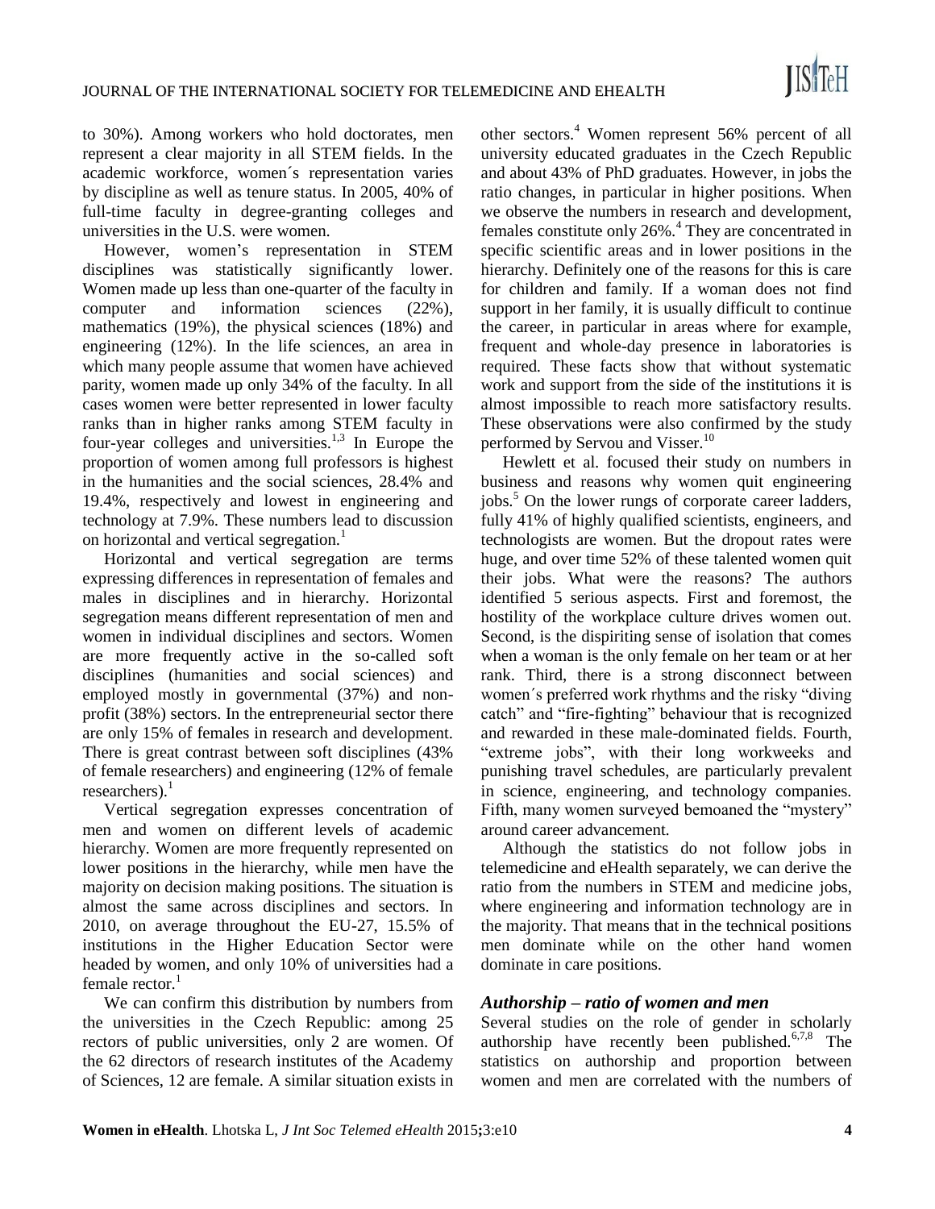to 30%). Among workers who hold doctorates, men represent a clear majority in all STEM fields. In the academic workforce, women´s representation varies by discipline as well as tenure status. In 2005, 40% of full-time faculty in degree-granting colleges and universities in the U.S. were women.

However, women's representation in STEM disciplines was statistically significantly lower. Women made up less than one-quarter of the faculty in computer and information sciences (22%), mathematics (19%), the physical sciences (18%) and engineering (12%). In the life sciences, an area in which many people assume that women have achieved parity, women made up only 34% of the faculty. In all cases women were better represented in lower faculty ranks than in higher ranks among STEM faculty in four-year colleges and universities.[1,3] In Europe the proportion of women among full professors is highest in the humanities and the social sciences, 28.4% and 19.4%, respectively and lowest in engineering and technology at 7.9%. These numbers lead to discussion on horizontal and vertical segregation.[1]

Horizontal and vertical segregation are terms expressing differences in representation of females and males in disciplines and in hierarchy. Horizontal segregation means different representation of men and women in individual disciplines and sectors. Women are more frequently active in the so-called soft disciplines (humanities and social sciences) and employed mostly in governmental (37%) and non-profit (38%) sectors. In the entrepreneurial sector there are only 15% of females in research and development. There is great contrast between soft disciplines (43% of female researchers) and engineering (12% of female researchers).[1]

Vertical segregation expresses concentration of men and women on different levels of academic hierarchy. Women are more frequently represented on lower positions in the hierarchy, while men have the majority on decision making positions. The situation is almost the same across disciplines and sectors. In 2010, on average throughout the EU-27, 15.5% of institutions in the Higher Education Sector were headed by women, and only 10% of universities had a female rector.[1]

We can confirm this distribution by numbers from the universities in the Czech Republic: among 25 rectors of public universities, only 2 are women. Of the 62 directors of research institutes of the Academy of Sciences, 12 are female. A similar situation exists in other sectors.[4] Women represent 56% percent of all university educated graduates in the Czech Republic and about 43% of PhD graduates. However, in jobs the ratio changes, in particular in higher positions. When we observe the numbers in research and development, females constitute only 26%.[4] They are concentrated in specific scientific areas and in lower positions in the hierarchy. Definitely one of the reasons for this is care for children and family. If a woman does not find support in her family, it is usually difficult to continue the career, in particular in areas where for example, frequent and whole-day presence in laboratories is required. These facts show that without systematic work and support from the side of the institutions it is almost impossible to reach more satisfactory results. These observations were also confirmed by the study performed by Servou and Visser.[10]

Hewlett et al. focused their study on numbers in business and reasons why women quit engineering jobs.[5] On the lower rungs of corporate career ladders, fully 41% of highly qualified scientists, engineers, and technologists are women. But the dropout rates were huge, and over time 52% of these talented women quit their jobs. What were the reasons? The authors identified 5 serious aspects. First and foremost, the hostility of the workplace culture drives women out. Second, is the dispiriting sense of isolation that comes when a woman is the only female on her team or at her rank. Third, there is a strong disconnect between women´s preferred work rhythms and the risky "diving catch" and "fire-fighting" behaviour that is recognized and rewarded in these male-dominated fields. Fourth, "extreme jobs", with their long workweeks and punishing travel schedules, are particularly prevalent in science, engineering, and technology companies. Fifth, many women surveyed bemoaned the "mystery" around career advancement.

Although the statistics do not follow jobs in telemedicine and eHealth separately, we can derive the ratio from the numbers in STEM and medicine jobs, where engineering and information technology are in the majority. That means that in the technical positions men dominate while on the other hand women dominate in care positions.

### *Authorship – ratio of women and men*

Several studies on the role of gender in scholarly authorship have recently been published.[6,7,8] The statistics on authorship and proportion between women and men are correlated with the numbers of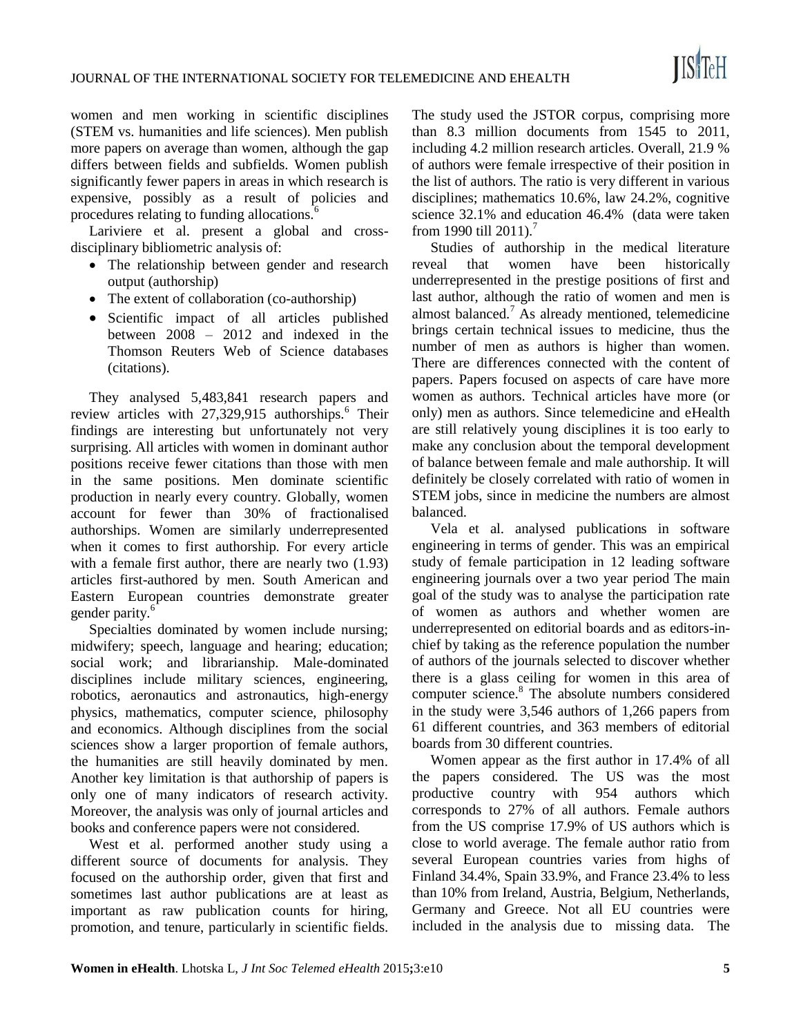women and men working in scientific disciplines (STEM vs. humanities and life sciences). Men publish more papers on average than women, although the gap differs between fields and subfields. Women publish significantly fewer papers in areas in which research is expensive, possibly as a result of policies and procedures relating to funding allocations.[6]

Lariviere et al. present a global and cross-disciplinary bibliometric analysis of:

- The relationship between gender and research output (authorship)
- The extent of collaboration (co-authorship)
- Scientific impact of all articles published between 2008 – 2012 and indexed in the Thomson Reuters Web of Science databases (citations).

They analysed 5,483,841 research papers and review articles with 27,329,915 authorships.[6] Their findings are interesting but unfortunately not very surprising. All articles with women in dominant author positions receive fewer citations than those with men in the same positions. Men dominate scientific production in nearly every country. Globally, women account for fewer than 30% of fractionalised authorships. Women are similarly underrepresented when it comes to first authorship. For every article with a female first author, there are nearly two (1.93) articles first-authored by men. South American and Eastern European countries demonstrate greater gender parity.[6]

Specialties dominated by women include nursing; midwifery; speech, language and hearing; education; social work; and librarianship. Male-dominated disciplines include military sciences, engineering, robotics, aeronautics and astronautics, high-energy physics, mathematics, computer science, philosophy and economics. Although disciplines from the social sciences show a larger proportion of female authors, the humanities are still heavily dominated by men. Another key limitation is that authorship of papers is only one of many indicators of research activity. Moreover, the analysis was only of journal articles and books and conference papers were not considered.

West et al. performed another study using a different source of documents for analysis. They focused on the authorship order, given that first and sometimes last author publications are at least as important as raw publication counts for hiring, promotion, and tenure, particularly in scientific fields. The study used the JSTOR corpus, comprising more than 8.3 million documents from 1545 to 2011, including 4.2 million research articles. Overall, 21.9 % of authors were female irrespective of their position in the list of authors. The ratio is very different in various disciplines; mathematics 10.6%, law 24.2%, cognitive science 32.1% and education 46.4% (data were taken from 1990 till 2011).[7]

Studies of authorship in the medical literature reveal that women have been historically underrepresented in the prestige positions of first and last author, although the ratio of women and men is almost balanced.[7] As already mentioned, telemedicine brings certain technical issues to medicine, thus the number of men as authors is higher than women. There are differences connected with the content of papers. Papers focused on aspects of care have more women as authors. Technical articles have more (or only) men as authors. Since telemedicine and eHealth are still relatively young disciplines it is too early to make any conclusion about the temporal development of balance between female and male authorship. It will definitely be closely correlated with ratio of women in STEM jobs, since in medicine the numbers are almost balanced.

Vela et al. analysed publications in software engineering in terms of gender. This was an empirical study of female participation in 12 leading software engineering journals over a two year period The main goal of the study was to analyse the participation rate of women as authors and whether women are underrepresented on editorial boards and as editors-in-chief by taking as the reference population the number of authors of the journals selected to discover whether there is a glass ceiling for women in this area of computer science.[8] The absolute numbers considered in the study were 3,546 authors of 1,266 papers from 61 different countries, and 363 members of editorial boards from 30 different countries.

Women appear as the first author in 17.4% of all the papers considered. The US was the most productive country with 954 authors which corresponds to 27% of all authors. Female authors from the US comprise 17.9% of US authors which is close to world average. The female author ratio from several European countries varies from highs of Finland 34.4%, Spain 33.9%, and France 23.4% to less than 10% from Ireland, Austria, Belgium, Netherlands, Germany and Greece. Not all EU countries were included in the analysis due to missing data. The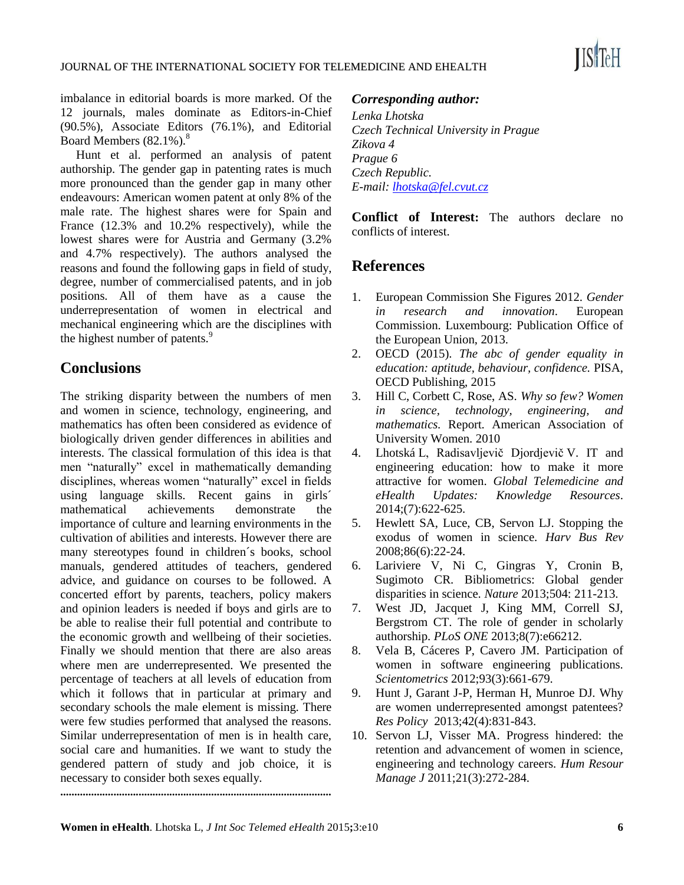imbalance in editorial boards is more marked. Of the 12 journals, males dominate as Editors-in-Chief (90.5%), Associate Editors (76.1%), and Editorial Board Members (82.1%).[8]

Hunt et al. performed an analysis of patent authorship. The gender gap in patenting rates is much more pronounced than the gender gap in many other endeavours: American women patent at only 8% of the male rate. The highest shares were for Spain and France (12.3% and 10.2% respectively), while the lowest shares were for Austria and Germany (3.2% and 4.7% respectively). The authors analysed the reasons and found the following gaps in field of study, degree, number of commercialised patents, and in job positions. All of them have as a cause the underrepresentation of women in electrical and mechanical engineering which are the disciplines with the highest number of patents.[9]

## Conclusions

The striking disparity between the numbers of men and women in science, technology, engineering, and mathematics has often been considered as evidence of biologically driven gender differences in abilities and interests. The classical formulation of this idea is that men "naturally" excel in mathematically demanding disciplines, whereas women "naturally" excel in fields using language skills. Recent gains in girls´ mathematical achievements demonstrate the importance of culture and learning environments in the cultivation of abilities and interests. However there are many stereotypes found in children´s books, school manuals, gendered attitudes of teachers, gendered advice, and guidance on courses to be followed. A concerted effort by parents, teachers, policy makers and opinion leaders is needed if boys and girls are to be able to realise their full potential and contribute to the economic growth and wellbeing of their societies. Finally we should mention that there are also areas where men are underrepresented. We presented the percentage of teachers at all levels of education from which it follows that in particular at primary and secondary schools the male element is missing. There were few studies performed that analysed the reasons. Similar underrepresentation of men is in health care, social care and humanities. If we want to study the gendered pattern of study and job choice, it is necessary to consider both sexes equally.

...............................................................................................

***Corresponding author:***

*Lenka Lhotska*
*Czech Technical University in Prague*
*Zikova 4*
*Prague 6*
*Czech Republic.*
*E-mail: lhotska@fel.cvut.cz*

**Conflict of Interest:** The authors declare no conflicts of interest.

## References

1. European Commission She Figures 2012. *Gender in research and innovation*. European Commission. Luxembourg: Publication Office of the European Union, 2013.
2. OECD (2015). *The abc of gender equality in education: aptitude, behaviour, confidence.* PISA, OECD Publishing, 2015
3. Hill C, Corbett C, Rose, AS. *Why so few? Women in science, technology, engineering, and mathematics.* Report. American Association of University Women. 2010
4. Lhotská L, Radisavljevič Djordjevič V. IT and engineering education: how to make it more attractive for women. *Global Telemedicine and eHealth Updates: Knowledge Resources*. 2014;(7):622-625.
5. Hewlett SA, Luce, CB, Servon LJ. Stopping the exodus of women in science. *Harv Bus Rev* 2008;86(6):22-24.
6. Lariviere V, Ni C, Gingras Y, Cronin B, Sugimoto CR. Bibliometrics: Global gender disparities in science. *Nature* 2013;504: 211-213.
7. West JD, Jacquet J, King MM, Correll SJ, Bergstrom CT. The role of gender in scholarly authorship. *PLoS ONE* 2013;8(7):e66212.
8. Vela B, Cáceres P, Cavero JM. Participation of women in software engineering publications. *Scientometrics* 2012;93(3):661-679.
9. Hunt J, Garant J-P, Herman H, Munroe DJ. Why are women underrepresented amongst patentees? *Res Policy* 2013;42(4):831-843.
10. Servon LJ, Visser MA. Progress hindered: the retention and advancement of women in science, engineering and technology careers. *Hum Resour Manage J* 2011;21(3):272-284.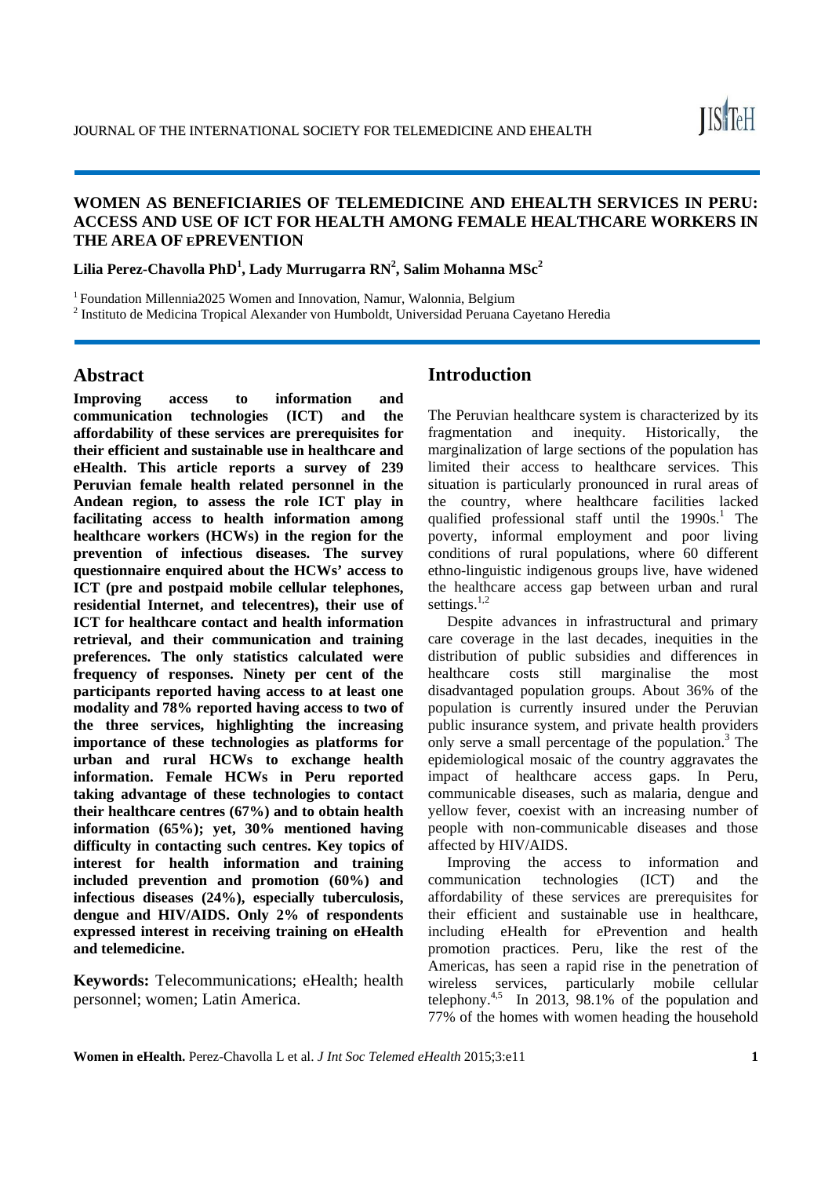# WOMEN AS BENEFICIARIES OF TELEMEDICINE AND EHEALTH SERVICES IN PERU: ACCESS AND USE OF ICT FOR HEALTH AMONG FEMALE HEALTHCARE WORKERS IN THE AREA OF EPREVENTION

**Lilia Perez-Chavolla PhD[1], Lady Murrugarra RN[2], Salim Mohanna MSc[2]**

[1] Foundation Millennia2025 Women and Innovation, Namur, Walonnia, Belgium

[2] Instituto de Medicina Tropical Alexander von Humboldt, Universidad Peruana Cayetano Heredia

## Abstract

**Improving access to information and communication technologies (ICT) and the affordability of these services are prerequisites for their efficient and sustainable use in healthcare and eHealth. This article reports a survey of 239 Peruvian female health related personnel in the Andean region, to assess the role ICT play in facilitating access to health information among healthcare workers (HCWs) in the region for the prevention of infectious diseases. The survey questionnaire enquired about the HCWs' access to ICT (pre and postpaid mobile cellular telephones, residential Internet, and telecentres), their use of ICT for healthcare contact and health information retrieval, and their communication and training preferences. The only statistics calculated were frequency of responses. Ninety per cent of the participants reported having access to at least one modality and 78% reported having access to two of the three services, highlighting the increasing importance of these technologies as platforms for urban and rural HCWs to exchange health information. Female HCWs in Peru reported taking advantage of these technologies to contact their healthcare centres (67%) and to obtain health information (65%); yet, 30% mentioned having difficulty in contacting such centres. Key topics of interest for health information and training included prevention and promotion (60%) and infectious diseases (24%), especially tuberculosis, dengue and HIV/AIDS. Only 2% of respondents expressed interest in receiving training on eHealth and telemedicine.**

**Keywords:** Telecommunications; eHealth; health personnel; women; Latin America.

## Introduction

The Peruvian healthcare system is characterized by its fragmentation and inequity. Historically, the marginalization of large sections of the population has limited their access to healthcare services. This situation is particularly pronounced in rural areas of the country, where healthcare facilities lacked qualified professional staff until the 1990s.[1] The poverty, informal employment and poor living conditions of rural populations, where 60 different ethno-linguistic indigenous groups live, have widened the healthcare access gap between urban and rural settings.[1,2]

Despite advances in infrastructural and primary care coverage in the last decades, inequities in the distribution of public subsidies and differences in healthcare costs still marginalise the most disadvantaged population groups. About 36% of the population is currently insured under the Peruvian public insurance system, and private health providers only serve a small percentage of the population.[3] The epidemiological mosaic of the country aggravates the impact of healthcare access gaps. In Peru, communicable diseases, such as malaria, dengue and yellow fever, coexist with an increasing number of people with non-communicable diseases and those affected by HIV/AIDS.

Improving the access to information and communication technologies (ICT) and the affordability of these services are prerequisites for their efficient and sustainable use in healthcare, including eHealth for ePrevention and health promotion practices. Peru, like the rest of the Americas, has seen a rapid rise in the penetration of wireless services, particularly mobile cellular telephony.[4,5] In 2013, 98.1% of the population and 77% of the homes with women heading the household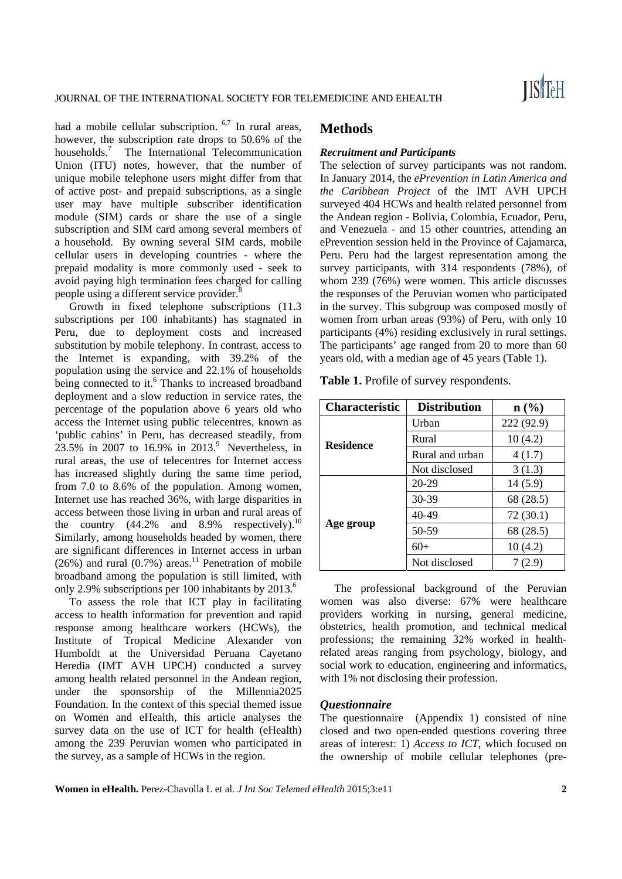had a mobile cellular subscription. [6,7] In rural areas, however, the subscription rate drops to 50.6% of the households.[7] The International Telecommunication Union (ITU) notes, however, that the number of unique mobile telephone users might differ from that of active post- and prepaid subscriptions, as a single user may have multiple subscriber identification module (SIM) cards or share the use of a single subscription and SIM card among several members of a household. By owning several SIM cards, mobile cellular users in developing countries - where the prepaid modality is more commonly used - seek to avoid paying high termination fees charged for calling people using a different service provider.[8]

Growth in fixed telephone subscriptions (11.3 subscriptions per 100 inhabitants) has stagnated in Peru, due to deployment costs and increased substitution by mobile telephony. In contrast, access to the Internet is expanding, with 39.2% of the population using the service and 22.1% of households being connected to it.[6] Thanks to increased broadband deployment and a slow reduction in service rates, the percentage of the population above 6 years old who access the Internet using public telecentres, known as 'public cabins' in Peru, has decreased steadily, from 23.5% in 2007 to 16.9% in 2013.[9] Nevertheless, in rural areas, the use of telecentres for Internet access has increased slightly during the same time period, from 7.0 to 8.6% of the population. Among women, Internet use has reached 36%, with large disparities in access between those living in urban and rural areas of the country (44.2% and 8.9% respectively).[10] Similarly, among households headed by women, there are significant differences in Internet access in urban (26%) and rural (0.7%) areas.[11] Penetration of mobile broadband among the population is still limited, with only 2.9% subscriptions per 100 inhabitants by 2013.[6]

To assess the role that ICT play in facilitating access to health information for prevention and rapid response among healthcare workers (HCWs), the Institute of Tropical Medicine Alexander von Humboldt at the Universidad Peruana Cayetano Heredia (IMT AVH UPCH) conducted a survey among health related personnel in the Andean region, under the sponsorship of the Millennia2025 Foundation. In the context of this special themed issue on Women and eHealth, this article analyses the survey data on the use of ICT for health (eHealth) among the 239 Peruvian women who participated in the survey, as a sample of HCWs in the region.

## Methods

### *Recruitment and Participants*

The selection of survey participants was not random. In January 2014, the *ePrevention in Latin America and the Caribbean Project* of the IMT AVH UPCH surveyed 404 HCWs and health related personnel from the Andean region - Bolivia, Colombia, Ecuador, Peru, and Venezuela - and 15 other countries, attending an ePrevention session held in the Province of Cajamarca, Peru. Peru had the largest representation among the survey participants, with 314 respondents (78%), of whom 239 (76%) were women. This article discusses the responses of the Peruvian women who participated in the survey. This subgroup was composed mostly of women from urban areas (93%) of Peru, with only 10 participants (4%) residing exclusively in rural settings. The participants' age ranged from 20 to more than 60 years old, with a median age of 45 years (Table 1).

**Table 1.** Profile of survey respondents.

| Characteristic | Distribution | n (%) |
|---|---|---|
| **Residence** | Urban | 222 (92.9) |
| | Rural | 10 (4.2) |
| | Rural and urban | 4 (1.7) |
| | Not disclosed | 3 (1.3) |
| **Age group** | 20-29 | 14 (5.9) |
| | 30-39 | 68 (28.5) |
| | 40-49 | 72 (30.1) |
| | 50-59 | 68 (28.5) |
| | 60+ | 10 (4.2) |
| | Not disclosed | 7 (2.9) |

The professional background of the Peruvian women was also diverse: 67% were healthcare providers working in nursing, general medicine, obstetrics, health promotion, and technical medical professions; the remaining 32% worked in health-related areas ranging from psychology, biology, and social work to education, engineering and informatics, with 1% not disclosing their profession.

### *Questionnaire*

The questionnaire (Appendix 1) consisted of nine closed and two open-ended questions covering three areas of interest: 1) *Access to ICT*, which focused on the ownership of mobile cellular telephones (pre-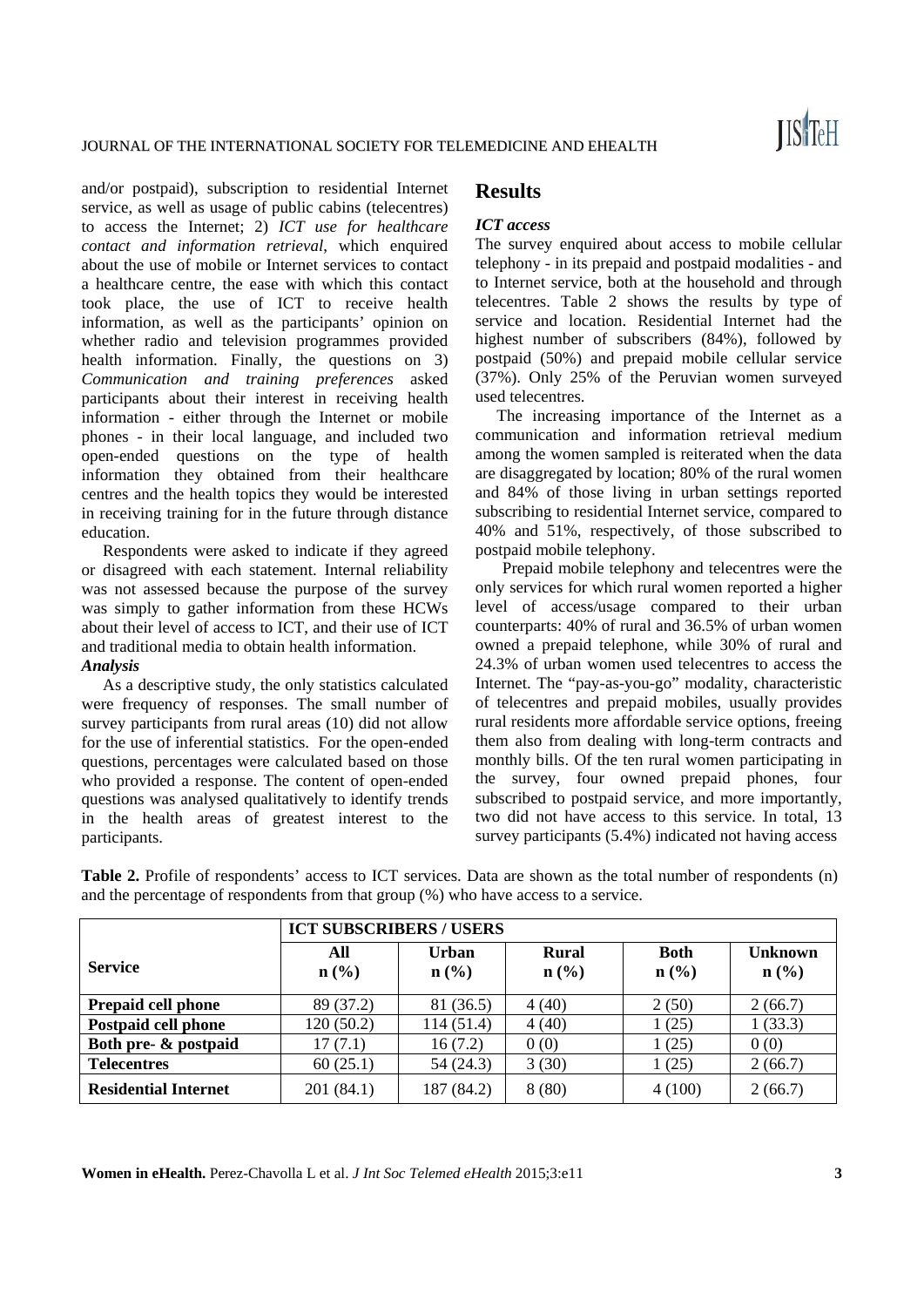and/or postpaid), subscription to residential Internet service, as well as usage of public cabins (telecentres) to access the Internet; 2) *ICT use for healthcare contact and information retrieval*, which enquired about the use of mobile or Internet services to contact a healthcare centre, the ease with which this contact took place, the use of ICT to receive health information, as well as the participants' opinion on whether radio and television programmes provided health information. Finally, the questions on 3) *Communication and training preferences* asked participants about their interest in receiving health information - either through the Internet or mobile phones - in their local language, and included two open-ended questions on the type of health information they obtained from their healthcare centres and the health topics they would be interested in receiving training for in the future through distance education.

Respondents were asked to indicate if they agreed or disagreed with each statement. Internal reliability was not assessed because the purpose of the survey was simply to gather information from these HCWs about their level of access to ICT, and their use of ICT and traditional media to obtain health information.

***Analysis***

As a descriptive study, the only statistics calculated were frequency of responses. The small number of survey participants from rural areas (10) did not allow for the use of inferential statistics. For the open-ended questions, percentages were calculated based on those who provided a response. The content of open-ended questions was analysed qualitatively to identify trends in the health areas of greatest interest to the participants.

## Results

***ICT access***

The survey enquired about access to mobile cellular telephony - in its prepaid and postpaid modalities - and to Internet service, both at the household and through telecentres. Table 2 shows the results by type of service and location. Residential Internet had the highest number of subscribers (84%), followed by postpaid (50%) and prepaid mobile cellular service (37%). Only 25% of the Peruvian women surveyed used telecentres.

The increasing importance of the Internet as a communication and information retrieval medium among the women sampled is reiterated when the data are disaggregated by location; 80% of the rural women and 84% of those living in urban settings reported subscribing to residential Internet service, compared to 40% and 51%, respectively, of those subscribed to postpaid mobile telephony.

Prepaid mobile telephony and telecentres were the only services for which rural women reported a higher level of access/usage compared to their urban counterparts: 40% of rural and 36.5% of urban women owned a prepaid telephone, while 30% of rural and 24.3% of urban women used telecentres to access the Internet. The "pay-as-you-go" modality, characteristic of telecentres and prepaid mobiles, usually provides rural residents more affordable service options, freeing them also from dealing with long-term contracts and monthly bills. Of the ten rural women participating in the survey, four owned prepaid phones, four subscribed to postpaid service, and more importantly, two did not have access to this service. In total, 13 survey participants (5.4%) indicated not having access

**Table 2.** Profile of respondents' access to ICT services. Data are shown as the total number of respondents (n) and the percentage of respondents from that group (%) who have access to a service.

| Service | ICT SUBSCRIBERS / USERS | | | | |
|---|---|---|---|---|---|
| | **All n (%)** | **Urban n (%)** | **Rural n (%)** | **Both n (%)** | **Unknown n (%)** |
| **Prepaid cell phone** | 89 (37.2) | 81 (36.5) | 4 (40) | 2 (50) | 2 (66.7) |
| **Postpaid cell phone** | 120 (50.2) | 114 (51.4) | 4 (40) | 1 (25) | 1 (33.3) |
| **Both pre- & postpaid** | 17 (7.1) | 16 (7.2) | 0 (0) | 1 (25) | 0 (0) |
| **Telecentres** | 60 (25.1) | 54 (24.3) | 3 (30) | 1 (25) | 2 (66.7) |
| **Residential Internet** | 201 (84.1) | 187 (84.2) | 8 (80) | 4 (100) | 2 (66.7) |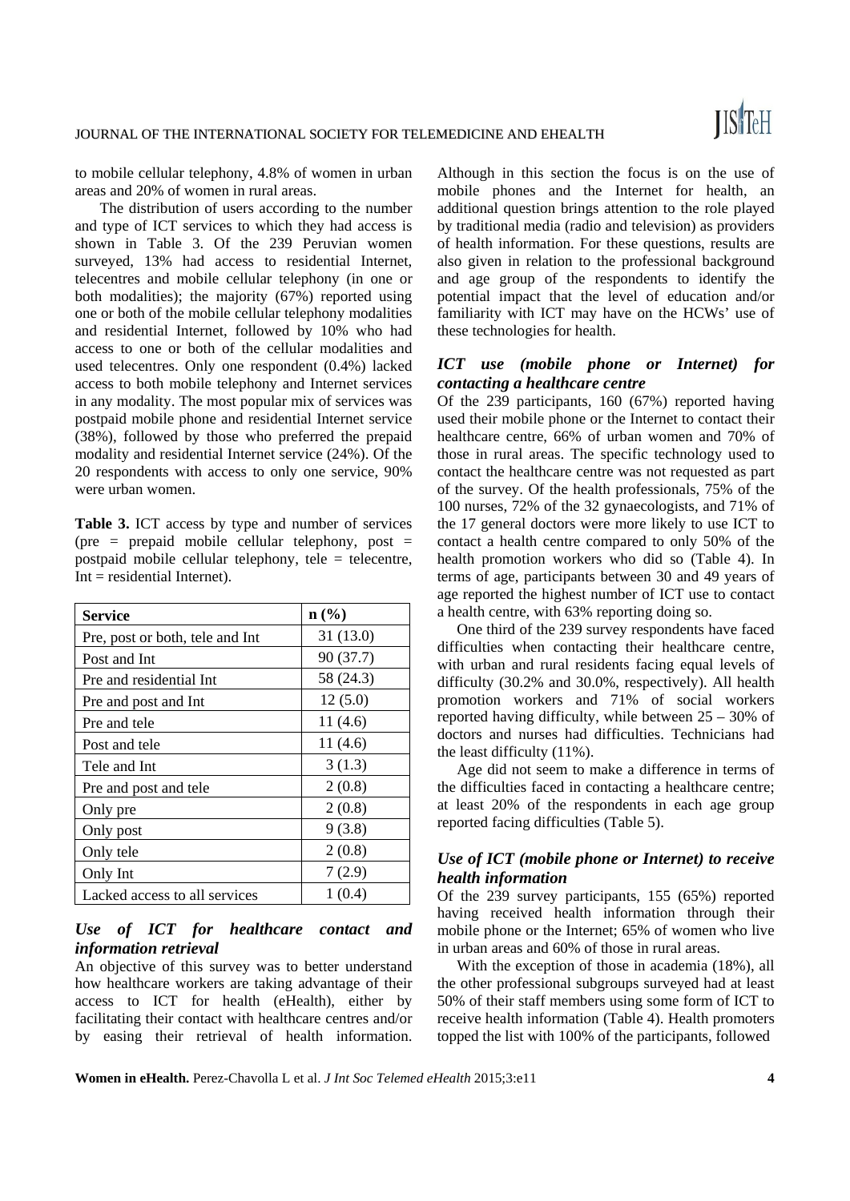to mobile cellular telephony, 4.8% of women in urban areas and 20% of women in rural areas.

The distribution of users according to the number and type of ICT services to which they had access is shown in Table 3. Of the 239 Peruvian women surveyed, 13% had access to residential Internet, telecentres and mobile cellular telephony (in one or both modalities); the majority (67%) reported using one or both of the mobile cellular telephony modalities and residential Internet, followed by 10% who had access to one or both of the cellular modalities and used telecentres. Only one respondent (0.4%) lacked access to both mobile telephony and Internet services in any modality. The most popular mix of services was postpaid mobile phone and residential Internet service (38%), followed by those who preferred the prepaid modality and residential Internet service (24%). Of the 20 respondents with access to only one service, 90% were urban women.

**Table 3.** ICT access by type and number of services (pre = prepaid mobile cellular telephony, post = postpaid mobile cellular telephony, tele = telecentre, Int = residential Internet).

| Service | n (%) |
|---|---|
| Pre, post or both, tele and Int | 31 (13.0) |
| Post and Int | 90 (37.7) |
| Pre and residential Int | 58 (24.3) |
| Pre and post and Int | 12 (5.0) |
| Pre and tele | 11 (4.6) |
| Post and tele | 11 (4.6) |
| Tele and Int | 3 (1.3) |
| Pre and post and tele | 2 (0.8) |
| Only pre | 2 (0.8) |
| Only post | 9 (3.8) |
| Only tele | 2 (0.8) |
| Only Int | 7 (2.9) |
| Lacked access to all services | 1 (0.4) |

### *Use of ICT for healthcare contact and information retrieval*

An objective of this survey was to better understand how healthcare workers are taking advantage of their access to ICT for health (eHealth), either by facilitating their contact with healthcare centres and/or by easing their retrieval of health information. Although in this section the focus is on the use of mobile phones and the Internet for health, an additional question brings attention to the role played by traditional media (radio and television) as providers of health information. For these questions, results are also given in relation to the professional background and age group of the respondents to identify the potential impact that the level of education and/or familiarity with ICT may have on the HCWs' use of these technologies for health.

### *ICT use (mobile phone or Internet) for contacting a healthcare centre*

Of the 239 participants, 160 (67%) reported having used their mobile phone or the Internet to contact their healthcare centre, 66% of urban women and 70% of those in rural areas. The specific technology used to contact the healthcare centre was not requested as part of the survey. Of the health professionals, 75% of the 100 nurses, 72% of the 32 gynaecologists, and 71% of the 17 general doctors were more likely to use ICT to contact a health centre compared to only 50% of the health promotion workers who did so (Table 4). In terms of age, participants between 30 and 49 years of age reported the highest number of ICT use to contact a health centre, with 63% reporting doing so.

One third of the 239 survey respondents have faced difficulties when contacting their healthcare centre, with urban and rural residents facing equal levels of difficulty (30.2% and 30.0%, respectively). All health promotion workers and 71% of social workers reported having difficulty, while between 25 – 30% of doctors and nurses had difficulties. Technicians had the least difficulty (11%).

Age did not seem to make a difference in terms of the difficulties faced in contacting a healthcare centre; at least 20% of the respondents in each age group reported facing difficulties (Table 5).

### *Use of ICT (mobile phone or Internet) to receive health information*

Of the 239 survey participants, 155 (65%) reported having received health information through their mobile phone or the Internet; 65% of women who live in urban areas and 60% of those in rural areas.

With the exception of those in academia (18%), all the other professional subgroups surveyed had at least 50% of their staff members using some form of ICT to receive health information (Table 4). Health promoters topped the list with 100% of the participants, followed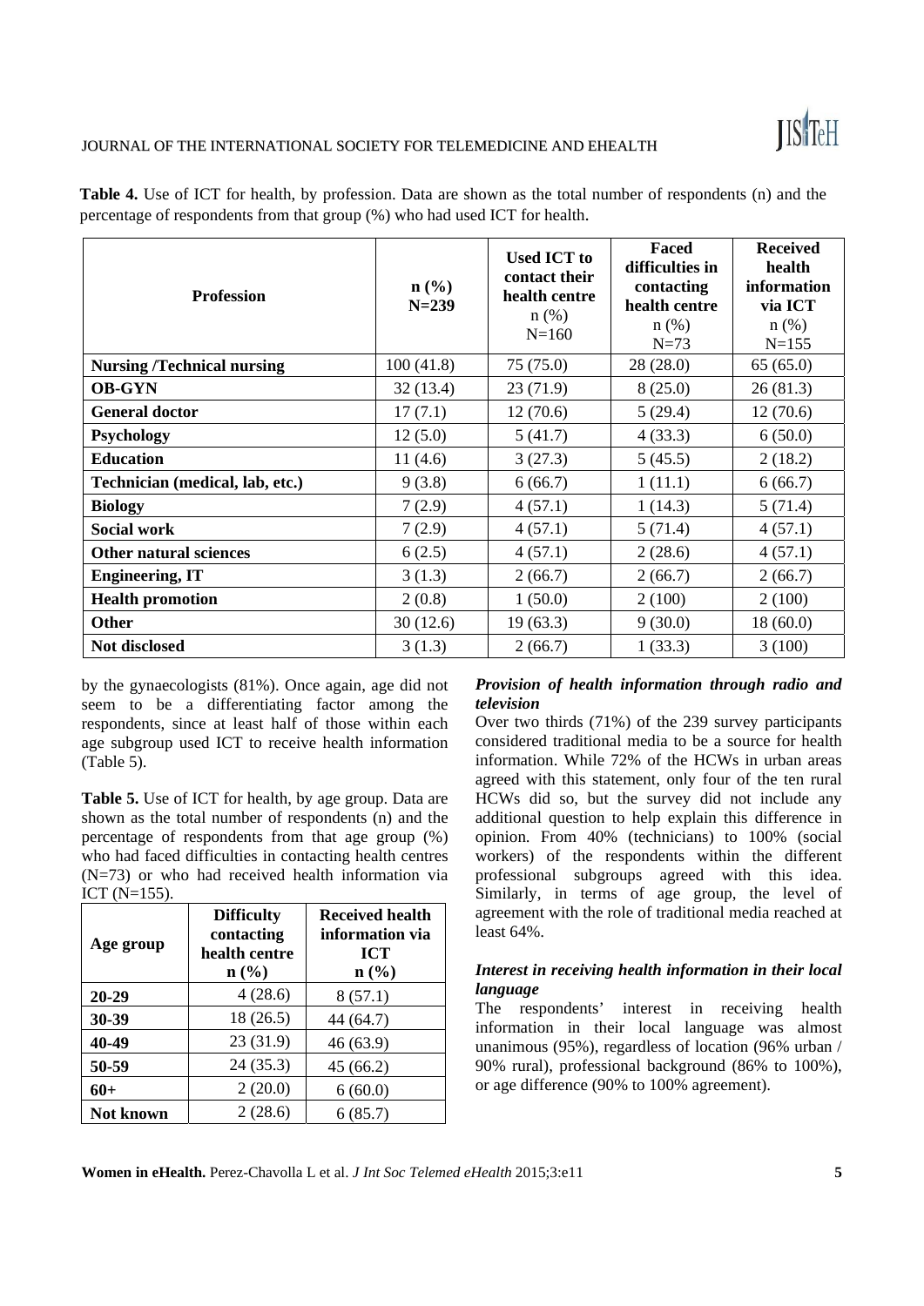**Table 4.** Use of ICT for health, by profession. Data are shown as the total number of respondents (n) and the percentage of respondents from that group (%) who had used ICT for health.

| Profession | n (%) N=239 | Used ICT to contact their health centre n (%) N=160 | Faced difficulties in contacting health centre n (%) N=73 | Received health information via ICT n (%) N=155 |
|---|---|---|---|---|
| **Nursing /Technical nursing** | 100 (41.8) | 75 (75.0) | 28 (28.0) | 65 (65.0) |
| **OB-GYN** | 32 (13.4) | 23 (71.9) | 8 (25.0) | 26 (81.3) |
| **General doctor** | 17 (7.1) | 12 (70.6) | 5 (29.4) | 12 (70.6) |
| **Psychology** | 12 (5.0) | 5 (41.7) | 4 (33.3) | 6 (50.0) |
| **Education** | 11 (4.6) | 3 (27.3) | 5 (45.5) | 2 (18.2) |
| **Technician (medical, lab, etc.)** | 9 (3.8) | 6 (66.7) | 1 (11.1) | 6 (66.7) |
| **Biology** | 7 (2.9) | 4 (57.1) | 1 (14.3) | 5 (71.4) |
| **Social work** | 7 (2.9) | 4 (57.1) | 5 (71.4) | 4 (57.1) |
| **Other natural sciences** | 6 (2.5) | 4 (57.1) | 2 (28.6) | 4 (57.1) |
| **Engineering, IT** | 3 (1.3) | 2 (66.7) | 2 (66.7) | 2 (66.7) |
| **Health promotion** | 2 (0.8) | 1 (50.0) | 2 (100) | 2 (100) |
| **Other** | 30 (12.6) | 19 (63.3) | 9 (30.0) | 18 (60.0) |
| **Not disclosed** | 3 (1.3) | 2 (66.7) | 1 (33.3) | 3 (100) |

by the gynaecologists (81%). Once again, age did not seem to be a differentiating factor among the respondents, since at least half of those within each age subgroup used ICT to receive health information (Table 5).

**Table 5.** Use of ICT for health, by age group. Data are shown as the total number of respondents (n) and the percentage of respondents from that age group (%) who had faced difficulties in contacting health centres (N=73) or who had received health information via ICT (N=155).

| Age group | Difficulty contacting health centre n (%) | Received health information via ICT n (%) |
|---|---|---|
| **20-29** | 4 (28.6) | 8 (57.1) |
| **30-39** | 18 (26.5) | 44 (64.7) |
| **40-49** | 23 (31.9) | 46 (63.9) |
| **50-59** | 24 (35.3) | 45 (66.2) |
| **60+** | 2 (20.0) | 6 (60.0) |
| **Not known** | 2 (28.6) | 6 (85.7) |

### *Provision of health information through radio and television*

Over two thirds (71%) of the 239 survey participants considered traditional media to be a source for health information. While 72% of the HCWs in urban areas agreed with this statement, only four of the ten rural HCWs did so, but the survey did not include any additional question to help explain this difference in opinion. From 40% (technicians) to 100% (social workers) of the respondents within the different professional subgroups agreed with this idea. Similarly, in terms of age group, the level of agreement with the role of traditional media reached at least 64%.

### *Interest in receiving health information in their local language*

The respondents' interest in receiving health information in their local language was almost unanimous (95%), regardless of location (96% urban / 90% rural), professional background (86% to 100%), or age difference (90% to 100% agreement).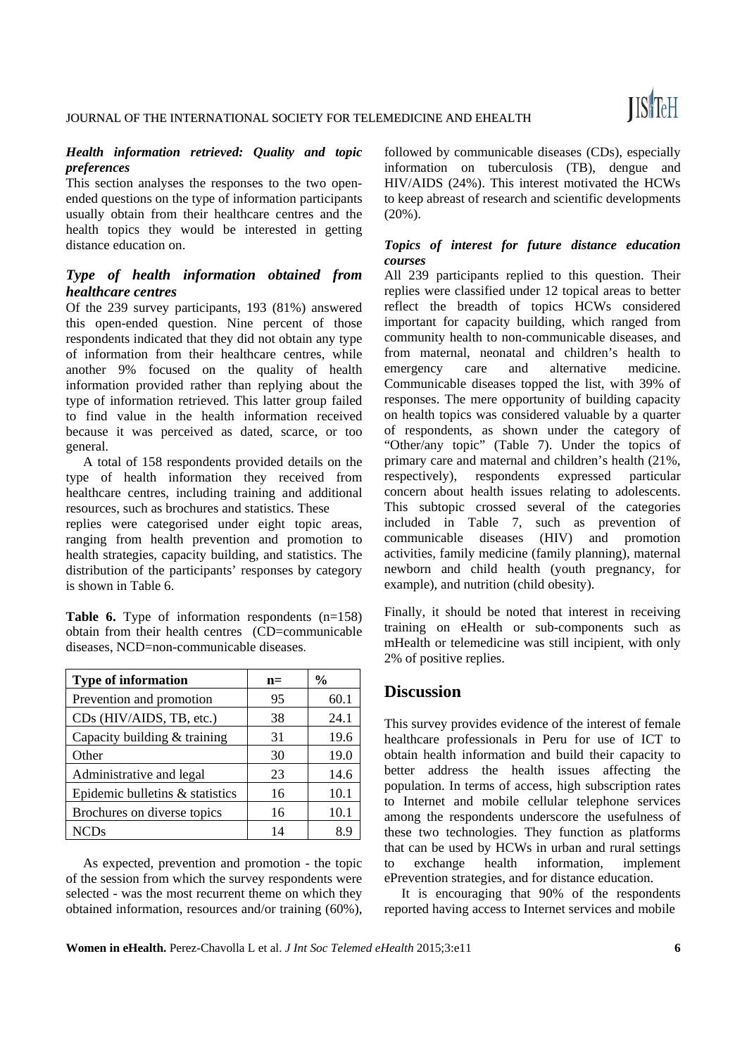### *Health information retrieved: Quality and topic preferences*

This section analyses the responses to the two open-ended questions on the type of information participants usually obtain from their healthcare centres and the health topics they would be interested in getting distance education on.

### *Type of health information obtained from healthcare centres*

Of the 239 survey participants, 193 (81%) answered this open-ended question. Nine percent of those respondents indicated that they did not obtain any type of information from their healthcare centres, while another 9% focused on the quality of health information provided rather than replying about the type of information retrieved. This latter group failed to find value in the health information received because it was perceived as dated, scarce, or too general.

A total of 158 respondents provided details on the type of health information they received from healthcare centres, including training and additional resources, such as brochures and statistics. These replies were categorised under eight topic areas, ranging from health prevention and promotion to health strategies, capacity building, and statistics. The distribution of the participants' responses by category is shown in Table 6.

**Table 6.** Type of information respondents (n=158) obtain from their health centres (CD=communicable diseases, NCD=non-communicable diseases.

| Type of information | n= | % |
|---|---|---|
| Prevention and promotion | 95 | 60.1 |
| CDs (HIV/AIDS, TB, etc.) | 38 | 24.1 |
| Capacity building & training | 31 | 19.6 |
| Other | 30 | 19.0 |
| Administrative and legal | 23 | 14.6 |
| Epidemic bulletins & statistics | 16 | 10.1 |
| Brochures on diverse topics | 16 | 10.1 |
| NCDs | 14 | 8.9 |

As expected, prevention and promotion - the topic of the session from which the survey respondents were selected - was the most recurrent theme on which they obtained information, resources and/or training (60%), followed by communicable diseases (CDs), especially information on tuberculosis (TB), dengue and HIV/AIDS (24%). This interest motivated the HCWs to keep abreast of research and scientific developments (20%).

### *Topics of interest for future distance education courses*

All 239 participants replied to this question. Their replies were classified under 12 topical areas to better reflect the breadth of topics HCWs considered important for capacity building, which ranged from community health to non-communicable diseases, and from maternal, neonatal and children's health to emergency care and alternative medicine. Communicable diseases topped the list, with 39% of responses. The mere opportunity of building capacity on health topics was considered valuable by a quarter of respondents, as shown under the category of "Other/any topic" (Table 7). Under the topics of primary care and maternal and children's health (21%, respectively), respondents expressed particular concern about health issues relating to adolescents. This subtopic crossed several of the categories included in Table 7, such as prevention of communicable diseases (HIV) and promotion activities, family medicine (family planning), maternal newborn and child health (youth pregnancy, for example), and nutrition (child obesity).

Finally, it should be noted that interest in receiving training on eHealth or sub-components such as mHealth or telemedicine was still incipient, with only 2% of positive replies.

## Discussion

This survey provides evidence of the interest of female healthcare professionals in Peru for use of ICT to obtain health information and build their capacity to better address the health issues affecting the population. In terms of access, high subscription rates to Internet and mobile cellular telephone services among the respondents underscore the usefulness of these two technologies. They function as platforms that can be used by HCWs in urban and rural settings to exchange health information, implement ePrevention strategies, and for distance education.

It is encouraging that 90% of the respondents reported having access to Internet services and mobile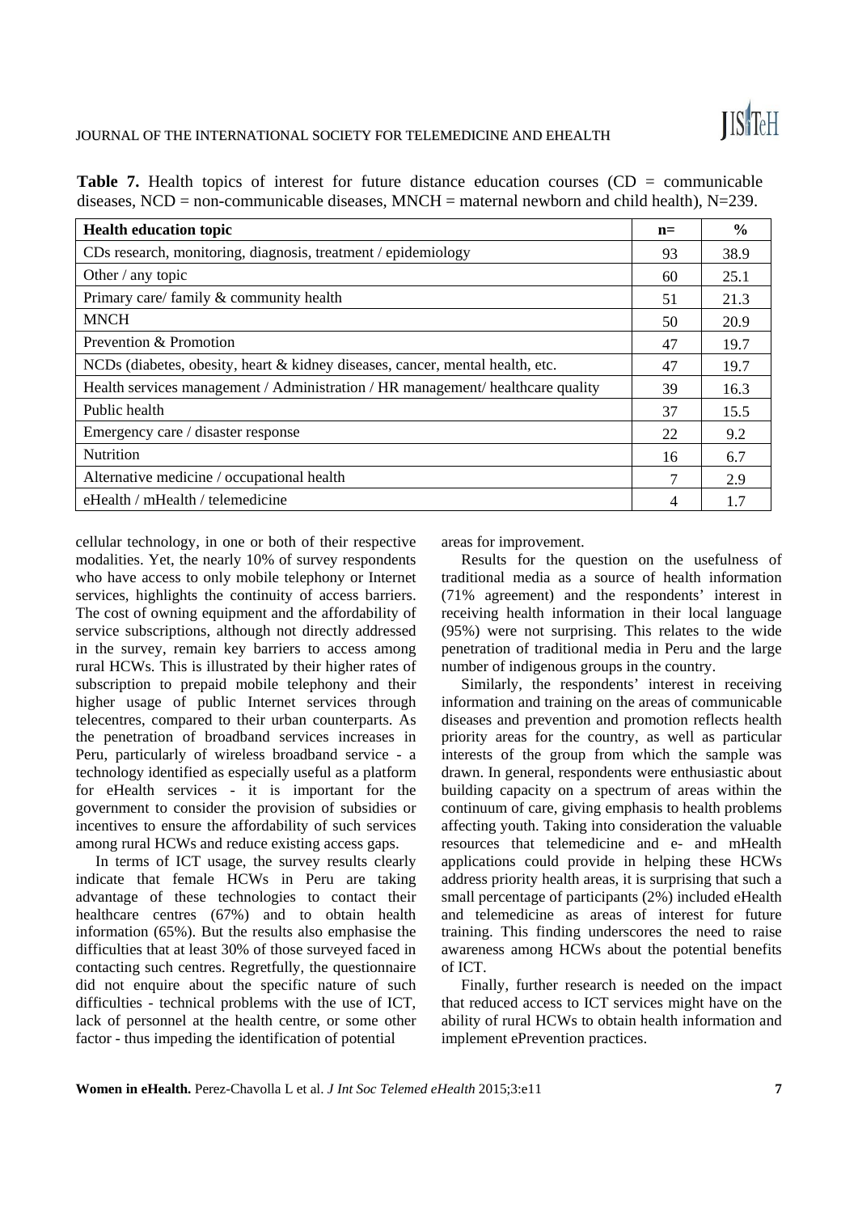**Table 7.** Health topics of interest for future distance education courses (CD = communicable diseases, NCD = non-communicable diseases, MNCH = maternal newborn and child health), N=239.

| Health education topic | n= | % |
|---|---|---|
| CDs research, monitoring, diagnosis, treatment / epidemiology | 93 | 38.9 |
| Other / any topic | 60 | 25.1 |
| Primary care/ family & community health | 51 | 21.3 |
| MNCH | 50 | 20.9 |
| Prevention & Promotion | 47 | 19.7 |
| NCDs (diabetes, obesity, heart & kidney diseases, cancer, mental health, etc. | 47 | 19.7 |
| Health services management / Administration / HR management/ healthcare quality | 39 | 16.3 |
| Public health | 37 | 15.5 |
| Emergency care / disaster response | 22 | 9.2 |
| Nutrition | 16 | 6.7 |
| Alternative medicine / occupational health | 7 | 2.9 |
| eHealth / mHealth / telemedicine | 4 | 1.7 |

cellular technology, in one or both of their respective modalities. Yet, the nearly 10% of survey respondents who have access to only mobile telephony or Internet services, highlights the continuity of access barriers. The cost of owning equipment and the affordability of service subscriptions, although not directly addressed in the survey, remain key barriers to access among rural HCWs. This is illustrated by their higher rates of subscription to prepaid mobile telephony and their higher usage of public Internet services through telecentres, compared to their urban counterparts. As the penetration of broadband services increases in Peru, particularly of wireless broadband service - a technology identified as especially useful as a platform for eHealth services - it is important for the government to consider the provision of subsidies or incentives to ensure the affordability of such services among rural HCWs and reduce existing access gaps.

In terms of ICT usage, the survey results clearly indicate that female HCWs in Peru are taking advantage of these technologies to contact their healthcare centres (67%) and to obtain health information (65%). But the results also emphasise the difficulties that at least 30% of those surveyed faced in contacting such centres. Regretfully, the questionnaire did not enquire about the specific nature of such difficulties - technical problems with the use of ICT, lack of personnel at the health centre, or some other factor - thus impeding the identification of potential areas for improvement.

Results for the question on the usefulness of traditional media as a source of health information (71% agreement) and the respondents' interest in receiving health information in their local language (95%) were not surprising. This relates to the wide penetration of traditional media in Peru and the large number of indigenous groups in the country.

Similarly, the respondents' interest in receiving information and training on the areas of communicable diseases and prevention and promotion reflects health priority areas for the country, as well as particular interests of the group from which the sample was drawn. In general, respondents were enthusiastic about building capacity on a spectrum of areas within the continuum of care, giving emphasis to health problems affecting youth. Taking into consideration the valuable resources that telemedicine and e- and mHealth applications could provide in helping these HCWs address priority health areas, it is surprising that such a small percentage of participants (2%) included eHealth and telemedicine as areas of interest for future training. This finding underscores the need to raise awareness among HCWs about the potential benefits of ICT.

Finally, further research is needed on the impact that reduced access to ICT services might have on the ability of rural HCWs to obtain health information and implement ePrevention practices.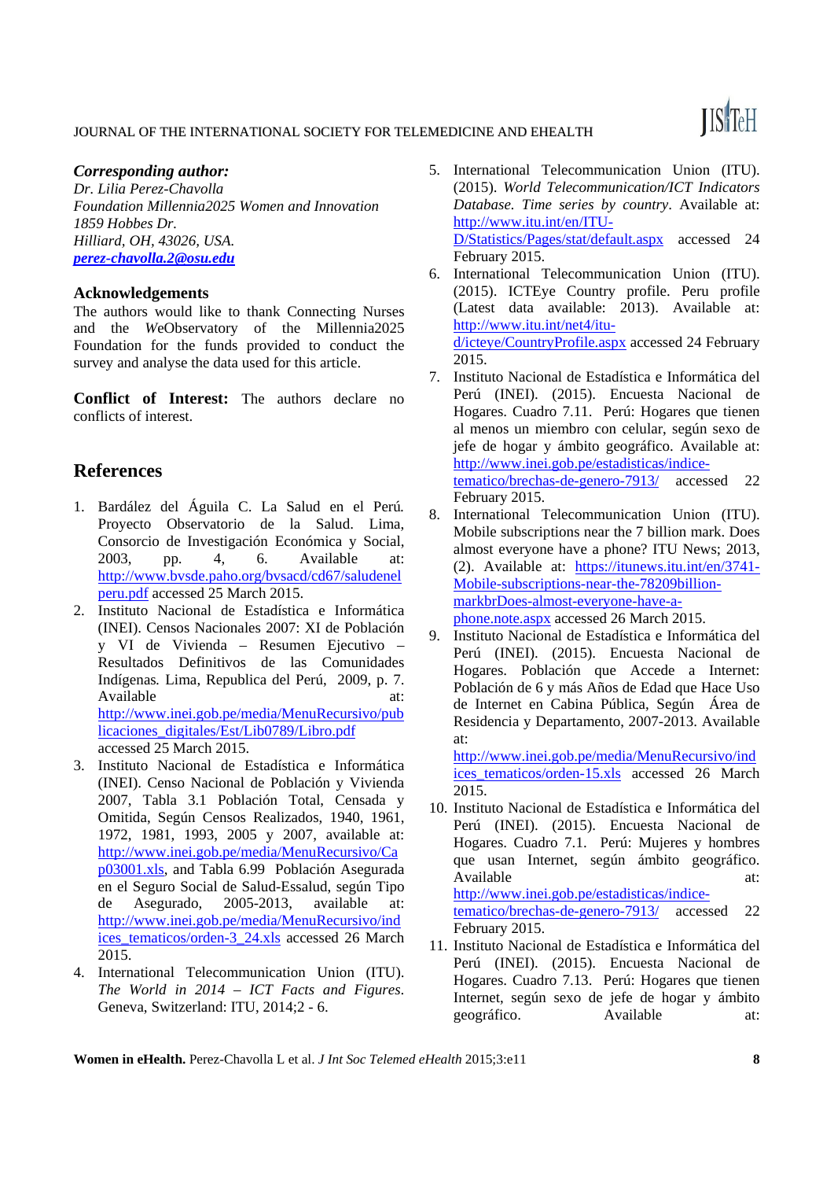***Corresponding author:***
*Dr. Lilia Perez-Chavolla*
*Foundation Millennia2025 Women and Innovation*
*1859 Hobbes Dr.*
*Hilliard, OH, 43026, USA.*
***perez-chavolla.2@osu.edu***

### Acknowledgements

The authors would like to thank Connecting Nurses and the *We*Observatory of the Millennia2025 Foundation for the funds provided to conduct the survey and analyse the data used for this article.

**Conflict of Interest:** The authors declare no conflicts of interest.

## References

1. Bardález del Águila C. La Salud en el Perú. Proyecto Observatorio de la Salud. Lima, Consorcio de Investigación Económica y Social, 2003, pp. 4, 6. Available at: http://www.bvsde.paho.org/bvsacd/cd67/saludenelperu.pdf accessed 25 March 2015.
2. Instituto Nacional de Estadística e Informática (INEI). Censos Nacionales 2007: XI de Población y VI de Vivienda – Resumen Ejecutivo – Resultados Definitivos de las Comunidades Indígenas. Lima, Republica del Perú, 2009, p. 7. Available at: http://www.inei.gob.pe/media/MenuRecursivo/publicaciones_digitales/Est/Lib0789/Libro.pdf accessed 25 March 2015.
3. Instituto Nacional de Estadística e Informática (INEI). Censo Nacional de Población y Vivienda 2007, Tabla 3.1 Población Total, Censada y Omitida, Según Censos Realizados, 1940, 1961, 1972, 1981, 1993, 2005 y 2007, available at: http://www.inei.gob.pe/media/MenuRecursivo/Cap03001.xls, and Tabla 6.99 Población Asegurada en el Seguro Social de Salud-Essalud, según Tipo de Asegurado, 2005-2013, available at: http://www.inei.gob.pe/media/MenuRecursivo/indices_tematicos/orden-3_24.xls accessed 26 March 2015.
4. International Telecommunication Union (ITU). *The World in 2014 – ICT Facts and Figures*. Geneva, Switzerland: ITU, 2014;2 - 6.
5. International Telecommunication Union (ITU). (2015). *World Telecommunication/ICT Indicators Database. Time series by country*. Available at: http://www.itu.int/en/ITU-D/Statistics/Pages/stat/default.aspx accessed 24 February 2015.
6. International Telecommunication Union (ITU). (2015). ICTEye Country profile. Peru profile (Latest data available: 2013). Available at: http://www.itu.int/net4/itu-d/icteye/CountryProfile.aspx accessed 24 February 2015.
7. Instituto Nacional de Estadística e Informática del Perú (INEI). (2015). Encuesta Nacional de Hogares. Cuadro 7.11. Perú: Hogares que tienen al menos un miembro con celular, según sexo de jefe de hogar y ámbito geográfico. Available at: http://www.inei.gob.pe/estadisticas/indice-tematico/brechas-de-genero-7913/ accessed 22 February 2015.
8. International Telecommunication Union (ITU). Mobile subscriptions near the 7 billion mark. Does almost everyone have a phone? ITU News; 2013, (2). Available at: https://itunews.itu.int/en/3741-Mobile-subscriptions-near-the-78209billion-markbrDoes-almost-everyone-have-a-phone.note.aspx accessed 26 March 2015.
9. Instituto Nacional de Estadística e Informática del Perú (INEI). (2015). Encuesta Nacional de Hogares. Población que Accede a Internet: Población de 6 y más Años de Edad que Hace Uso de Internet en Cabina Pública, Según Área de Residencia y Departamento, 2007-2013. Available at: http://www.inei.gob.pe/media/MenuRecursivo/indices_tematicos/orden-15.xls accessed 26 March 2015.
10. Instituto Nacional de Estadística e Informática del Perú (INEI). (2015). Encuesta Nacional de Hogares. Cuadro 7.1. Perú: Mujeres y hombres que usan Internet, según ámbito geográfico. Available at: http://www.inei.gob.pe/estadisticas/indice-tematico/brechas-de-genero-7913/ accessed 22 February 2015.
11. Instituto Nacional de Estadística e Informática del Perú (INEI). (2015). Encuesta Nacional de Hogares. Cuadro 7.13. Perú: Hogares que tienen Internet, según sexo de jefe de hogar y ámbito geográfico. Available at: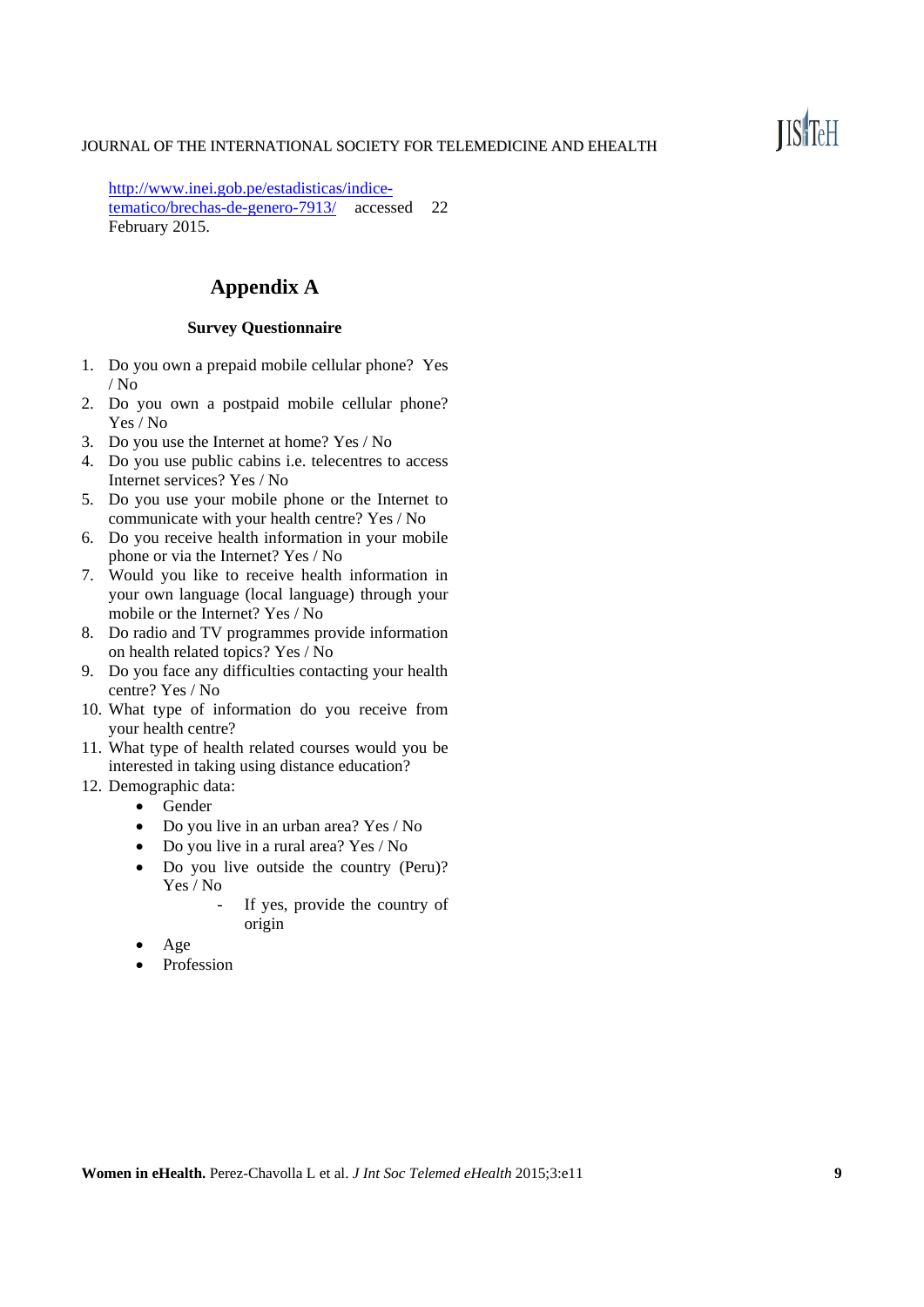http://www.inei.gob.pe/estadisticas/indice-tematico/brechas-de-genero-7913/ accessed 22 February 2015.

# Appendix A

### Survey Questionnaire

1. Do you own a prepaid mobile cellular phone? Yes / No
2. Do you own a postpaid mobile cellular phone? Yes / No
3. Do you use the Internet at home? Yes / No
4. Do you use public cabins i.e. telecentres to access Internet services? Yes / No
5. Do you use your mobile phone or the Internet to communicate with your health centre? Yes / No
6. Do you receive health information in your mobile phone or via the Internet? Yes / No
7. Would you like to receive health information in your own language (local language) through your mobile or the Internet? Yes / No
8. Do radio and TV programmes provide information on health related topics? Yes / No
9. Do you face any difficulties contacting your health centre? Yes / No
10. What type of information do you receive from your health centre?
11. What type of health related courses would you be interested in taking using distance education?
12. Demographic data:
    - Gender
    - Do you live in an urban area? Yes / No
    - Do you live in a rural area? Yes / No
    - Do you live outside the country (Peru)? Yes / No
        - If yes, provide the country of origin
    - Age
    - Profession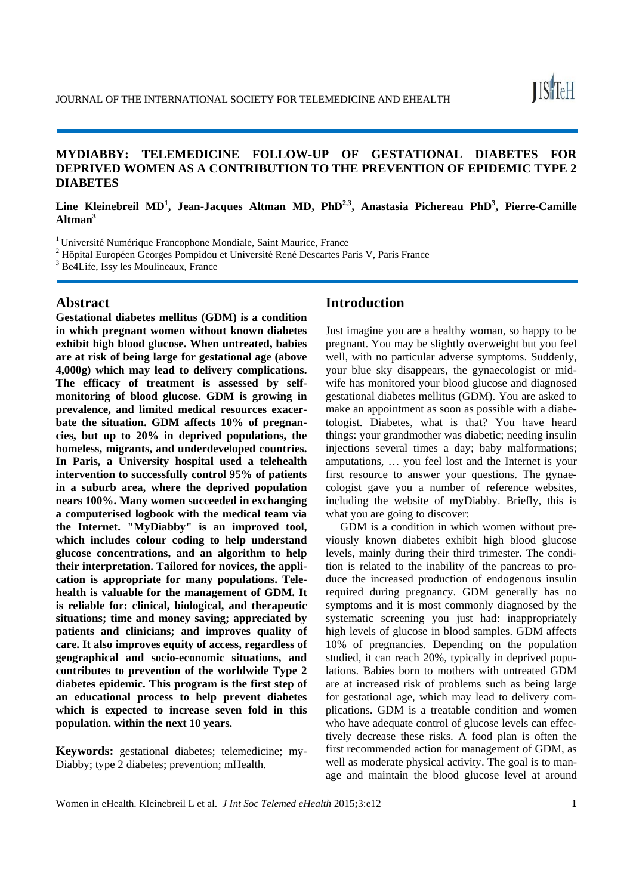# MYDIABBY: TELEMEDICINE FOLLOW-UP OF GESTATIONAL DIABETES FOR DEPRIVED WOMEN AS A CONTRIBUTION TO THE PREVENTION OF EPIDEMIC TYPE 2 DIABETES

**Line Kleinebreil MD[1], Jean-Jacques Altman MD, PhD[2,3], Anastasia Pichereau PhD[3], Pierre-Camille Altman[3]**

[1] Université Numérique Francophone Mondiale, Saint Maurice, France
[2] Hôpital Européen Georges Pompidou et Université René Descartes Paris V, Paris France
[3] Be4Life, Issy les Moulineaux, France

## Abstract

**Gestational diabetes mellitus (GDM) is a condition in which pregnant women without known diabetes exhibit high blood glucose. When untreated, babies are at risk of being large for gestational age (above 4,000g) which may lead to delivery complications. The efficacy of treatment is assessed by self-monitoring of blood glucose. GDM is growing in prevalence, and limited medical resources exacerbate the situation. GDM affects 10% of pregnancies, but up to 20% in deprived populations, the homeless, migrants, and underdeveloped countries. In Paris, a University hospital used a telehealth intervention to successfully control 95% of patients in a suburb area, where the deprived population nears 100%. Many women succeeded in exchanging a computerised logbook with the medical team via the Internet. "MyDiabby" is an improved tool, which includes colour coding to help understand glucose concentrations, and an algorithm to help their interpretation. Tailored for novices, the application is appropriate for many populations. Telehealth is valuable for the management of GDM. It is reliable for: clinical, biological, and therapeutic situations; time and money saving; appreciated by patients and clinicians; and improves quality of care. It also improves equity of access, regardless of geographical and socio-economic situations, and contributes to prevention of the worldwide Type 2 diabetes epidemic. This program is the first step of an educational process to help prevent diabetes which is expected to increase seven fold in this population. within the next 10 years.**

**Keywords:** gestational diabetes; telemedicine; myDiabby; type 2 diabetes; prevention; mHealth.

## Introduction

Just imagine you are a healthy woman, so happy to be pregnant. You may be slightly overweight but you feel well, with no particular adverse symptoms. Suddenly, your blue sky disappears, the gynaecologist or midwife has monitored your blood glucose and diagnosed gestational diabetes mellitus (GDM). You are asked to make an appointment as soon as possible with a diabetologist. Diabetes, what is that? You have heard things: your grandmother was diabetic; needing insulin injections several times a day; baby malformations; amputations, … you feel lost and the Internet is your first resource to answer your questions. The gynaecologist gave you a number of reference websites, including the website of myDiabby. Briefly, this is what you are going to discover:

GDM is a condition in which women without previously known diabetes exhibit high blood glucose levels, mainly during their third trimester. The condition is related to the inability of the pancreas to produce the increased production of endogenous insulin required during pregnancy. GDM generally has no symptoms and it is most commonly diagnosed by the systematic screening you just had: inappropriately high levels of glucose in blood samples. GDM affects 10% of pregnancies. Depending on the population studied, it can reach 20%, typically in deprived populations. Babies born to mothers with untreated GDM are at increased risk of problems such as being large for gestational age, which may lead to delivery complications. GDM is a treatable condition and women who have adequate control of glucose levels can effectively decrease these risks. A food plan is often the first recommended action for management of GDM, as well as moderate physical activity. The goal is to manage and maintain the blood glucose level at around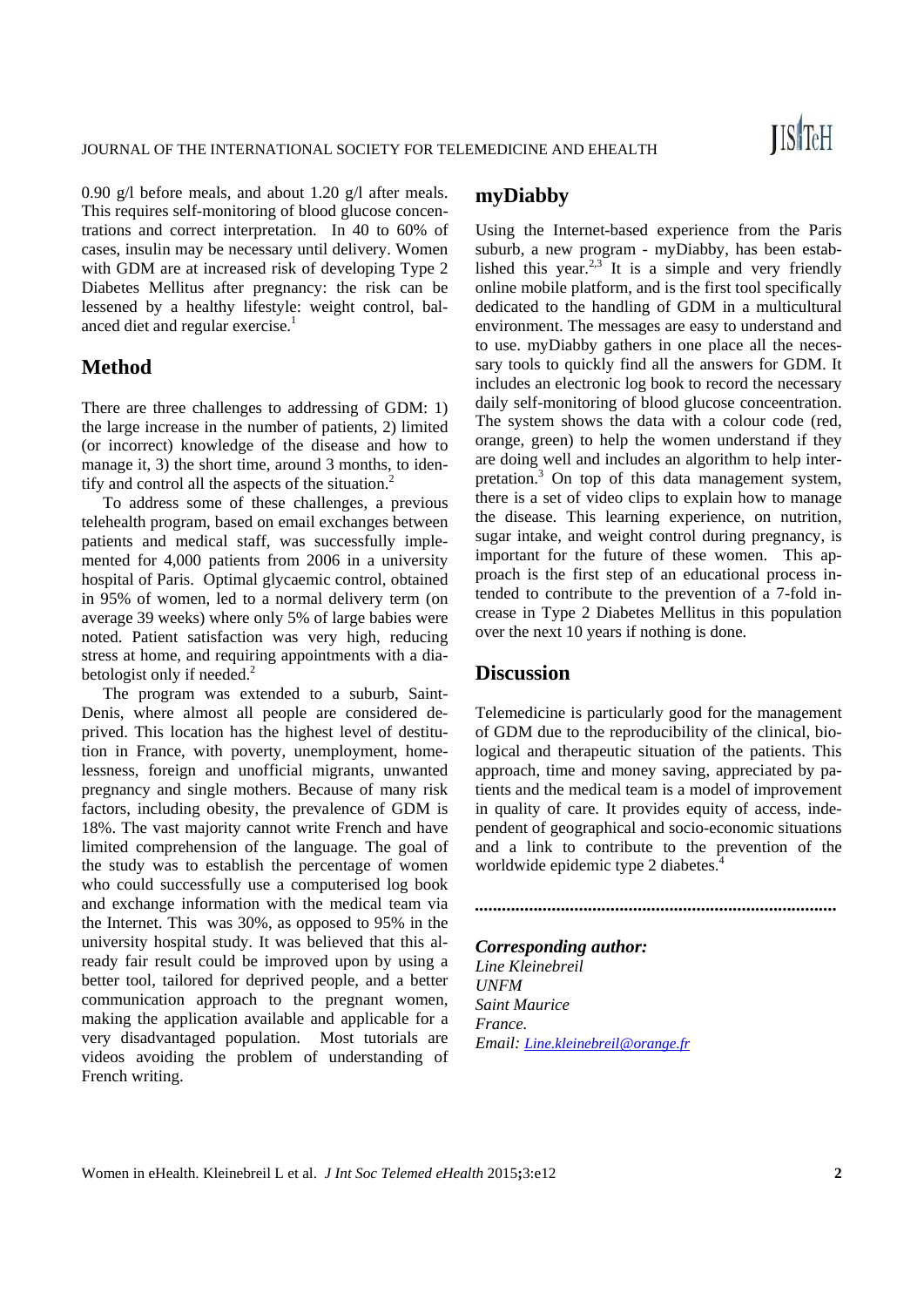0.90 g/l before meals, and about 1.20 g/l after meals. This requires self-monitoring of blood glucose concentrations and correct interpretation. In 40 to 60% of cases, insulin may be necessary until delivery. Women with GDM are at increased risk of developing Type 2 Diabetes Mellitus after pregnancy: the risk can be lessened by a healthy lifestyle: weight control, balanced diet and regular exercise.[1]

## Method

There are three challenges to addressing of GDM: 1) the large increase in the number of patients, 2) limited (or incorrect) knowledge of the disease and how to manage it, 3) the short time, around 3 months, to identify and control all the aspects of the situation.[2]

To address some of these challenges, a previous telehealth program, based on email exchanges between patients and medical staff, was successfully implemented for 4,000 patients from 2006 in a university hospital of Paris. Optimal glycaemic control, obtained in 95% of women, led to a normal delivery term (on average 39 weeks) where only 5% of large babies were noted. Patient satisfaction was very high, reducing stress at home, and requiring appointments with a diabetologist only if needed.[2]

The program was extended to a suburb, Saint-Denis, where almost all people are considered deprived. This location has the highest level of destitution in France, with poverty, unemployment, homelessness, foreign and unofficial migrants, unwanted pregnancy and single mothers. Because of many risk factors, including obesity, the prevalence of GDM is 18%. The vast majority cannot write French and have limited comprehension of the language. The goal of the study was to establish the percentage of women who could successfully use a computerised log book and exchange information with the medical team via the Internet. This was 30%, as opposed to 95% in the university hospital study. It was believed that this already fair result could be improved upon by using a better tool, tailored for deprived people, and a better communication approach to the pregnant women, making the application available and applicable for a very disadvantaged population. Most tutorials are videos avoiding the problem of understanding of French writing.

## myDiabby

Using the Internet-based experience from the Paris suburb, a new program - myDiabby, has been established this year.[2,3] It is a simple and very friendly online mobile platform, and is the first tool specifically dedicated to the handling of GDM in a multicultural environment. The messages are easy to understand and to use. myDiabby gathers in one place all the necessary tools to quickly find all the answers for GDM. It includes an electronic log book to record the necessary daily self-monitoring of blood glucose conceentration. The system shows the data with a colour code (red, orange, green) to help the women understand if they are doing well and includes an algorithm to help interpretation.[3] On top of this data management system, there is a set of video clips to explain how to manage the disease. This learning experience, on nutrition, sugar intake, and weight control during pregnancy, is important for the future of these women. This approach is the first step of an educational process intended to contribute to the prevention of a 7-fold increase in Type 2 Diabetes Mellitus in this population over the next 10 years if nothing is done.

## Discussion

Telemedicine is particularly good for the management of GDM due to the reproducibility of the clinical, biological and therapeutic situation of the patients. This approach, time and money saving, appreciated by patients and the medical team is a model of improvement in quality of care. It provides equity of access, independent of geographical and socio-economic situations and a link to contribute to the prevention of the worldwide epidemic type 2 diabetes.[4]

**...............................................................................**

***Corresponding author:***
*Line Kleinebreil*
*UNFM*
*Saint Maurice*
*France.*
*Email: Line.kleinebreil@orange.fr*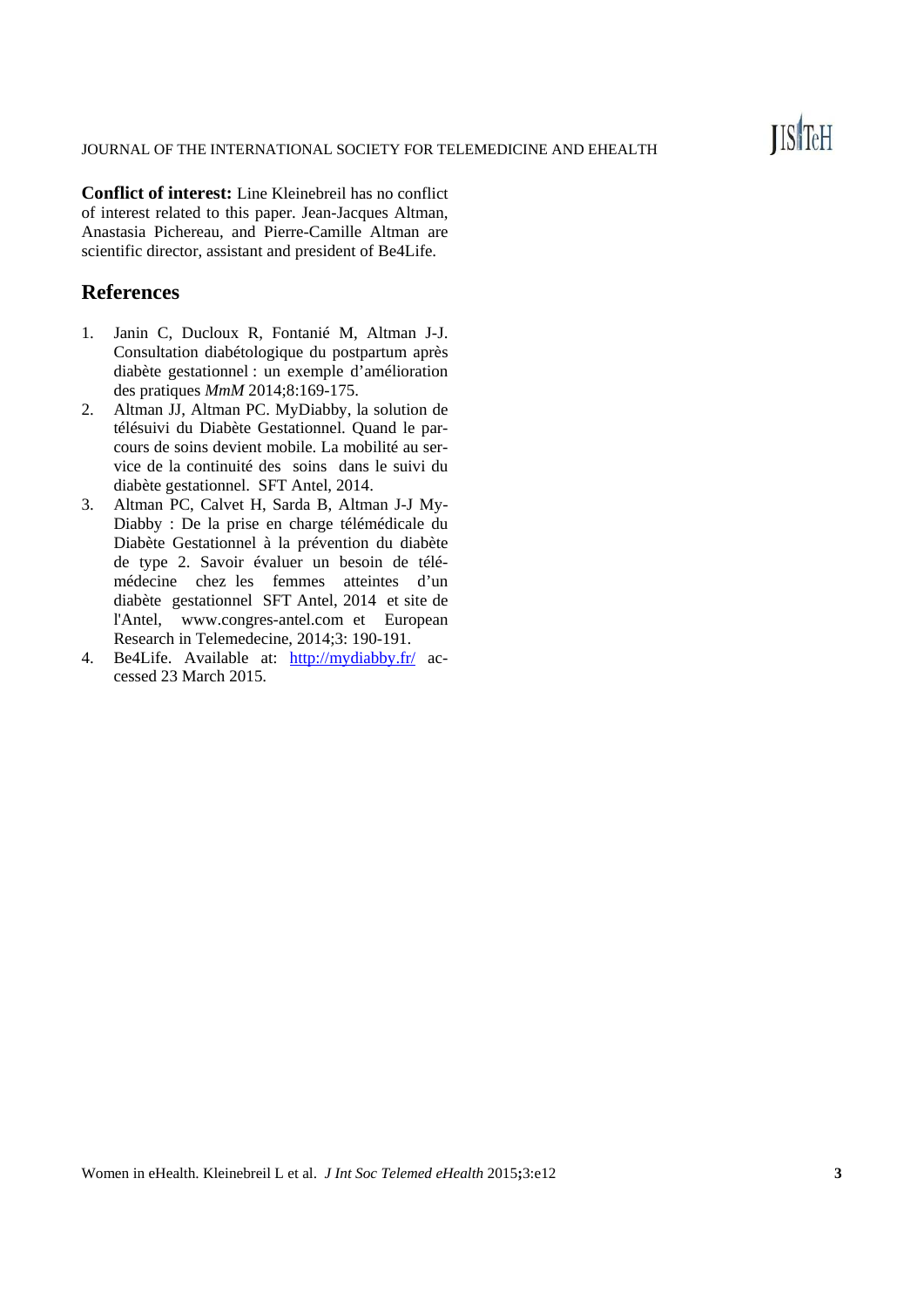**Conflict of interest:** Line Kleinebreil has no conflict of interest related to this paper. Jean-Jacques Altman, Anastasia Pichereau, and Pierre-Camille Altman are scientific director, assistant and president of Be4Life.

## References

1. Janin C, Ducloux R, Fontanié M, Altman J-J. Consultation diabétologique du postpartum après diabète gestationnel : un exemple d'amélioration des pratiques *MmM* 2014;8:169-175.
2. Altman JJ, Altman PC. MyDiabby, la solution de télésuivi du Diabète Gestationnel. Quand le parcours de soins devient mobile. La mobilité au service de la continuité des soins dans le suivi du diabète gestationnel. SFT Antel, 2014.
3. Altman PC, Calvet H, Sarda B, Altman J-J My-Diabby : De la prise en charge télémédicale du Diabète Gestationnel à la prévention du diabète de type 2. Savoir évaluer un besoin de télémédecine chez les femmes atteintes d'un diabète gestationnel SFT Antel, 2014 et site de l'Antel, www.congres-antel.com et European Research in Telemedecine, 2014;3: 190-191.
4. Be4Life. Available at: http://mydiabby.fr/ accessed 23 March 2015.